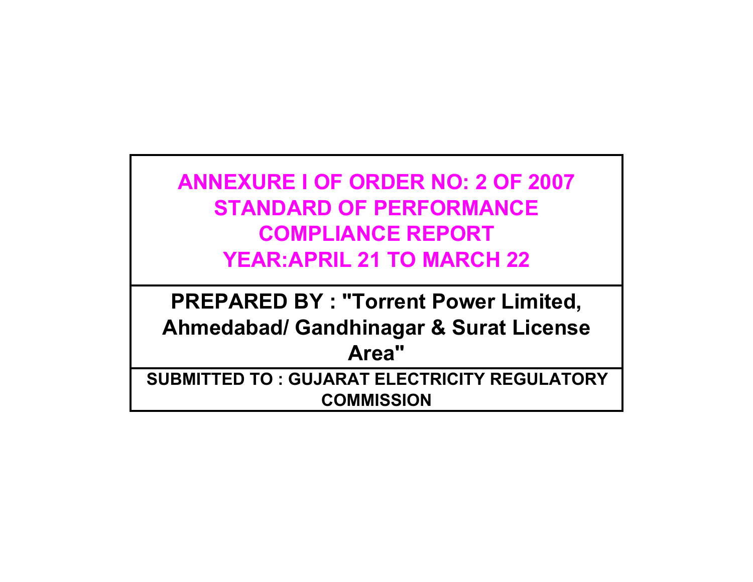# ANNEXURE I OF ORDER NO: 2 OF 2007
# STANDARD OF PERFORMANCE
# COMPLIANCE REPORT
# YEAR:APRIL 21 TO MARCH 22

## PREPARED BY : "Torrent Power Limited, Ahmedabad/ Gandhinagar & Surat License Area"

### SUBMITTED TO : GUJARAT ELECTRICITY REGULATORY COMMISSION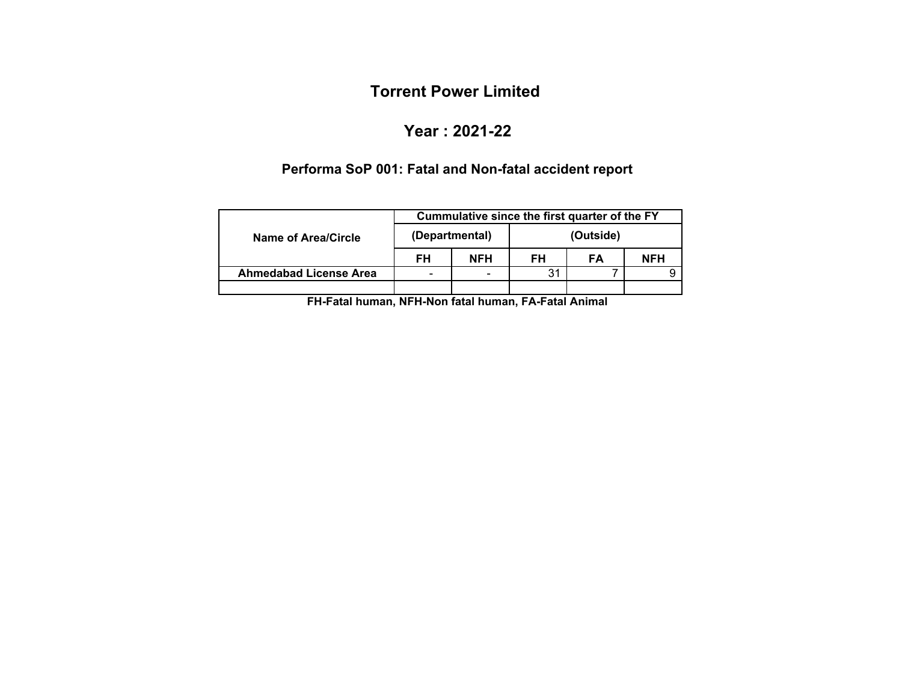# Torrent Power Limited

## Year : 2021-22

### Performa SoP 001: Fatal and Non-fatal accident report

| Name of Area/Circle | Cummulative since the first quarter of the FY | | | | |
|---|---|---|---|---|---|
| | (Departmental) | | (Outside) | | |
| | FH | NFH | FH | FA | NFH |
| **Ahmedabad License Area** | - | - | 31 | 7 | 9 |
| | | | | | |

**FH-Fatal human, NFH-Non fatal human, FA-Fatal Animal**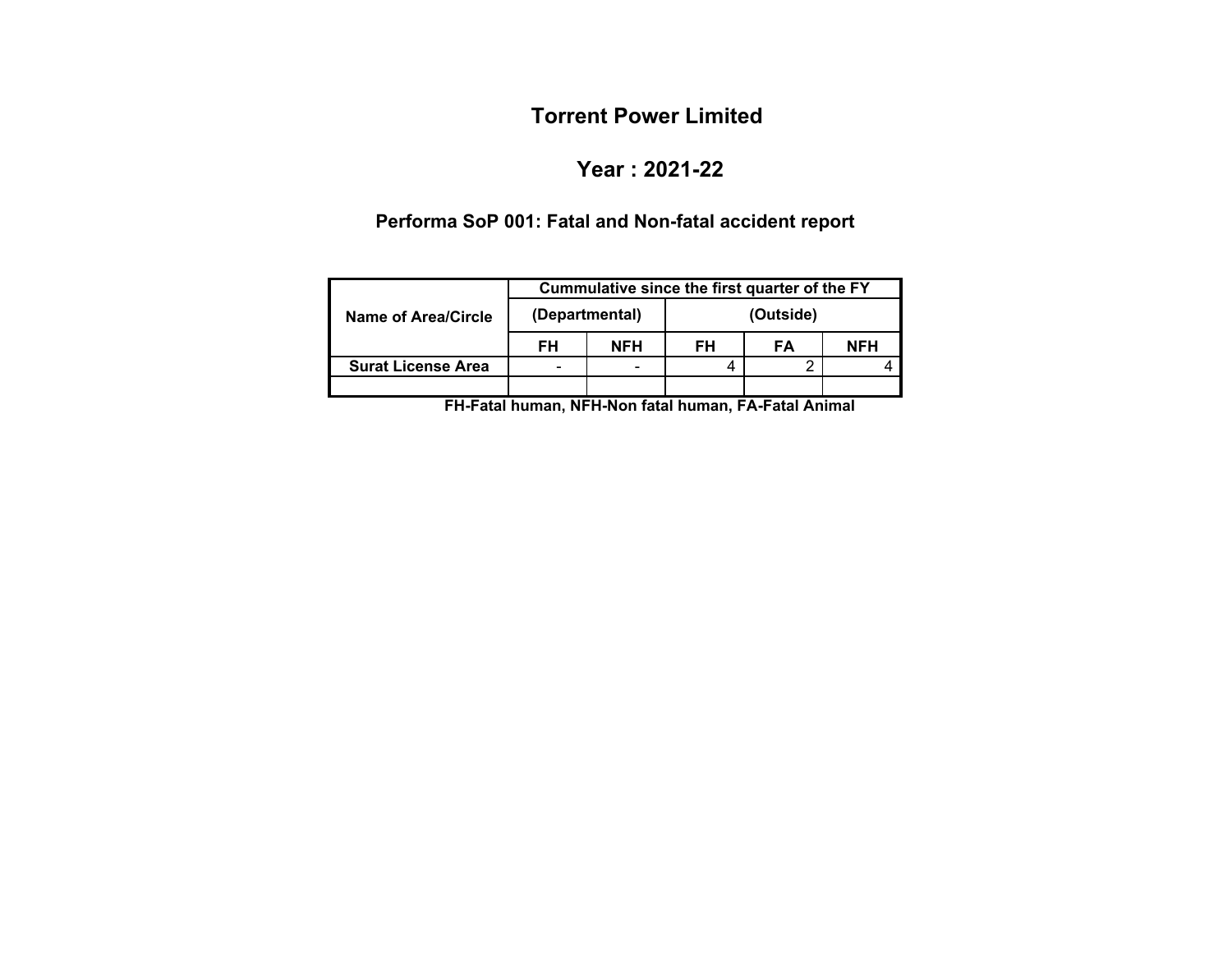# Torrent Power Limited

## Year : 2021-22

### Performa SoP 001: Fatal and Non-fatal accident report

| Name of Area/Circle | Cummulative since the first quarter of the FY | | | | |
|---|---|---|---|---|---|
| | (Departmental) | | (Outside) | | |
| | FH | NFH | FH | FA | NFH |
| Surat License Area | - | - | 4 | 2 | 4 |
| | | | | | |

FH-Fatal human, NFH-Non fatal human, FA-Fatal Animal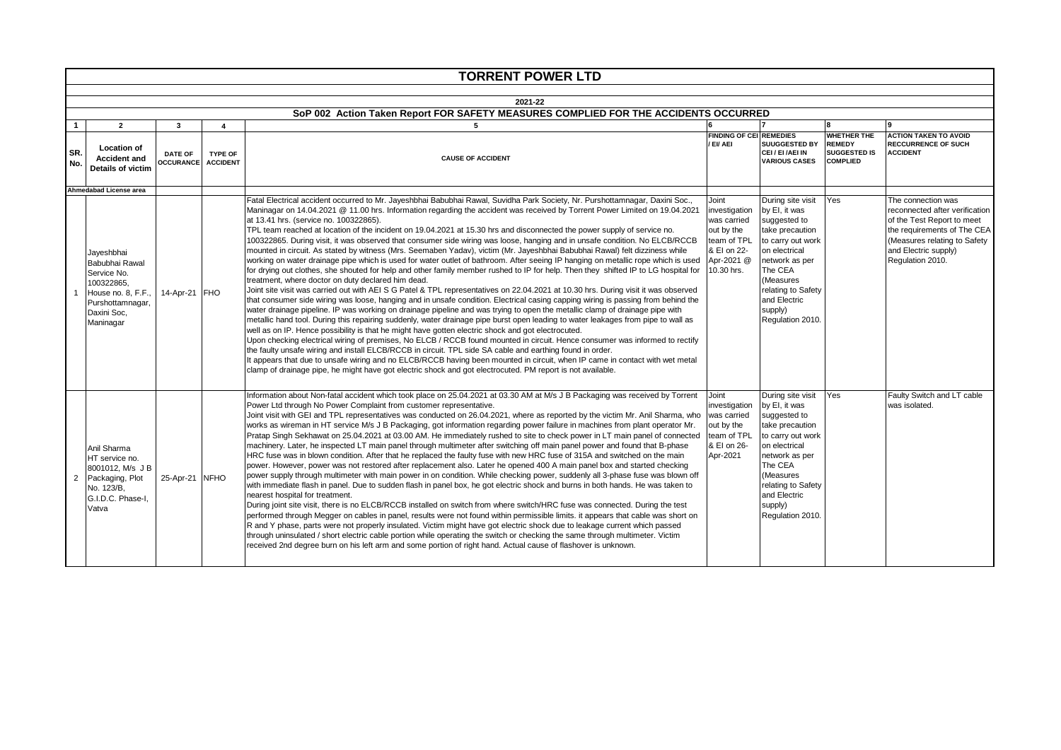# TORRENT POWER LTD

## 2021-22

### SoP 002 Action Taken Report FOR SAFETY MEASURES COMPLIED FOR THE ACCIDENTS OCCURRED

| 1 | 2 | 3 | 4 | 5 | 6 | 7 | 8 | 9 |
|---|---|---|---|---|---|---|---|---|
| SR. No. | Location of Accident and Details of victim | DATE OF OCCURANCE | TYPE OF ACCIDENT | CAUSE OF ACCIDENT | FINDING OF CEI / EI/ AEI | REMEDIES SUUGGESTED BY CEI / EI /AEI IN VARIOUS CASES | WHETHER THE REMEDY SUGGESTED IS COMPLIED | ACTION TAKEN TO AVOID RECCURRENCE OF SUCH ACCIDENT |
| Ahmedabad License area | | | | | | | | |
| 1 | Jayeshbhai Babubhai Rawal Service No. 100322865, House no. 8, F.F., Purshottamnagar, Daxini Soc, Maninagar | 14-Apr-21 | FHO | Fatal Electrical accident occurred to Mr. Jayeshbhai Babubhai Rawal, Suvidha Park Society, Nr. Purshottamnagar, Daxini Soc., Maninagar on 14.04.2021 @ 11.00 hrs. Information regarding the accident was received by Torrent Power Limited on 19.04.2021 at 13.41 hrs. (service no. 100322865).<br>TPL team reached at location of the incident on 19.04.2021 at 15.30 hrs and disconnected the power supply of service no. 100322865. During visit, it was observed that consumer side wiring was loose, hanging and in unsafe condition. No ELCB/RCCB mounted in circuit. As stated by witness (Mrs. Seemaben Yadav), victim (Mr. Jayeshbhai Babubhai Rawal) felt dizziness while working on water drainage pipe which is used for water outlet of bathroom. After seeing IP hanging on metallic rope which is used for drying out clothes, she shouted for help and other family member rushed to IP for help. Then they shifted IP to LG hospital for treatment, where doctor on duty declared him dead.<br>Joint site visit was carried out with AEI S G Patel & TPL representatives on 22.04.2021 at 10.30 hrs. During visit it was observed that consumer side wiring was loose, hanging and in unsafe condition. Electrical casing capping wiring is passing from behind the water drainage pipeline. IP was working on drainage pipeline and was trying to open the metallic clamp of drainage pipe with metallic hand tool. During this repairing suddenly, water drainage pipe burst open leading to water leakages from pipe to wall as well as on IP. Hence possibility is that he might have gotten electric shock and got electrocuted.<br>Upon checking electrical wiring of premises, No ELCB / RCCB found mounted in circuit. Hence consumer was informed to rectify the faulty unsafe wiring and install ELCB/RCCB in circuit. TPL side SA cable and earthing found in order.<br>It appears that due to unsafe wiring and no ELCB/RCCB having been mounted in circuit, when IP came in contact with wet metal clamp of drainage pipe, he might have got electric shock and got electrocuted. PM report is not available. | Joint investigation was carried out by the team of TPL & EI on 22-Apr-2021 @ 10.30 hrs. | During site visit by EI, it was suggested to take precaution to carry out work on electrical network as per The CEA (Measures relating to Safety and Electric supply) Regulation 2010. | Yes | The connection was reconnected after verification of the Test Report to meet the requirements of The CEA (Measures relating to Safety and Electric supply) Regulation 2010. |
| 2 | Anil Sharma HT service no. 8001012, M/s J B Packaging, Plot No. 123/B, G.I.D.C. Phase-I, Vatva | 25-Apr-21 | NFHO | Information about Non-fatal accident which took place on 25.04.2021 at 03.30 AM at M/s J B Packaging was received by Torrent Power Ltd through No Power Complaint from customer representative.<br>Joint visit with GEI and TPL representatives was conducted on 26.04.2021, where as reported by the victim Mr. Anil Sharma, who works as wireman in HT service M/s J B Packaging, got information regarding power failure in machines from plant operator Mr. Pratap Singh Sekhawat on 25.04.2021 at 03.00 AM. He immediately rushed to site to check power in LT main panel of connected machinery. Later, he inspected LT main panel through multimeter after switching off main panel power and found that B-phase HRC fuse was in blown condition. After that he replaced the faulty fuse with new HRC fuse of 315A and switched on the main power. However, power was not restored after replacement also. Later he opened 400 A main panel box and started checking power supply through multimeter with main power in on condition. While checking power, suddenly all 3-phase fuse was blown off with immediate flash in panel box. Due to sudden flash in panel box, he got electric shock and burns in both hands. He was taken to nearest hospital for treatment.<br>During joint site visit, there is no ELCB/RCCB installed on switch from where switch/HRC fuse was connected. During the test performed through Megger on cables in panel, results were not found within permissible limits. it appears that cable was short on R and Y phase, parts were not properly insulated. Victim might have got electric shock due to leakage current which passed through uninsulated / short electric cable portion while operating the switch or checking the same through multimeter. Victim received 2nd degree burn on his left arm and some portion of right hand. Actual cause of flashover is unknown. | Joint investigation was carried out by the team of TPL & EI on 26-Apr-2021 | During site visit by EI, it was suggested to take precaution to carry out work on electrical network as per The CEA (Measures relating to Safety and Electric supply) Regulation 2010. | Yes | Faulty Switch and LT cable was isolated. |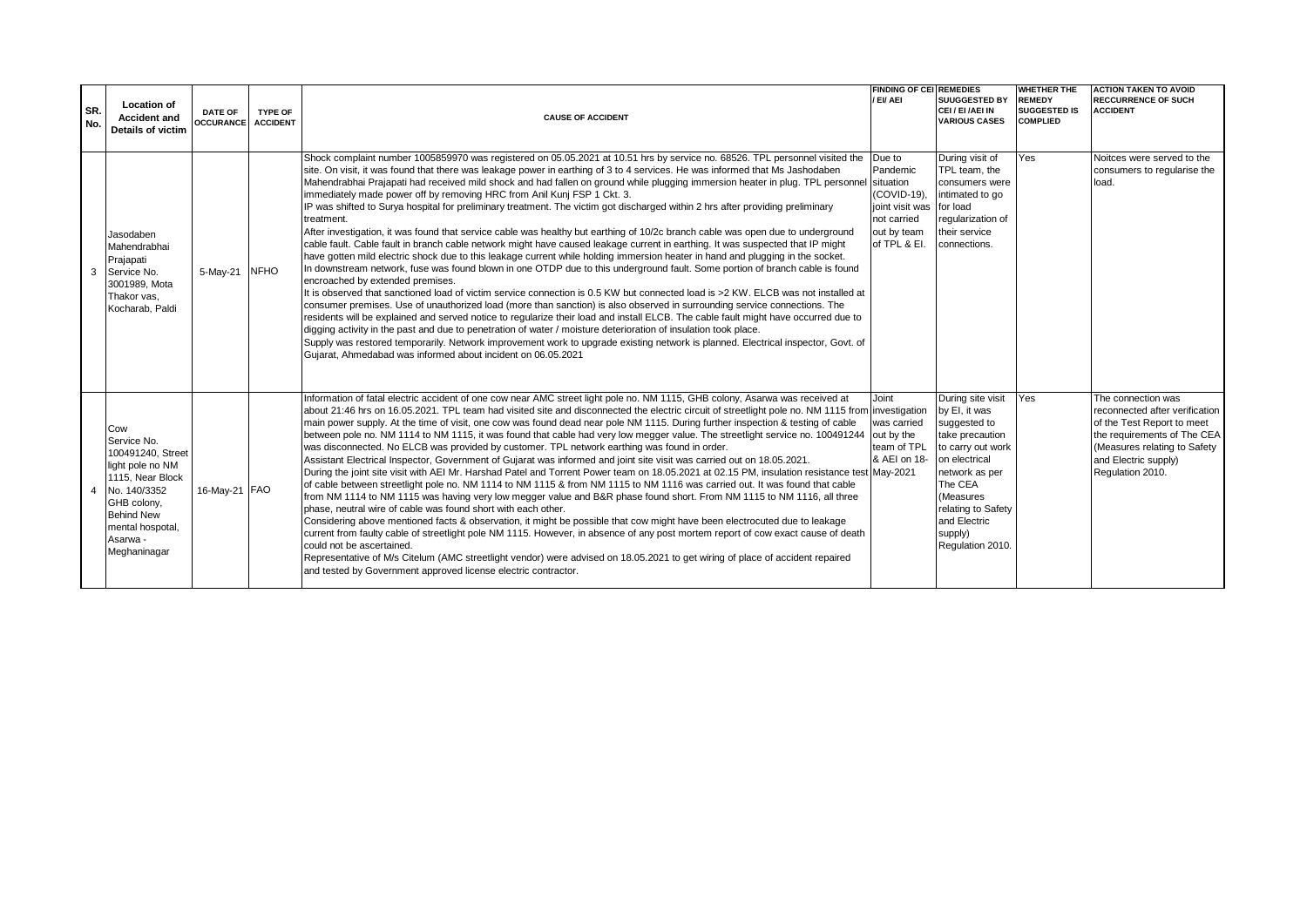| SR. No. | Location of Accident and Details of victim | DATE OF OCCURANCE | TYPE OF ACCIDENT | CAUSE OF ACCIDENT | FINDING OF CEI / EI/ AEI | REMEDIES SUUGGESTED BY CEI / EI /AEI IN VARIOUS CASES | WHETHER THE REMEDY SUGGESTED IS COMPLIED | ACTION TAKEN TO AVOID RECCURRENCE OF SUCH ACCIDENT |
|---|---|---|---|---|---|---|---|---|
| 3 | Jasodaben Mahendrabhai Prajapati Service No. 3001989, Mota Thakor vas, Kocharab, Paldi | 5-May-21 | NFHO | Shock complaint number 1005859970 was registered on 05.05.2021 at 10.51 hrs by service no. 68526. TPL personnel visited the site. On visit, it was found that there was leakage power in earthing of 3 to 4 services. He was informed that Ms Jashodaben Mahendrabhai Prajapati had received mild shock and had fallen on ground while plugging immersion heater in plug. TPL personnel immediately made power off by removing HRC from Anil Kunj FSP 1 Ckt. 3.<br>IP was shifted to Surya hospital for preliminary treatment. The victim got discharged within 2 hrs after providing preliminary treatment.<br>After investigation, it was found that service cable was healthy but earthing of 10/2c branch cable was open due to underground cable fault. Cable fault in branch cable network might have caused leakage current in earthing. It was suspected that IP might have gotten mild electric shock due to this leakage current while holding immersion heater in hand and plugging in the socket.<br>In downstream network, fuse was found blown in one OTDP due to this underground fault. Some portion of branch cable is found encroached by extended premises.<br>It is observed that sanctioned load of victim service connection is 0.5 KW but connected load is >2 KW. ELCB was not installed at consumer premises. Use of unauthorized load (more than sanction) is also observed in surrounding service connections. The residents will be explained and served notice to regularize their load and install ELCB. The cable fault might have occurred due to digging activity in the past and due to penetration of water / moisture deterioration of insulation took place.<br>Supply was restored temporarily. Network improvement work to upgrade existing network is planned. Electrical inspector, Govt. of Gujarat, Ahmedabad was informed about incident on 06.05.2021 | Due to Pandemic situation (COVID-19), joint visit was not carried out by team of TPL & EI. | During visit of TPL team, the consumers were intimated to go for load regularization of their service connections. | Yes | Noitces were served to the consumers to regularise the load. |
| 4 | Cow Service No. 100491240, Street light pole no NM 1115, Near Block No. 140/3352 GHB colony, Behind New mental hospotal, Asarwa - Meghaninagar | 16-May-21 | FAO | Information of fatal electric accident of one cow near AMC street light pole no. NM 1115, GHB colony, Asarwa was received at about 21:46 hrs on 16.05.2021. TPL team had visited site and disconnected the electric circuit of streetlight pole no. NM 1115 from main power supply. At the time of visit, one cow was found dead near pole NM 1115. During further inspection & testing of cable between pole no. NM 1114 to NM 1115, it was found that cable had very low megger value. The streetlight service no. 100491244 was disconnected. No ELCB was provided by customer. TPL network earthing was found in order.<br>Assistant Electrical Inspector, Government of Gujarat was informed and joint site visit was carried out on 18.05.2021.<br>During the joint site visit with AEI Mr. Harshad Patel and Torrent Power team on 18.05.2021 at 02.15 PM, insulation resistance test of cable between streetlight pole no. NM 1114 to NM 1115 & from NM 1115 to NM 1116 was carried out. It was found that cable from NM 1114 to NM 1115 was having very low megger value and B&R phase found short. From NM 1115 to NM 1116, all three phase, neutral wire of cable was found short with each other.<br>Considering above mentioned facts & observation, it might be possible that cow might have been electrocuted due to leakage current from faulty cable of streetlight pole NM 1115. However, in absence of any post mortem report of cow exact cause of death could not be ascertained.<br>Representative of M/s Citelum (AMC streetlight vendor) were advised on 18.05.2021 to get wiring of place of accident repaired and tested by Government approved license electric contractor. | Joint investigation was carried out by the team of TPL & AEI on 18-May-2021 | During site visit by EI, it was suggested to take precaution to carry out work on electrical network as per The CEA (Measures relating to Safety and Electric supply) Regulation 2010. | Yes | The connection was reconnected after verification of the Test Report to meet the requirements of The CEA (Measures relating to Safety and Electric supply) Regulation 2010. |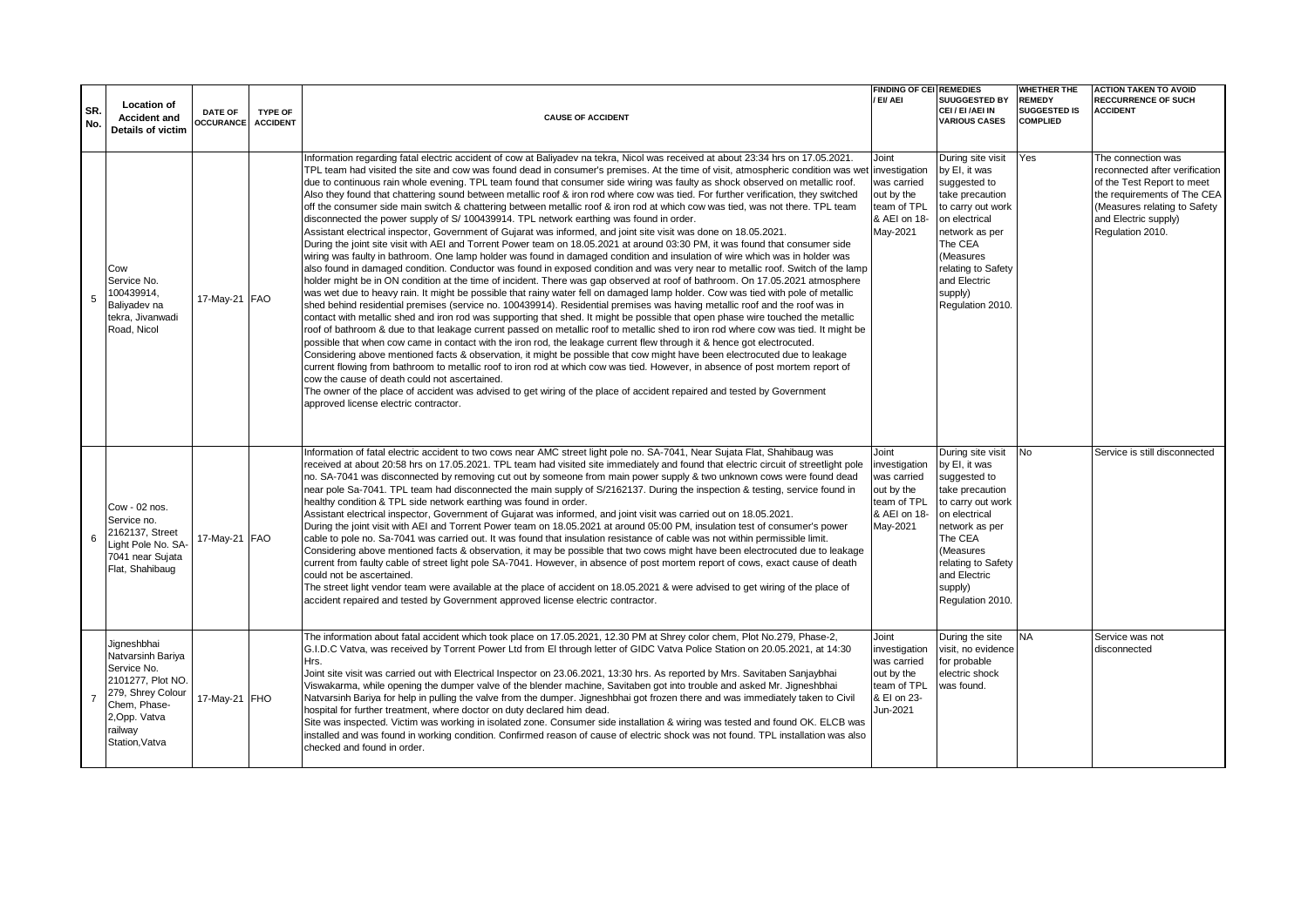| SR. No. | Location of Accident and Details of victim | DATE OF OCCURANCE | TYPE OF ACCIDENT | CAUSE OF ACCIDENT | FINDING OF CEI / EI/ AEI | REMEDIES SUUGGESTED BY CEI / EI /AEI IN VARIOUS CASES | WHETHER THE REMEDY SUGGESTED IS COMPLIED | ACTION TAKEN TO AVOID RECCURRENCE OF SUCH ACCIDENT |
|---|---|---|---|---|---|---|---|---|
| 5 | Cow Service No. 100439914, Baliyadev na tekra, Jivanwadi Road, Nicol | 17-May-21 | FAO | Information regarding fatal electric accident of cow at Baliyadev na tekra, Nicol was received at about 23:34 hrs on 17.05.2021. TPL team had visited the site and cow was found dead in consumer's premises. At the time of visit, atmospheric condition was wet due to continuous rain whole evening. TPL team found that consumer side wiring was faulty as shock observed on metallic roof. Also they found that chattering sound between metallic roof & iron rod where cow was tied. For further verification, they switched off the consumer side main switch & chattering between metallic roof & iron rod at which cow was tied, was not there. TPL team disconnected the power supply of S/ 100439914. TPL network earthing was found in order. Assistant electrical inspector, Government of Gujarat was informed, and joint site visit was done on 18.05.2021. During the joint site visit with AEI and Torrent Power team on 18.05.2021 at around 03:30 PM, it was found that consumer side wiring was faulty in bathroom. One lamp holder was found in damaged condition and insulation of wire which was in holder was also found in damaged condition. Conductor was found in exposed condition and was very near to metallic roof. Switch of the lamp holder might be in ON condition at the time of incident. There was gap observed at roof of bathroom. On 17.05.2021 atmosphere was wet due to heavy rain. It might be possible that rainy water fell on damaged lamp holder. Cow was tied with pole of metallic shed behind residential premises (service no. 100439914). Residential premises was having metallic roof and the roof was in contact with metallic shed and iron rod was supporting that shed. It might be possible that open phase wire touched the metallic roof of bathroom & due to that leakage current passed on metallic roof to metallic shed to iron rod where cow was tied. It might be possible that when cow came in contact with the iron rod, the leakage current flew through it & hence got electrocuted. Considering above mentioned facts & observation, it might be possible that cow might have been electrocuted due to leakage current flowing from bathroom to metallic roof to iron rod at which cow was tied. However, in absence of post mortem report of cow the cause of death could not ascertained. The owner of the place of accident was advised to get wiring of the place of accident repaired and tested by Government approved license electric contractor. | Joint investigation was carried out by the team of TPL & AEI on 18-May-2021 | During site visit by EI, it was suggested to take precaution to carry out work on electrical network as per The CEA (Measures relating to Safety and Electric supply) Regulation 2010. | Yes | The connection was reconnected after verification of the Test Report to meet the requirements of The CEA (Measures relating to Safety and Electric supply) Regulation 2010. |
| 6 | Cow - 02 nos. Service no. 2162137, Street Light Pole No. SA-7041 near Sujata Flat, Shahibaug | 17-May-21 | FAO | Information of fatal electric accident to two cows near AMC street light pole no. SA-7041, Near Sujata Flat, Shahibaug was received at about 20:58 hrs on 17.05.2021. TPL team had visited site immediately and found that electric circuit of streetlight pole no. SA-7041 was disconnected by removing cut out by someone from main power supply & two unknown cows were found dead near pole Sa-7041. TPL team had disconnected the main supply of S/2162137. During the inspection & testing, service found in healthy condition & TPL side network earthing was found in order. Assistant electrical inspector, Government of Gujarat was informed, and joint visit was carried out on 18.05.2021. During the joint visit with AEI and Torrent Power team on 18.05.2021 at around 05:00 PM, insulation test of consumer's power cable to pole no. Sa-7041 was carried out. It was found that insulation resistance of cable was not within permissible limit. Considering above mentioned facts & observation, it may be possible that two cows might have been electrocuted due to leakage current from faulty cable of street light pole SA-7041. However, in absence of post mortem report of cows, exact cause of death could not be ascertained. The street light vendor team were available at the place of accident on 18.05.2021 & were advised to get wiring of the place of accident repaired and tested by Government approved license electric contractor. | Joint investigation was carried out by the team of TPL & AEI on 18-May-2021 | During site visit by EI, it was suggested to take precaution to carry out work on electrical network as per The CEA (Measures relating to Safety and Electric supply) Regulation 2010. | No | Service is still disconnected |
| 7 | Jigneshbhai Natvarsinh Bariya Service No. 2101277, Plot NO. 279, Shrey Colour Chem, Phase-2,Opp. Vatva railway Station,Vatva | 17-May-21 | FHO | The information about fatal accident which took place on 17.05.2021, 12.30 PM at Shrey color chem, Plot No.279, Phase-2, G.I.D.C Vatva, was received by Torrent Power Ltd from EI through letter of GIDC Vatva Police Station on 20.05.2021, at 14:30 Hrs. Joint site visit was carried out with Electrical Inspector on 23.06.2021, 13:30 hrs. As reported by Mrs. Savitaben Sanjaybhai Viswakarma, while opening the dumper valve of the blender machine, Savitaben got into trouble and asked Mr. Jigneshbhai Natvarsinh Bariya for help in pulling the valve from the dumper. Jigneshbhai got frozen there and was immediately taken to Civil hospital for further treatment, where doctor on duty declared him dead. Site was inspected. Victim was working in isolated zone. Consumer side installation & wiring was tested and found OK. ELCB was installed and was found in working condition. Confirmed reason of cause of electric shock was not found. TPL installation was also checked and found in order. | Joint investigation was carried out by the team of TPL & EI on 23-Jun-2021 | During the site visit, no evidence for probable electric shock was found. | NA | Service was not disconnected |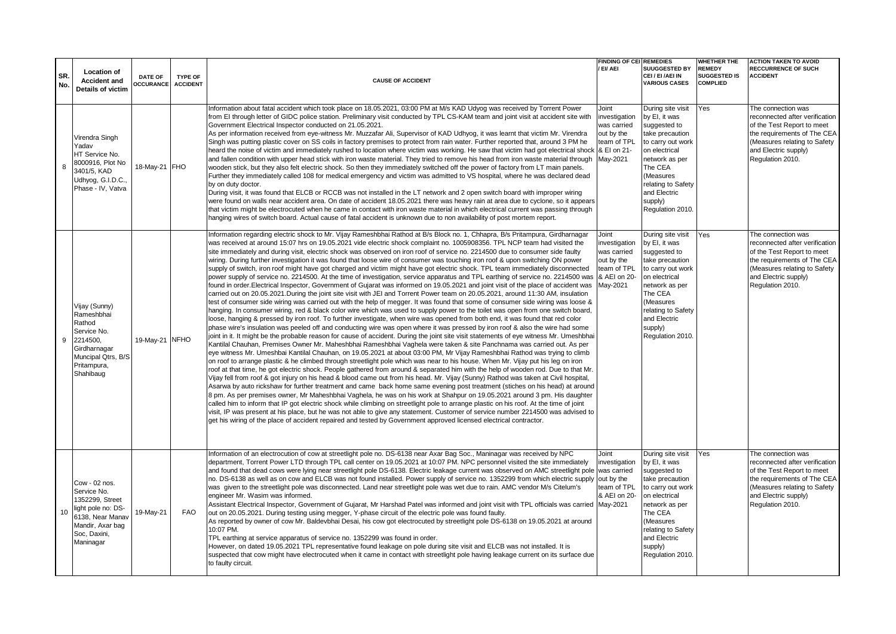| SR. No. | Location of Accident and Details of victim | DATE OF OCCURANCE | TYPE OF ACCIDENT | CAUSE OF ACCIDENT | FINDING OF CEI / EI/ AEI | REMEDIES SUUGGESTED BY CEI / EI /AEI IN VARIOUS CASES | WHETHER THE REMEDY SUGGESTED IS COMPLIED | ACTION TAKEN TO AVOID RECCURRENCE OF SUCH ACCIDENT |
|---|---|---|---|---|---|---|---|---|
| 8 | Virendra Singh Yadav HT Service No. 8000916, Plot No 3401/5, KAD Udhyog, G.I.D.C., Phase - IV, Vatva | 18-May-21 | FHO | Information about fatal accident which took place on 18.05.2021, 03:00 PM at M/s KAD Udyog was received by Torrent Power from EI through letter of GIDC police station. Preliminary visit conducted by TPL CS-KAM team and joint visit at accident site with Government Electrical Inspector conducted on 21.05.2021.<br>As per information received from eye-witness Mr. Muzzafar Ali, Supervisor of KAD Udhyog, it was learnt that victim Mr. Virendra Singh was putting plastic cover on SS coils in factory premises to protect from rain water. Further reported that, around 3 PM he heard the noise of victim and immediately rushed to location where victim was working. He saw that victim had got electrical shock and fallen condition with upper head stick with iron waste material. They tried to remove his head from iron waste material through wooden stick, but they also felt electric shock. So then they immediately switched off the power of factory from LT main panels. Further they immediately called 108 for medical emergency and victim was admitted to VS hospital, where he was declared dead by on duty doctor.<br>During visit, it was found that ELCB or RCCB was not installed in the LT network and 2 open switch board with improper wiring were found on walls near accident area. On date of accident 18.05.2021 there was heavy rain at area due to cyclone, so it appears that victim might be electrocuted when he came in contact with iron waste material in which electrical current was passing through hanging wires of switch board. Actual cause of fatal accident is unknown due to non availability of post mortem report. | Joint investigation was carried out by the team of TPL & EI on 21-May-2021 | During site visit by EI, it was suggested to take precaution to carry out work on electrical network as per The CEA (Measures relating to Safety and Electric supply) Regulation 2010. | Yes | The connection was reconnected after verification of the Test Report to meet the requirements of The CEA (Measures relating to Safety and Electric supply) Regulation 2010. |
| 9 | Vijay (Sunny) Rameshbhai Rathod Service No. 2214500, Girdharnagar Muncipal Qtrs, B/S Pritampura, Shahibaug | 19-May-21 | NFHO | Information regarding electric shock to Mr. Vijay Rameshbhai Rathod at B/s Block no. 1, Chhapra, B/s Pritampura, Girdharnagar was received at around 15:07 hrs on 19.05.2021 vide electric shock complaint no. 1005908356. TPL NCP team had visited the site immediately and during visit, electric shock was observed on iron roof of service no. 2214500 due to consumer side faulty wiring. During further investigation it was found that loose wire of consumer was touching iron roof & upon switching ON power supply of switch, iron roof might have got charged and victim might have got electric shock. TPL team immediately disconnected power supply of service no. 2214500. At the time of investigation, service apparatus and TPL earthing of service no. 2214500 was found in order.Electrical Inspector, Government of Gujarat was informed on 19.05.2021 and joint visit of the place of accident was carried out on 20.05.2021.During the joint site visit with JEI and Torrent Power team on 20.05.2021, around 11:30 AM, insulation test of consumer side wiring was carried out with the help of megger. It was found that some of consumer side wiring was loose & hanging. In consumer wiring, red & black color wire which was used to supply power to the toilet was open from one switch board, loose, hanging & pressed by iron roof. To further investigate, when wire was opened from both end, it was found that red color phase wire's insulation was peeled off and conducting wire was open where it was pressed by iron roof & also the wire had some joint in it. It might be the probable reason for cause of accident. During the joint site visit statements of eye witness Mr. Umeshbhai Kantilal Chauhan, Premises Owner Mr. Maheshbhai Rameshbhai Vaghela were taken & site Panchnama was carried out. As per eye witness Mr. Umeshbai Kantilal Chauhan, on 19.05.2021 at about 03:00 PM, Mr Vijay Rameshbhai Rathod was trying to climb on roof to arrange plastic & he climbed through streetlight pole which was near to his house. When Mr. Vijay put his leg on iron roof at that time, he got electric shock. People gathered from around & separated him with the help of wooden rod. Due to that Mr. Vijay fell from roof & got injury on his head & blood came out from his head. Mr. Vijay (Sunny) Rathod was taken at Civil hospital, Asarwa by auto rickshaw for further treatment and came back home same evening post treatment (stiches on his head) at around 8 pm. As per premises owner, Mr Maheshbhai Vaghela, he was on his work at Shahpur on 19.05.2021 around 3 pm. His daughter called him to inform that IP got electric shock while climbing on streetlight pole to arrange plastic on his roof. At the time of joint visit, IP was present at his place, but he was not able to give any statement. Customer of service number 2214500 was advised to get his wiring of the place of accident repaired and tested by Government approved licensed electrical contractor. | Joint investigation was carried out by the team of TPL & AEI on 20-May-2021 | During site visit by EI, it was suggested to take precaution to carry out work on electrical network as per The CEA (Measures relating to Safety and Electric supply) Regulation 2010. | Yes | The connection was reconnected after verification of the Test Report to meet the requirements of The CEA (Measures relating to Safety and Electric supply) Regulation 2010. |
| 10 | Cow - 02 nos. Service No. 1352299, Street light pole no: DS-6138, Near Manav Mandir, Axar bag Soc, Daxini, Maninagar | 19-May-21 | FAO | Information of an electrocution of cow at streetlight pole no. DS-6138 near Axar Bag Soc., Maninagar was received by NPC department, Torrent Power LTD through TPL call center on 19.05.2021 at 10:07 PM. NPC personnel visited the site immediately and found that dead cows were lying near streetlight pole DS-6138. Electric leakage current was observed on AMC streetlight pole no. DS-6138 as well as on cow and ELCB was not found installed. Power supply of service no. 1352299 from which electric supply was given to the streetlight pole was disconnected. Land near streetlight pole was wet due to rain. AMC vendor M/s Citelum's engineer Mr. Wasim was informed.<br>Assistant Electrical Inspector, Government of Gujarat, Mr Harshad Patel was informed and joint visit with TPL officials was carried out on 20.05.2021. During testing using megger, Y-phase circuit of the electric pole was found faulty.<br>As reported by owner of cow Mr. Baldevbhai Desai, his cow got electrocuted by streetlight pole DS-6138 on 19.05.2021 at around 10:07 PM.<br>TPL earthing at service apparatus of service no. 1352299 was found in order.<br>However, on dated 19.05.2021 TPL representative found leakage on pole during site visit and ELCB was not installed. It is suspected that cow might have electrocuted when it came in contact with streetlight pole having leakage current on its surface due to faulty circuit. | Joint investigation was carried out by the team of TPL & AEI on 20-May-2021 | During site visit by EI, it was suggested to take precaution to carry out work on electrical network as per The CEA (Measures relating to Safety and Electric supply) Regulation 2010. | Yes | The connection was reconnected after verification of the Test Report to meet the requirements of The CEA (Measures relating to Safety and Electric supply) Regulation 2010. |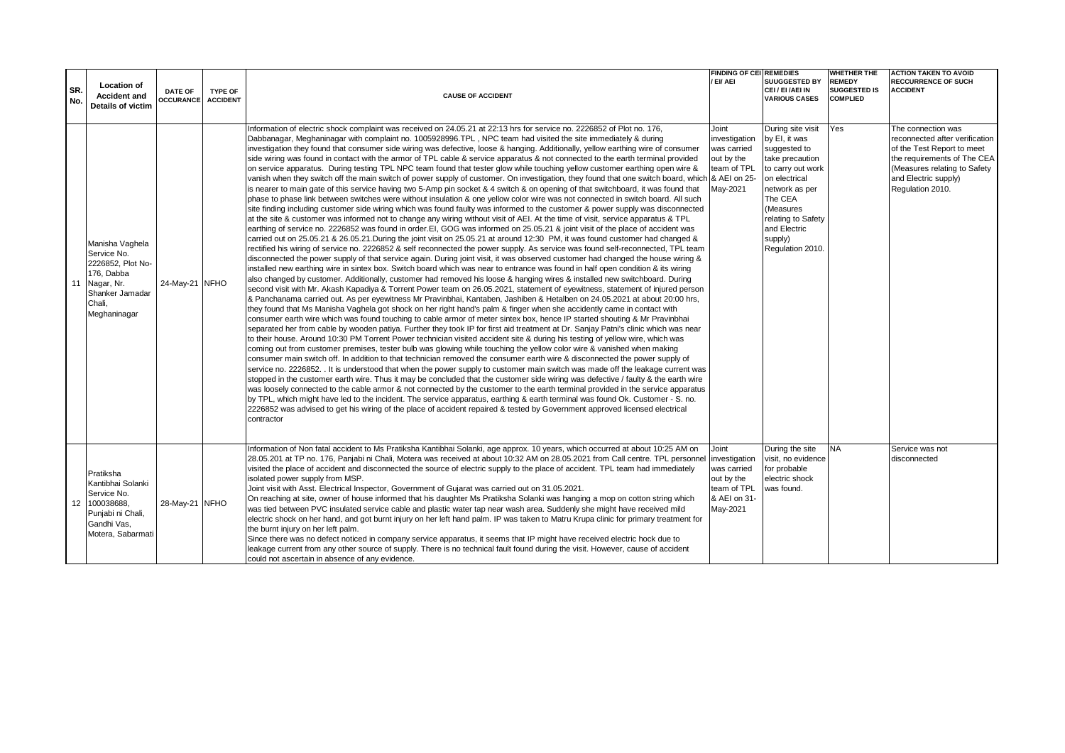| SR. No. | Location of Accident and Details of victim | DATE OF OCCURANCE | TYPE OF ACCIDENT | CAUSE OF ACCIDENT | FINDING OF CEI / EI/ AEI | REMEDIES SUUGGESTED BY CEI / EI /AEI IN VARIOUS CASES | WHETHER THE REMEDY SUGGESTED IS COMPLIED | ACTION TAKEN TO AVOID RECCURRENCE OF SUCH ACCIDENT |
|---|---|---|---|---|---|---|---|---|
| 11 | Manisha Vaghela Service No. 2226852, Plot No-176, Dabba Nagar, Nr. Shanker Jamadar Chali, Meghaninagar | 24-May-21 | NFHO | Information of electric shock complaint was received on 24.05.21 at 22:13 hrs for service no. 2226852 of Plot no. 176, Dabbanagar, Meghaninagar with complaint no. 1005928996.TPL , NPC team had visited the site immediately & during investigation they found that consumer side wiring was defective, loose & hanging. Additionally, yellow earthing wire of consumer side wiring was found in contact with the armor of TPL cable & service apparatus & not connected to the earth terminal provided on service apparatus. During testing TPL NPC team found that tester glow while touching yellow customer earthing open wire & vanish when they switch off the main switch of power supply of customer. On investigation, they found that one switch board, which is nearer to main gate of this service having two 5-Amp pin socket & 4 switch & on opening of that switchboard, it was found that phase to phase link between switches were without insulation & one yellow color wire was not connected in switch board. All such site finding including customer side wiring which was found faulty was informed to the customer & power supply was disconnected at the site & customer was informed not to change any wiring without visit of AEI. At the time of visit, service apparatus & TPL earthing of service no. 2226852 was found in order.EI, GOG was informed on 25.05.21 & joint visit of the place of accident was carried out on 25.05.21 & 26.05.21.During the joint visit on 25.05.21 at around 12:30 PM, it was found customer had changed & rectified his wiring of service no. 2226852 & self reconnected the power supply. As service was found self-reconnected, TPL team disconnected the power supply of that service again. During joint visit, it was observed customer had changed the house wiring & installed new earthing wire in sintex box. Switch board which was near to entrance was found in half open condition & its wiring also changed by customer. Additionally, customer had removed his loose & hanging wires & installed new switchboard. During second visit with Mr. Akash Kapadiya & Torrent Power team on 26.05.2021, statement of eyewitness, statement of injured person & Panchanama carried out. As per eyewitness Mr Pravinbhai, Kantaben, Jashiben & Hetalben on 24.05.2021 at about 20:00 hrs, they found that Ms Manisha Vaghela got shock on her right hand's palm & finger when she accidently came in contact with consumer earth wire which was found touching to cable armor of meter sintex box, hence IP started shouting & Mr Pravinbhai separated her from cable by wooden patiya. Further they took IP for first aid treatment at Dr. Sanjay Patni's clinic which was near to their house. Around 10:30 PM Torrent Power technician visited accident site & during his testing of yellow wire, which was coming out from customer premises, tester bulb was glowing while touching the yellow color wire & vanished when making consumer main switch off. In addition to that technician removed the consumer earth wire & disconnected the power supply of service no. 2226852. . It is understood that when the power supply to customer main switch was made off the leakage current was stopped in the customer earth wire. Thus it may be concluded that the customer side wiring was defective / faulty & the earth wire was loosely connected to the cable armor & not connected by the customer to the earth terminal provided in the service apparatus by TPL, which might have led to the incident. The service apparatus, earthing & earth terminal was found Ok. Customer - S. no. 2226852 was advised to get his wiring of the place of accident repaired & tested by Government approved licensed electrical contractor | Joint investigation was carried out by the team of TPL & AEI on 25-May-2021 | During site visit by EI, it was suggested to take precaution to carry out work on electrical network as per The CEA (Measures relating to Safety and Electric supply) Regulation 2010. | Yes | The connection was reconnected after verification of the Test Report to meet the requirements of The CEA (Measures relating to Safety and Electric supply) Regulation 2010. |
| 12 | Pratiksha Kantibhai Solanki Service No. 100038688, Punjabi ni Chali, Gandhi Vas, Motera, Sabarmati | 28-May-21 | NFHO | Information of Non fatal accident to Ms Pratiksha Kantibhai Solanki, age approx. 10 years, which occurred at about 10:25 AM on 28.05.201 at TP no. 176, Panjabi ni Chali, Motera was received at about 10:32 AM on 28.05.2021 from Call centre. TPL personnel visited the place of accident and disconnected the source of electric supply to the place of accident. TPL team had immediately isolated power supply from MSP.<br>Joint visit with Asst. Electrical Inspector, Government of Gujarat was carried out on 31.05.2021.<br>On reaching at site, owner of house informed that his daughter Ms Pratiksha Solanki was hanging a mop on cotton string which was tied between PVC insulated service cable and plastic water tap near wash area. Suddenly she might have received mild electric shock on her hand, and got burnt injury on her left hand palm. IP was taken to Matru Krupa clinic for primary treatment for the burnt injury on her left palm.<br>Since there was no defect noticed in company service apparatus, it seems that IP might have received electric hock due to leakage current from any other source of supply. There is no technical fault found during the visit. However, cause of accident could not ascertain in absence of any evidence. | Joint investigation was carried out by the team of TPL & AEI on 31-May-2021 | During the site visit, no evidence for probable electric shock was found. | NA | Service was not disconnected |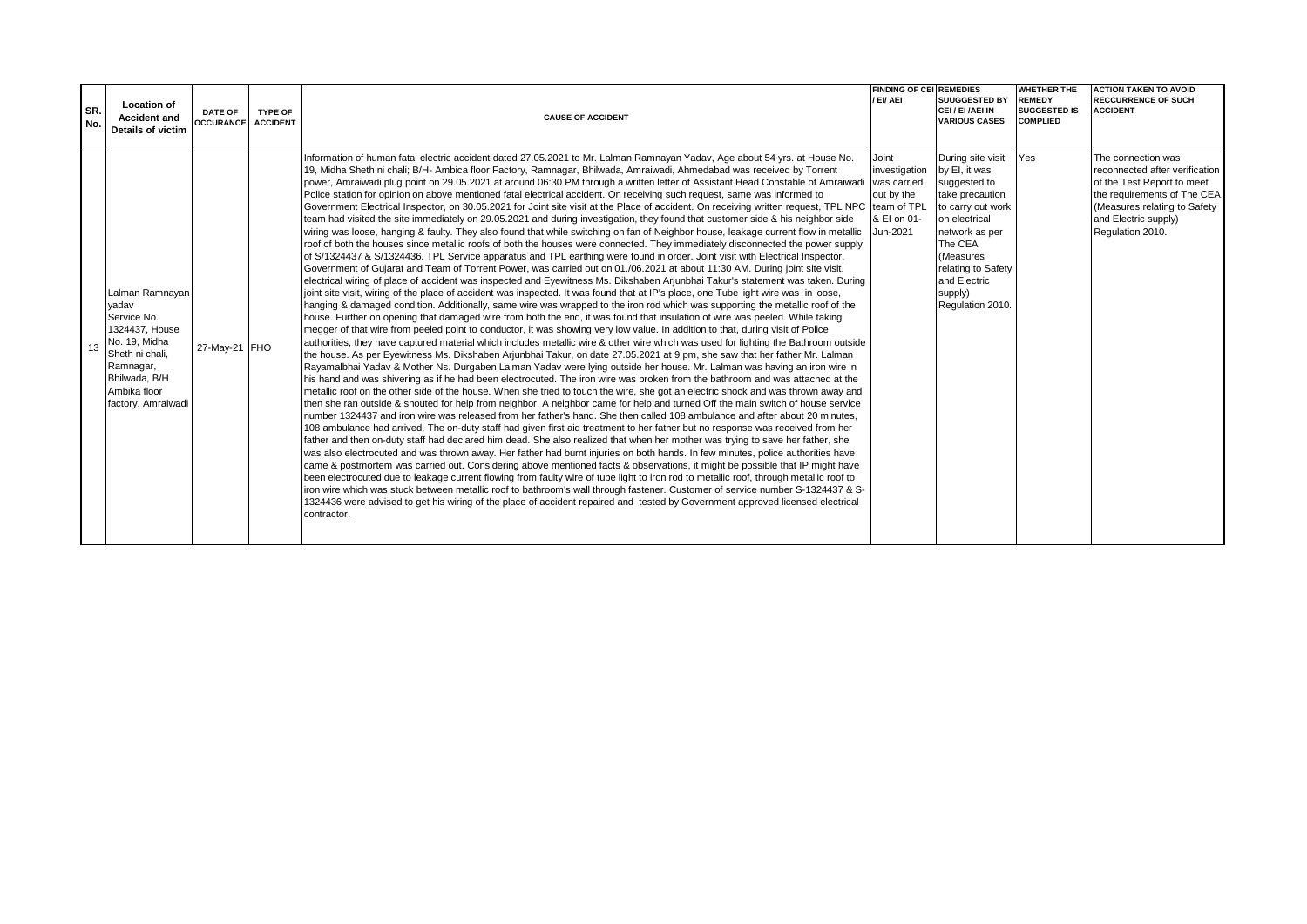| SR. No. | Location of Accident and Details of victim | DATE OF OCCURANCE | TYPE OF ACCIDENT | CAUSE OF ACCIDENT | FINDING OF CEI / EI/ AEI | REMEDIES SUUGGESTED BY CEI / EI /AEI IN VARIOUS CASES | WHETHER THE REMEDY SUGGESTED IS COMPLIED | ACTION TAKEN TO AVOID RECCURRENCE OF SUCH ACCIDENT |
|---|---|---|---|---|---|---|---|---|
| 13 | Lalman Ramnayan yadav Service No. 1324437, House No. 19, Midha Sheth ni chali, Ramnagar, Bhilwada, B/H Ambika floor factory, Amraiwadi | 27-May-21 | FHO | Information of human fatal electric accident dated 27.05.2021 to Mr. Lalman Ramnayan Yadav, Age about 54 yrs. at House No. 19, Midha Sheth ni chali; B/H- Ambica floor Factory, Ramnagar, Bhilwada, Amraiwadi, Ahmedabad was received by Torrent power, Amraiwadi plug point on 29.05.2021 at around 06:30 PM through a written letter of Assistant Head Constable of Amraiwadi Police station for opinion on above mentioned fatal electrical accident. On receiving such request, same was informed to Government Electrical Inspector, on 30.05.2021 for Joint site visit at the Place of accident. On receiving written request, TPL NPC team had visited the site immediately on 29.05.2021 and during investigation, they found that customer side & his neighbor side wiring was loose, hanging & faulty. They also found that while switching on fan of Neighbor house, leakage current flow in metallic roof of both the houses since metallic roofs of both the houses were connected. They immediately disconnected the power supply of S/1324437 & S/1324436. TPL Service apparatus and TPL earthing were found in order. Joint visit with Electrical Inspector, Government of Gujarat and Team of Torrent Power, was carried out on 01./06.2021 at about 11:30 AM. During joint site visit, electrical wiring of place of accident was inspected and Eyewitness Ms. Dikshaben Arjunbhai Takur's statement was taken. During joint site visit, wiring of the place of accident was inspected. It was found that at IP's place, one Tube light wire was in loose, hanging & damaged condition. Additionally, same wire was wrapped to the iron rod which was supporting the metallic roof of the house. Further on opening that damaged wire from both the end, it was found that insulation of wire was peeled. While taking megger of that wire from peeled point to conductor, it was showing very low value. In addition to that, during visit of Police authorities, they have captured material which includes metallic wire & other wire which was used for lighting the Bathroom outside the house. As per Eyewitness Ms. Dikshaben Arjunbhai Takur, on date 27.05.2021 at 9 pm, she saw that her father Mr. Lalman Rayamalbhai Yadav & Mother Ns. Durgaben Lalman Yadav were lying outside her house. Mr. Lalman was having an iron wire in his hand and was shivering as if he had been electrocuted. The iron wire was broken from the bathroom and was attached at the metallic roof on the other side of the house. When she tried to touch the wire, she got an electric shock and was thrown away and then she ran outside & shouted for help from neighbor. A neighbor came for help and turned Off the main switch of house service number 1324437 and iron wire was released from her father's hand. She then called 108 ambulance and after about 20 minutes, 108 ambulance had arrived. The on-duty staff had given first aid treatment to her father but no response was received from her father and then on-duty staff had declared him dead. She also realized that when her mother was trying to save her father, she was also electrocuted and was thrown away. Her father had burnt injuries on both hands. In few minutes, police authorities have came & postmortem was carried out. Considering above mentioned facts & observations, it might be possible that IP might have been electrocuted due to leakage current flowing from faulty wire of tube light to iron rod to metallic roof, through metallic roof to iron wire which was stuck between metallic roof to bathroom's wall through fastener. Customer of service number S-1324437 & S-1324436 were advised to get his wiring of the place of accident repaired and tested by Government approved licensed electrical contractor. | Joint investigation was carried out by the team of TPL & EI on 01-Jun-2021 | During site visit by EI, it was suggested to take precaution to carry out work on electrical network as per The CEA (Measures relating to Safety and Electric supply) Regulation 2010. | Yes | The connection was reconnected after verification of the Test Report to meet the requirements of The CEA (Measures relating to Safety and Electric supply) Regulation 2010. |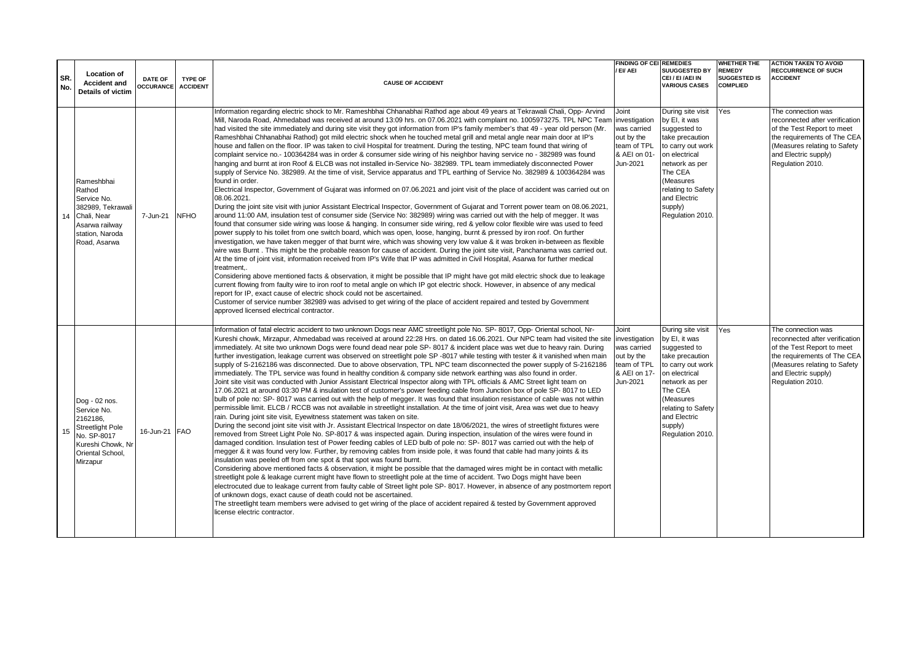| SR. No. | Location of Accident and Details of victim | DATE OF OCCURANCE | TYPE OF ACCIDENT | CAUSE OF ACCIDENT | FINDING OF CEI / EI/ AEI | REMEDIES SUUGGESTED BY CEI / EI /AEI IN VARIOUS CASES | WHETHER THE REMEDY SUGGESTED IS COMPLIED | ACTION TAKEN TO AVOID RECCURRENCE OF SUCH ACCIDENT |
|---|---|---|---|---|---|---|---|---|
| 14 | Rameshbhai Rathod Service No. 382989, Tekrawali Chali, Near Asarwa railway station, Naroda Road, Asarwa | 7-Jun-21 | NFHO | Information regarding electric shock to Mr. Rameshbhai Chhanabhai Rathod age about 49 years at Tekrawali Chali, Opp- Arvind Mill, Naroda Road, Ahmedabad was received at around 13:09 hrs. on 07.06.2021 with complaint no. 1005973275. TPL NPC Team had visited the site immediately and during site visit they got information from IP's family member's that 49 - year old person (Mr. Rameshbhai Chhanabhai Rathod) got mild electric shock when he touched metal grill and metal angle near main door at IP's house and fallen on the floor. IP was taken to civil Hospital for treatment. During the testing, NPC team found that wiring of complaint service no.- 100364284 was in order & consumer side wiring of his neighbor having service no - 382989 was found hanging and burnt at iron Roof & ELCB was not installed in-Service No- 382989. TPL team immediately disconnected Power supply of Service No. 382989. At the time of visit, Service apparatus and TPL earthing of Service No. 382989 & 100364284 was found in order.<br>Electrical Inspector, Government of Gujarat was informed on 07.06.2021 and joint visit of the place of accident was carried out on 08.06.2021.<br>During the joint site visit with junior Assistant Electrical Inspector, Government of Gujarat and Torrent power team on 08.06.2021, around 11:00 AM, insulation test of consumer side (Service No: 382989) wiring was carried out with the help of megger. It was found that consumer side wiring was loose & hanging. In consumer side wiring, red & yellow color flexible wire was used to feed power supply to his toilet from one switch board, which was open, loose, hanging, burnt & pressed by iron roof. On further investigation, we have taken megger of that burnt wire, which was showing very low value & it was broken in-between as flexible wire was Burnt . This might be the probable reason for cause of accident. During the joint site visit, Panchanama was carried out. At the time of joint visit, information received from IP's Wife that IP was admitted in Civil Hospital, Asarwa for further medical treatment,.<br>Considering above mentioned facts & observation, it might be possible that IP might have got mild electric shock due to leakage current flowing from faulty wire to iron roof to metal angle on which IP got electric shock. However, in absence of any medical report for IP, exact cause of electric shock could not be ascertained.<br>Customer of service number 382989 was advised to get wiring of the place of accident repaired and tested by Government approved licensed electrical contractor. | Joint investigation was carried out by the team of TPL & AEI on 01-Jun-2021 | During site visit by EI, it was suggested to take precaution to carry out work on electrical network as per The CEA (Measures relating to Safety and Electric supply) Regulation 2010. | Yes | The connection was reconnected after verification of the Test Report to meet the requirements of The CEA (Measures relating to Safety and Electric supply) Regulation 2010. |
| 15 | Dog - 02 nos. Service No. 2162186, Streetlight Pole No. SP-8017 Kureshi Chowk, Nr Oriental School, Mirzapur | 16-Jun-21 | FAO | Information of fatal electric accident to two unknown Dogs near AMC streetlight pole No. SP- 8017, Opp- Oriental school, Nr- Kureshi chowk, Mirzapur, Ahmedabad was received at around 22:28 Hrs. on dated 16.06.2021. Our NPC team had visited the site immediately. At site two unknown Dogs were found dead near pole SP- 8017 & incident place was wet due to heavy rain. During further investigation, leakage current was observed on streetlight pole SP -8017 while testing with tester & it vanished when main supply of S-2162186 was disconnected. Due to above observation, TPL NPC team disconnected the power supply of S-2162186 immediately. The TPL service was found in healthy condition & company side network earthing was also found in order.<br>Joint site visit was conducted with Junior Assistant Electrical Inspector along with TPL officials & AMC Street light team on 17.06.2021 at around 03:30 PM & insulation test of customer's power feeding cable from Junction box of pole SP- 8017 to LED bulb of pole no: SP- 8017 was carried out with the help of megger. It was found that insulation resistance of cable was not within permissible limit. ELCB / RCCB was not available in streetlight installation. At the time of joint visit, Area was wet due to heavy rain. During joint site visit, Eyewitness statement was taken on site.<br>During the second joint site visit with Jr. Assistant Electrical Inspector on date 18/06/2021, the wires of streetlight fixtures were removed from Street Light Pole No. SP-8017 & was inspected again. During inspection, insulation of the wires were found in damaged condition. Insulation test of Power feeding cables of LED bulb of pole no: SP- 8017 was carried out with the help of megger & it was found very low. Further, by removing cables from inside pole, it was found that cable had many joints & its insulation was peeled off from one spot & that spot was found burnt.<br>Considering above mentioned facts & observation, it might be possible that the damaged wires might be in contact with metallic streetlight pole & leakage current might have flown to streetlight pole at the time of accident. Two Dogs might have been electrocuted due to leakage current from faulty cable of Street light pole SP- 8017. However, in absence of any postmortem report of unknown dogs, exact cause of death could not be ascertained.<br>The streetlight team members were advised to get wiring of the place of accident repaired & tested by Government approved license electric contractor. | Joint investigation was carried out by the team of TPL & AEI on 17-Jun-2021 | During site visit by EI, it was suggested to take precaution to carry out work on electrical network as per The CEA (Measures relating to Safety and Electric supply) Regulation 2010. | Yes | The connection was reconnected after verification of the Test Report to meet the requirements of The CEA (Measures relating to Safety and Electric supply) Regulation 2010. |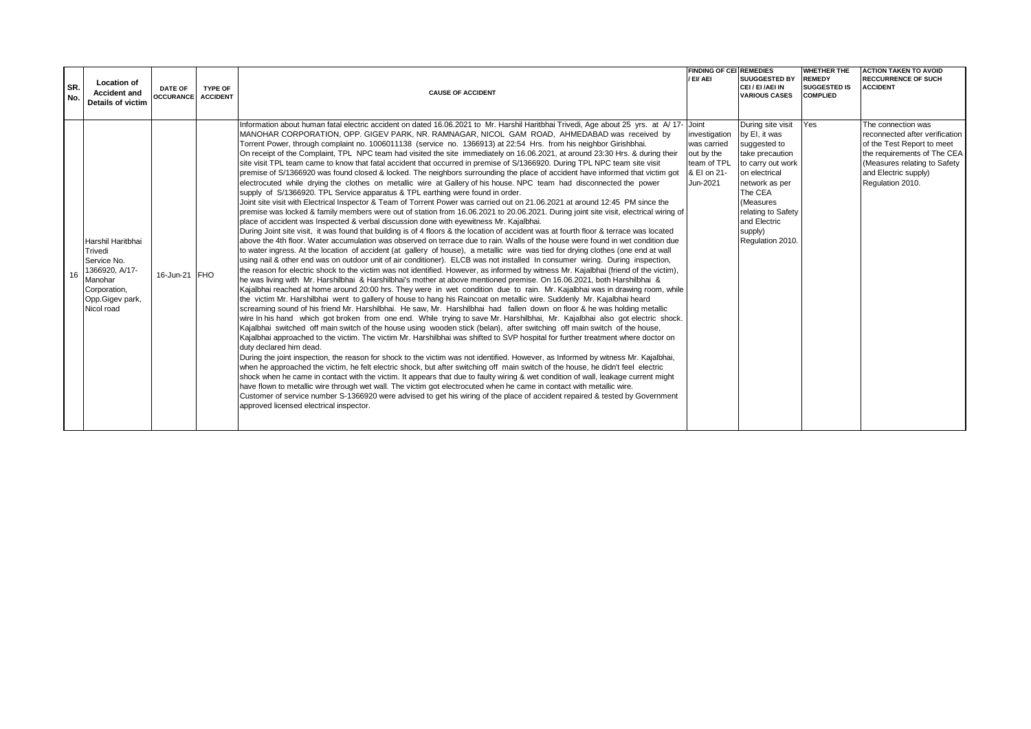| SR. No. | Location of Accident and Details of victim | DATE OF OCCURANCE | TYPE OF ACCIDENT | CAUSE OF ACCIDENT | FINDING OF CEI / EI/ AEI | REMEDIES SUUGGESTED BY CEI / EI /AEI IN VARIOUS CASES | WHETHER THE REMEDY SUGGESTED IS COMPLIED | ACTION TAKEN TO AVOID RECCURRENCE OF SUCH ACCIDENT |
|---|---|---|---|---|---|---|---|---|
| 16 | Harshil Haritbhai Trivedi Service No. 1366920, A/17-Manohar Corporation, Opp.Gigev park, Nicol road | 16-Jun-21 | FHO | Information about human fatal electric accident on dated 16.06.2021 to Mr. Harshil Haritbhai Trivedi, Age about 25 yrs. at A/ 17- MANOHAR CORPORATION, OPP. GIGEV PARK, NR. RAMNAGAR, NICOL GAM ROAD, AHMEDABAD was received by Torrent Power, through complaint no. 1006011138 (service no. 1366913) at 22:54 Hrs. from his neighbor Girishbhai.<br>On receipt of the Complaint, TPL NPC team had visited the site immediately on 16.06.2021, at around 23:30 Hrs. & during their site visit TPL team came to know that fatal accident that occurred in premise of S/1366920. During TPL NPC team site visit premise of S/1366920 was found closed & locked. The neighbors surrounding the place of accident have informed that victim got electrocuted while drying the clothes on metallic wire at Gallery of his house. NPC team had disconnected the power supply of S/1366920. TPL Service apparatus & TPL earthing were found in order.<br>Joint site visit with Electrical Inspector & Team of Torrent Power was carried out on 21.06.2021 at around 12:45 PM since the premise was locked & family members were out of station from 16.06.2021 to 20.06.2021. During joint site visit, electrical wiring of place of accident was Inspected & verbal discussion done with eyewitness Mr. Kajalbhai.<br>During Joint site visit, it was found that building is of 4 floors & the location of accident was at fourth floor & terrace was located above the 4th floor. Water accumulation was observed on terrace due to rain. Walls of the house were found in wet condition due to water ingress. At the location of accident (at gallery of house), a metallic wire was tied for drying clothes (one end at wall using nail & other end was on outdoor unit of air conditioner). ELCB was not installed In consumer wiring. During inspection, the reason for electric shock to the victim was not identified. However, as informed by witness Mr. Kajalbhai (friend of the victim), he was living with Mr. Harshilbhai & Harshilbhai's mother at above mentioned premise. On 16.06.2021, both Harshilbhai & Kajalbhai reached at home around 20:00 hrs. They were in wet condition due to rain. Mr. Kajalbhai was in drawing room, while the victim Mr. Harshilbhai went to gallery of house to hang his Raincoat on metallic wire. Suddenly Mr. Kajalbhai heard screaming sound of his friend Mr. Harshilbhai. He saw, Mr. Harshilbhai had fallen down on floor & he was holding metallic wire In his hand which got broken from one end. While trying to save Mr. Harshilbhai, Mr. Kajalbhai also got electric shock. Kajalbhai switched off main switch of the house using wooden stick (belan), after switching off main switch of the house, Kajalbhai approached to the victim. The victim Mr. Harshilbhai was shifted to SVP hospital for further treatment where doctor on duty declared him dead.<br>During the joint inspection, the reason for shock to the victim was not identified. However, as Informed by witness Mr. Kajalbhai, when he approached the victim, he felt electric shock, but after switching off main switch of the house, he didn't feel electric shock when he came in contact with the victim. It appears that due to faulty wiring & wet condition of wall, leakage current might have flown to metallic wire through wet wall. The victim got electrocuted when he came in contact with metallic wire.<br>Customer of service number S-1366920 were advised to get his wiring of the place of accident repaired & tested by Government approved licensed electrical inspector. | Joint investigation was carried out by the team of TPL & EI on 21-Jun-2021 | During site visit by EI, it was suggested to take precaution to carry out work on electrical network as per The CEA (Measures relating to Safety and Electric supply) Regulation 2010. | Yes | The connection was reconnected after verification of the Test Report to meet the requirements of The CEA (Measures relating to Safety and Electric supply) Regulation 2010. |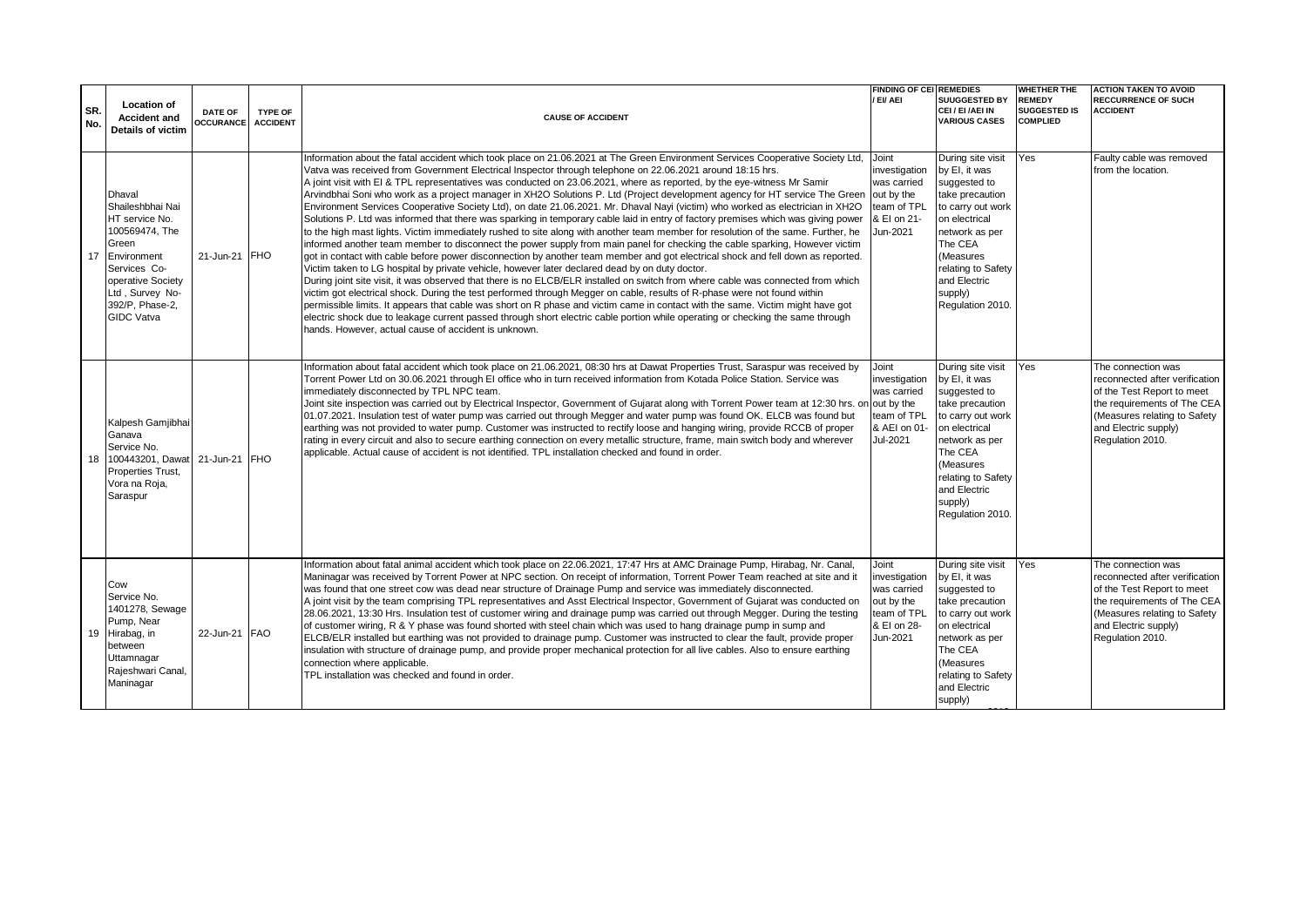| SR. No. | Location of Accident and Details of victim | DATE OF OCCURANCE | TYPE OF ACCIDENT | CAUSE OF ACCIDENT | FINDING OF CEI / EI/ AEI | REMEDIES SUUGGESTED BY CEI / EI /AEI IN VARIOUS CASES | WHETHER THE REMEDY SUGGESTED IS COMPLIED | ACTION TAKEN TO AVOID RECCURRENCE OF SUCH ACCIDENT |
|---|---|---|---|---|---|---|---|---|
| 17 | Dhaval Shaileshbhai Nai HT service No. 100569474, The Green Environment Services Co-operative Society Ltd , Survey No-392/P, Phase-2, GIDC Vatva | 21-Jun-21 | FHO | Information about the fatal accident which took place on 21.06.2021 at The Green Environment Services Cooperative Society Ltd, Vatva was received from Government Electrical Inspector through telephone on 22.06.2021 around 18:15 hrs. A joint visit with EI & TPL representatives was conducted on 23.06.2021, where as reported, by the eye-witness Mr Samir Arvindbhai Soni who work as a project manager in XH2O Solutions P. Ltd (Project development agency for HT service The Green Environment Services Cooperative Society Ltd), on date 21.06.2021. Mr. Dhaval Nayi (victim) who worked as electrician in XH2O Solutions P. Ltd was informed that there was sparking in temporary cable laid in entry of factory premises which was giving power to the high mast lights. Victim immediately rushed to site along with another team member for resolution of the same. Further, he informed another team member to disconnect the power supply from main panel for checking the cable sparking, However victim got in contact with cable before power disconnection by another team member and got electrical shock and fell down as reported. Victim taken to LG hospital by private vehicle, however later declared dead by on duty doctor. During joint site visit, it was observed that there is no ELCB/ELR installed on switch from where cable was connected from which victim got electrical shock. During the test performed through Megger on cable, results of R-phase were not found within permissible limits. It appears that cable was short on R phase and victim came in contact with the same. Victim might have got electric shock due to leakage current passed through short electric cable portion while operating or checking the same through hands. However, actual cause of accident is unknown. | Joint investigation was carried out by the team of TPL & EI on 21-Jun-2021 | During site visit by EI, it was suggested to take precaution to carry out work on electrical network as per The CEA (Measures relating to Safety and Electric supply) Regulation 2010. | Yes | Faulty cable was removed from the location. |
| 18 | Kalpesh Gamjibhai Ganava Service No. 100443201, Dawat Properties Trust, Vora na Roja, Saraspur | 21-Jun-21 | FHO | Information about fatal accident which took place on 21.06.2021, 08:30 hrs at Dawat Properties Trust, Saraspur was received by Torrent Power Ltd on 30.06.2021 through EI office who in turn received information from Kotada Police Station. Service was immediately disconnected by TPL NPC team. Joint site inspection was carried out by Electrical Inspector, Government of Gujarat along with Torrent Power team at 12:30 hrs. on 01.07.2021. Insulation test of water pump was carried out through Megger and water pump was found OK. ELCB was found but earthing was not provided to water pump. Customer was instructed to rectify loose and hanging wiring, provide RCCB of proper rating in every circuit and also to secure earthing connection on every metallic structure, frame, main switch body and wherever applicable. Actual cause of accident is not identified. TPL installation checked and found in order. | Joint investigation was carried out by the team of TPL & AEI on 01-Jul-2021 | During site visit by EI, it was suggested to take precaution to carry out work on electrical network as per The CEA (Measures relating to Safety and Electric supply) Regulation 2010. | Yes | The connection was reconnected after verification of the Test Report to meet the requirements of The CEA (Measures relating to Safety and Electric supply) Regulation 2010. |
| 19 | Cow Service No. 1401278, Sewage Pump, Near Hirabag, in between Uttamnagar Rajeshwari Canal, Maninagar | 22-Jun-21 | FAO | Information about fatal animal accident which took place on 22.06.2021, 17:47 Hrs at AMC Drainage Pump, Hirabag, Nr. Canal, Maninagar was received by Torrent Power at NPC section. On receipt of information, Torrent Power Team reached at site and it was found that one street cow was dead near structure of Drainage Pump and service was immediately disconnected. A joint visit by the team comprising TPL representatives and Asst Electrical Inspector, Government of Gujarat was conducted on 28.06.2021, 13:30 Hrs. Insulation test of customer wiring and drainage pump was carried out through Megger. During the testing of customer wiring, R & Y phase was found shorted with steel chain which was used to hang drainage pump in sump and ELCB/ELR installed but earthing was not provided to drainage pump. Customer was instructed to clear the fault, provide proper insulation with structure of drainage pump, and provide proper mechanical protection for all live cables. Also to ensure earthing connection where applicable. TPL installation was checked and found in order. | Joint investigation was carried out by the team of TPL & EI on 28-Jun-2021 | During site visit by EI, it was suggested to take precaution to carry out work on electrical network as per The CEA (Measures relating to Safety and Electric supply) | Yes | The connection was reconnected after verification of the Test Report to meet the requirements of The CEA (Measures relating to Safety and Electric supply) Regulation 2010. |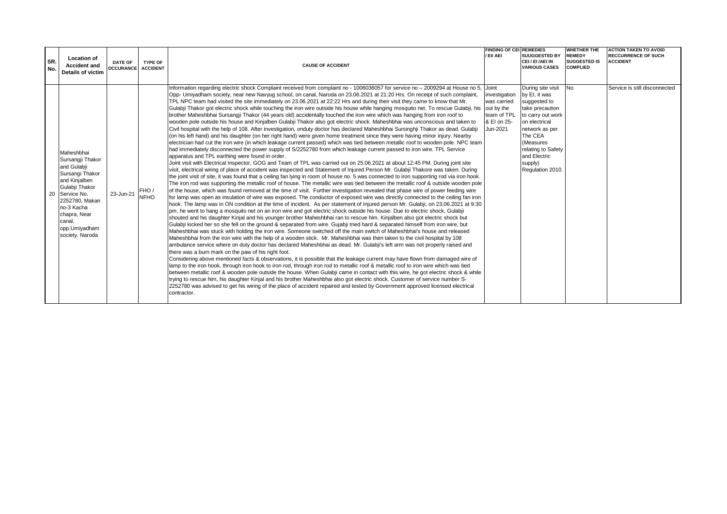| SR. No. | Location of Accident and Details of victim | DATE OF OCCURANCE | TYPE OF ACCIDENT | CAUSE OF ACCIDENT | FINDING OF CEI / EI/ AEI | REMEDIES SUUGGESTED BY CEI / EI /AEI IN VARIOUS CASES | WHETHER THE REMEDY SUGGESTED IS COMPLIED | ACTION TAKEN TO AVOID RECCURRENCE OF SUCH ACCIDENT |
|---|---|---|---|---|---|---|---|---|
| 20 | Maheshbhai Sursangji Thakor and Gulabji Sursangi Thakor and Kinjalben Gulabji Thakor Service No. 2252780, Makan no-3 Kacha chapra, Near canal, opp.Umiyadham society. Naroda | 23-Jun-21 | FHO / NFHO | Information regarding electric shock Complaint received from complaint no - 1006036057 for service no – 2009294 at House no 5, Opp- Umiyadham society, near new Navyug school, on canal, Naroda on 23.06.2021 at 21:20 Hrs. On receipt of such complaint, TPL NPC team had visited the site immediately on 23.06.2021 at 22:22 Hrs and during their visit they came to know that Mr. Gulabji Thakor got electric shock while touching the iron wire outside his house while hanging mosquito net. To rescue Gulabji, his brother Maheshbhai Sursangji Thakor (44 years old) accidentally touched the iron wire which was hanging from iron roof to wooden pole outside his house and Kinjalben Gulabji Thakor also got electric shock. Maheshbhai was unconscious and taken to Civil hospital with the help of 108. After investigation, onduty doctor has declared Maheshbhai Sursinghji Thakor as dead. Gulabji (on his left hand) and his daughter (on her right hand) were given home treatment since they were having minor injury. Nearby electrician had cut the iron wire (in which leakage current passed) which was tied between metallic roof to wooden pole. NPC team had immediately disconnected the power supply of S/2252780 from which leakage current passed to iron wire. TPL Service apparatus and TPL earthing were found in order.<br>Joint visit with Electrical Inspector, GOG and Team of TPL was carried out on 25.06.2021 at about 12:45 PM. During joint site visit, electrical wiring of place of accident was inspected and Statement of Injured Person Mr. Gulabji Thakore was taken. During the joint visit of site, it was found that a ceiling fan lying in room of house no. 5 was connected to iron supporting rod via iron hook. The iron rod was supporting the metallic roof of house. The metallic wire was tied between the metallic roof & outside wooden pole of the house, which was found removed at the time of visit. Further investigation revealed that phase wire of power feeding wire for lamp was open as insulation of wire was exposed. The conductor of exposed wire was directly connected to the ceiling fan iron hook. The lamp was in ON condition at the time of incident. As per statement of Injured person Mr. Gulabji, on 23.06.2021 at 9:30 pm, he went to hang a mosquito net on an iron wire and got electric shock outside his house. Due to electric shock, Gulabji shouted and his daughter Kinjal and his younger brother Maheshbhai ran to rescue him. Kinjalben also got electric shock but Gulabji kicked her so she fell on the ground & separated from wire. Gujabji tried hard & separated himself from iron wire, but Maheshbhai was stuck with holding the iron wire. Someone switched off the main switch of Maheshbhai's house and released Maheshbhai from the iron wire with the help of a wooden stick. Mr. Maheshbhai was then taken to the civil hospital by 108 ambulance service where on duty doctor has declared Maheshbhai as dead. Mr. Gulabji's left arm was not properly raised and there was a burn mark on the paw of his right foot.<br>Considering above mentioned facts & observations, it is possible that the leakage current may have flown from damaged wire of lamp to the iron hook, through iron hook to iron rod, through iron rod to metallic roof & metallic roof to iron wire which was tied between metallic roof & wooden pole outside the house. When Gulabji came in contact with this wire, he got electric shock & while trying to rescue him, his daughter Kinjal and his brother Maheshbhai also got electric shock. Customer of service number S-2252780 was advised to get his wiring of the place of accident repaired and tested by Government approved licensed electrical contractor. | Joint investigation was carried out by the team of TPL & EI on 25-Jun-2021 | During site visit by EI, it was suggested to take precaution to carry out work on electrical network as per The CEA (Measures relating to Safety and Electric supply) Regulation 2010. | No | Service is still disconnected |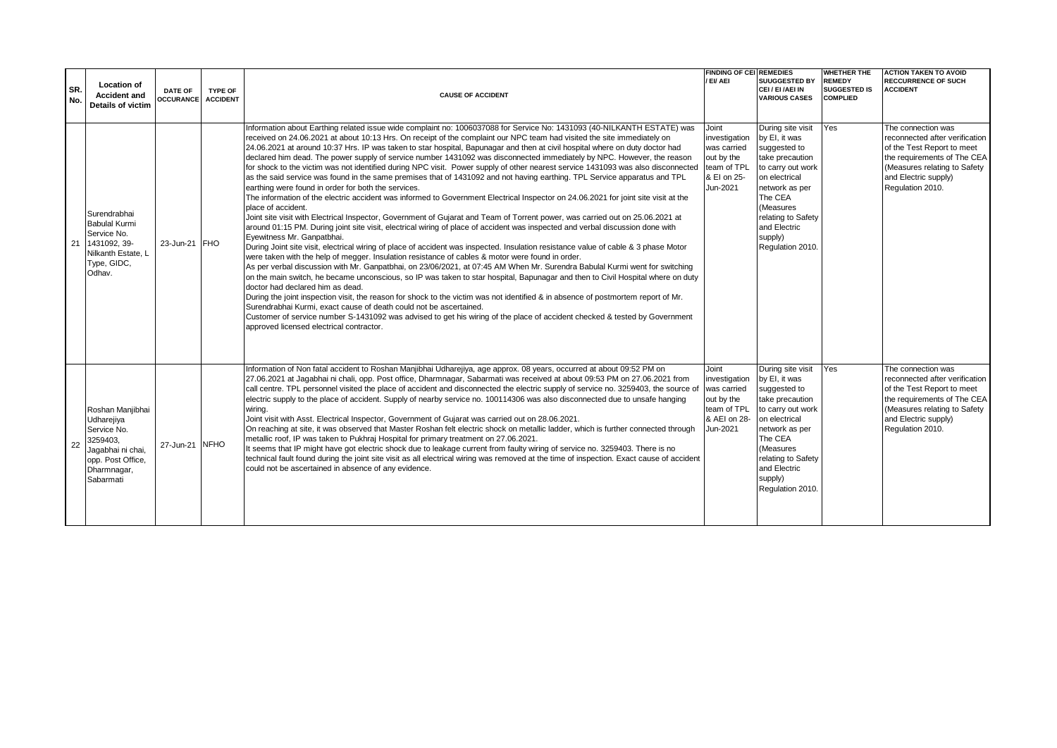| SR. No. | Location of Accident and Details of victim | DATE OF OCCURANCE | TYPE OF ACCIDENT | CAUSE OF ACCIDENT | FINDING OF CEI / EI/ AEI | REMEDIES SUUGGESTED BY CEI / EI /AEI IN VARIOUS CASES | WHETHER THE REMEDY SUGGESTED IS COMPLIED | ACTION TAKEN TO AVOID RECCURRENCE OF SUCH ACCIDENT |
|---|---|---|---|---|---|---|---|---|
| 21 | Surendrabhai Babulal Kurmi Service No. 1431092, 39-Nilkanth Estate, L Type, GIDC, Odhav. | 23-Jun-21 | FHO | Information about Earthing related issue wide complaint no: 1006037088 for Service No: 1431093 (40-NILKANTH ESTATE) was received on 24.06.2021 at about 10:13 Hrs. On receipt of the complaint our NPC team had visited the site immediately on 24.06.2021 at around 10:37 Hrs. IP was taken to star hospital, Bapunagar and then at civil hospital where on duty doctor had declared him dead. The power supply of service number 1431092 was disconnected immediately by NPC. However, the reason for shock to the victim was not identified during NPC visit. Power supply of other nearest service 1431093 was also disconnected as the said service was found in the same premises that of 1431092 and not having earthing. TPL Service apparatus and TPL earthing were found in order for both the services.<br>The information of the electric accident was informed to Government Electrical Inspector on 24.06.2021 for joint site visit at the place of accident.<br>Joint site visit with Electrical Inspector, Government of Gujarat and Team of Torrent power, was carried out on 25.06.2021 at around 01:15 PM. During joint site visit, electrical wiring of place of accident was inspected and verbal discussion done with Eyewitness Mr. Ganpatbhai.<br>During Joint site visit, electrical wiring of place of accident was inspected. Insulation resistance value of cable & 3 phase Motor were taken with the help of megger. Insulation resistance of cables & motor were found in order.<br>As per verbal discussion with Mr. Ganpatbhai, on 23/06/2021, at 07:45 AM When Mr. Surendra Babulal Kurmi went for switching on the main switch, he became unconscious, so IP was taken to star hospital, Bapunagar and then to Civil Hospital where on duty doctor had declared him as dead.<br>During the joint inspection visit, the reason for shock to the victim was not identified & in absence of postmortem report of Mr. Surendrabhai Kurmi, exact cause of death could not be ascertained.<br>Customer of service number S-1431092 was advised to get his wiring of the place of accident checked & tested by Government approved licensed electrical contractor. | Joint investigation was carried out by the team of TPL & EI on 25-Jun-2021 | During site visit by EI, it was suggested to take precaution to carry out work on electrical network as per The CEA (Measures relating to Safety and Electric supply) Regulation 2010. | Yes | The connection was reconnected after verification of the Test Report to meet the requirements of The CEA (Measures relating to Safety and Electric supply) Regulation 2010. |
| 22 | Roshan Manjibhai Udharejiya Service No. 3259403, Jagabhai ni chai, opp. Post Office, Dharmnagar, Sabarmati | 27-Jun-21 | NFHO | Information of Non fatal accident to Roshan Manjibhai Udharejiya, age approx. 08 years, occurred at about 09:52 PM on 27.06.2021 at Jagabhai ni chali, opp. Post office, Dharmnagar, Sabarmati was received at about 09:53 PM on 27.06.2021 from call centre. TPL personnel visited the place of accident and disconnected the electric supply of service no. 3259403, the source of electric supply to the place of accident. Supply of nearby service no. 100114306 was also disconnected due to unsafe hanging wiring.<br>Joint visit with Asst. Electrical Inspector, Government of Gujarat was carried out on 28.06.2021.<br>On reaching at site, it was observed that Master Roshan felt electric shock on metallic ladder, which is further connected through metallic roof, IP was taken to Pukhraj Hospital for primary treatment on 27.06.2021.<br>It seems that IP might have got electric shock due to leakage current from faulty wiring of service no. 3259403. There is no technical fault found during the joint site visit as all electrical wiring was removed at the time of inspection. Exact cause of accident could not be ascertained in absence of any evidence. | Joint investigation was carried out by the team of TPL & AEI on 28-Jun-2021 | During site visit by EI, it was suggested to take precaution to carry out work on electrical network as per The CEA (Measures relating to Safety and Electric supply) Regulation 2010. | Yes | The connection was reconnected after verification of the Test Report to meet the requirements of The CEA (Measures relating to Safety and Electric supply) Regulation 2010. |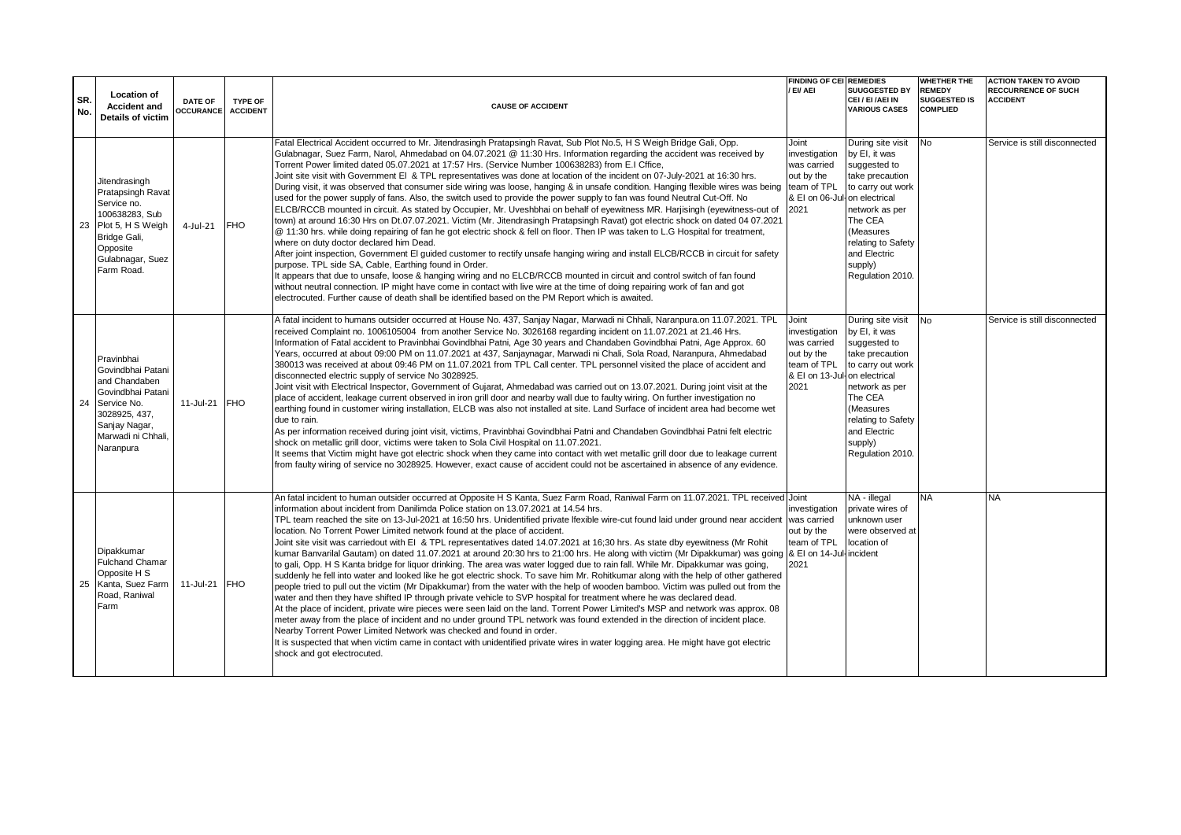| SR. No. | Location of Accident and Details of victim | DATE OF OCCURANCE | TYPE OF ACCIDENT | CAUSE OF ACCIDENT | FINDING OF CEI / EI/ AEI | REMEDIES SUUGGESTED BY CEI / EI /AEI IN VARIOUS CASES | WHETHER THE REMEDY SUGGESTED IS COMPLIED | ACTION TAKEN TO AVOID RECCURRENCE OF SUCH ACCIDENT |
|---|---|---|---|---|---|---|---|---|
| 23 | Jitendrasingh Pratapsingh Ravat Service no. 100638283, Sub Plot 5, H S Weigh Bridge Gali, Opposite Gulabnagar, Suez Farm Road. | 4-Jul-21 | FHO | Fatal Electrical Accident occurred to Mr. Jitendrasingh Pratapsingh Ravat, Sub Plot No.5, H S Weigh Bridge Gali, Opp. Gulabnagar, Suez Farm, Narol, Ahmedabad on 04.07.2021 @ 11:30 Hrs. Information regarding the accident was received by Torrent Power limited dated 05.07.2021 at 17:57 Hrs. (Service Number 100638283) from E.I Cffice,<br>Joint site visit with Government EI & TPL representatives was done at location of the incident on 07-July-2021 at 16:30 hrs. During visit, it was observed that consumer side wiring was loose, hanging & in unsafe condition. Hanging flexible wires was being used for the power supply of fans. Also, the switch used to provide the power supply to fan was found Neutral Cut-Off. No ELCB/RCCB mounted in circuit. As stated by Occupier, Mr. Uveshbhai on behalf of eyewitness MR. Harjisingh (eyewitness-out of town) at around 16:30 Hrs on Dt.07.07.2021. Victim (Mr. Jitendrasingh Pratapsingh Ravat) got electric shock on dated 04 07.2021 @ 11:30 hrs. while doing repairing of fan he got electric shock & fell on floor. Then IP was taken to L.G Hospital for treatment, where on duty doctor declared him Dead.<br>After joint inspection, Government EI guided customer to rectify unsafe hanging wiring and install ELCB/RCCB in circuit for safety purpose. TPL side SA, Cable, Earthing found in Order.<br>It appears that due to unsafe, loose & hanging wiring and no ELCB/RCCB mounted in circuit and control switch of fan found without neutral connection. IP might have come in contact with live wire at the time of doing repairing work of fan and got electrocuted. Further cause of death shall be identified based on the PM Report which is awaited. | Joint investigation was carried out by the team of TPL & EI on 06-Jul-2021 | During site visit by EI, it was suggested to take precaution to carry out work on electrical network as per The CEA (Measures relating to Safety and Electric supply) Regulation 2010. | No | Service is still disconnected |
| 24 | Pravinbhai Govindbhai Patani and Chandaben Govindbhai Patani Service No. 3028925, 437, Sanjay Nagar, Marwadi ni Chhali, Naranpura | 11-Jul-21 | FHO | A fatal incident to humans outsider occurred at House No. 437, Sanjay Nagar, Marwadi ni Chhali, Naranpura.on 11.07.2021. TPL received Complaint no. 1006105004 from another Service No. 3026168 regarding incident on 11.07.2021 at 21.46 Hrs. Information of Fatal accident to Pravinbhai Govindbhai Patni, Age 30 years and Chandaben Govindbhai Patni, Age Approx. 60 Years, occurred at about 09:00 PM on 11.07.2021 at 437, Sanjaynagar, Marwadi ni Chali, Sola Road, Naranpura, Ahmedabad 380013 was received at about 09:46 PM on 11.07.2021 from TPL Call center. TPL personnel visited the place of accident and disconnected electric supply of service No 3028925.<br>Joint visit with Electrical Inspector, Government of Gujarat, Ahmedabad was carried out on 13.07.2021. During joint visit at the place of accident, leakage current observed in iron grill door and nearby wall due to faulty wiring. On further investigation no earthing found in customer wiring installation, ELCB was also not installed at site. Land Surface of incident area had become wet due to rain.<br>As per information received during joint visit, victims, Pravinbhai Govindbhai Patni and Chandaben Govindbhai Patni felt electric shock on metallic grill door, victims were taken to Sola Civil Hospital on 11.07.2021.<br>It seems that Victim might have got electric shock when they came into contact with wet metallic grill door due to leakage current from faulty wiring of service no 3028925. However, exact cause of accident could not be ascertained in absence of any evidence. | Joint investigation was carried out by the team of TPL & EI on 13-Jul-2021 | During site visit by EI, it was suggested to take precaution to carry out work on electrical network as per The CEA (Measures relating to Safety and Electric supply) Regulation 2010. | No | Service is still disconnected |
| 25 | Dipakkumar Fulchand Chamar Opposite H S Kanta, Suez Farm Road, Raniwal Farm | 11-Jul-21 | FHO | An fatal incident to human outsider occurred at Opposite H S Kanta, Suez Farm Road, Raniwal Farm on 11.07.2021. TPL received information about incident from Danilimda Police station on 13.07.2021 at 14.54 hrs.<br>TPL team reached the site on 13-Jul-2021 at 16:50 hrs. Unidentified private lfexible wire-cut found laid under ground near accident location. No Torrent Power Limited network found at the place of accident.<br>Joint site visit was carriedout with EI & TPL representatives dated 14.07.2021 at 16;30 hrs. As state dby eyewitness (Mr Rohit kumar Banvarilal Gautam) on dated 11.07.2021 at around 20:30 hrs to 21:00 hrs. He along with victim (Mr Dipakkumar) was going to gali, Opp. H S Kanta bridge for liquor drinking. The area was water logged due to rain fall. While Mr. Dipakkumar was going, suddenly he fell into water and looked like he got electric shock. To save him Mr. Rohitkumar along with the help of other gathered people tried to pull out the victim (Mr Dipakkumar) from the water with the help of wooden bamboo. Victim was pulled out from the water and then they have shifted IP through private vehicle to SVP hospital for treatment where he was declared dead.<br>At the place of incident, private wire pieces were seen laid on the land. Torrent Power Limited's MSP and network was approx. 08 meter away from the place of incident and no under ground TPL network was found extended in the direction of incident place. Nearby Torrent Power Limited Network was checked and found in order.<br>It is suspected that when victim came in contact with unidentified private wires in water logging area. He might have got electric shock and got electrocuted. | Joint investigation was carried out by the team of TPL & EI on 14-Jul-2021 | NA - illegal private wires of unknown user were observed at location of incident | NA | NA |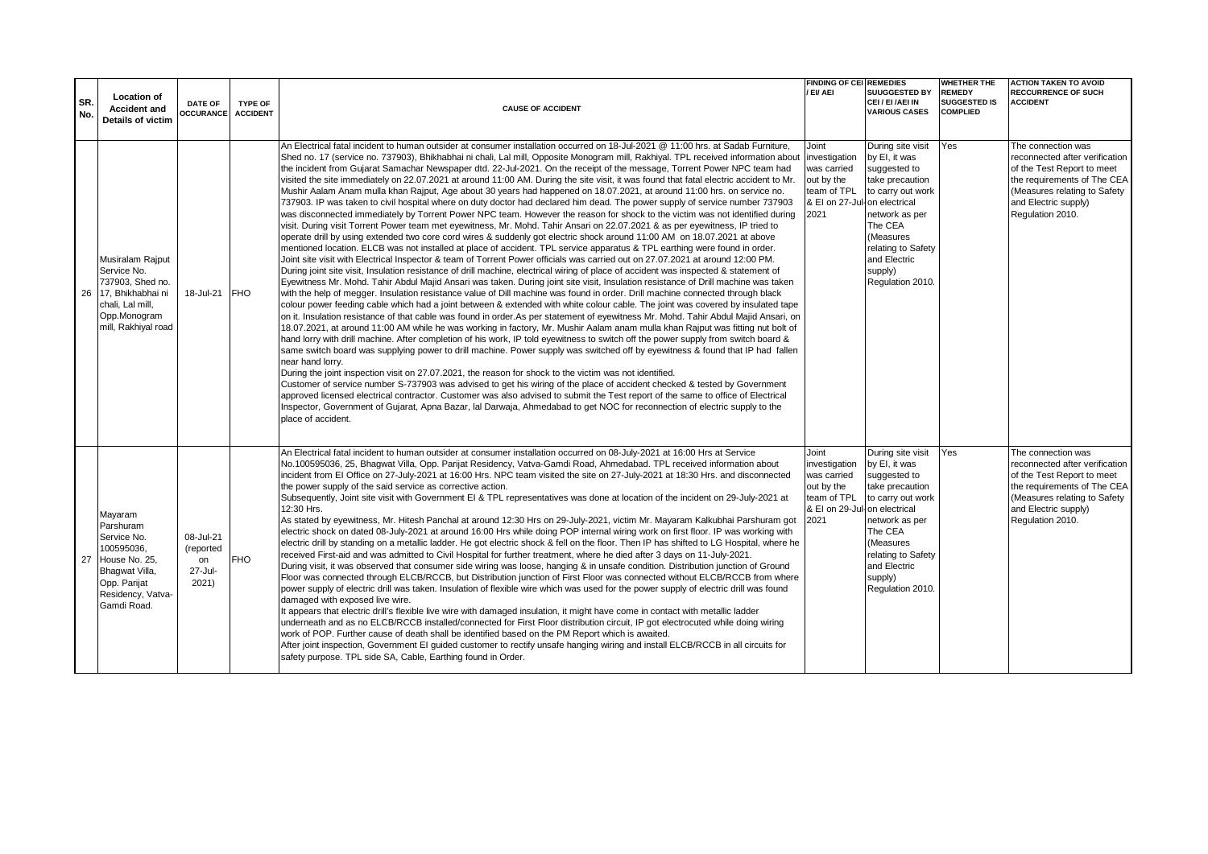| SR. No. | Location of Accident and Details of victim | DATE OF OCCURANCE | TYPE OF ACCIDENT | CAUSE OF ACCIDENT | FINDING OF CEI / EI/ AEI | REMEDIES SUUGGESTED BY CEI / EI /AEI IN VARIOUS CASES | WHETHER THE REMEDY SUGGESTED IS COMPLIED | ACTION TAKEN TO AVOID RECCURRENCE OF SUCH ACCIDENT |
|---|---|---|---|---|---|---|---|---|
| 26 | Musiralam Rajput Service No. 737903, Shed no. 17, Bhikhabhai ni chali, Lal mill, Opp.Monogram mill, Rakhiyal road | 18-Jul-21 | FHO | An Electrical fatal incident to human outsider at consumer installation occurred on 18-Jul-2021 @ 11:00 hrs. at Sadab Furniture, Shed no. 17 (service no. 737903), Bhikhabhai ni chali, Lal mill, Opposite Monogram mill, Rakhiyal. TPL received information about the incident from Gujarat Samachar Newspaper dtd. 22-Jul-2021. On the receipt of the message, Torrent Power NPC team had visited the site immediately on 22.07.2021 at around 11:00 AM. During the site visit, it was found that fatal electric accident to Mr. Mushir Aalam Anam mulla khan Rajput, Age about 30 years had happened on 18.07.2021, at around 11:00 hrs. on service no. 737903. IP was taken to civil hospital where on duty doctor had declared him dead. The power supply of service number 737903 was disconnected immediately by Torrent Power NPC team. However the reason for shock to the victim was not identified during visit. During visit Torrent Power team met eyewitness, Mr. Mohd. Tahir Ansari on 22.07.2021 & as per eyewitness, IP tried to operate drill by using extended two core cord wires & suddenly got electric shock around 11:00 AM on 18.07.2021 at above mentioned location. ELCB was not installed at place of accident. TPL service apparatus & TPL earthing were found in order.<br>Joint site visit with Electrical Inspector & team of Torrent Power officials was carried out on 27.07.2021 at around 12:00 PM.<br>During joint site visit, Insulation resistance of drill machine, electrical wiring of place of accident was inspected & statement of Eyewitness Mr. Mohd. Tahir Abdul Majid Ansari was taken. During joint site visit, Insulation resistance of Drill machine was taken with the help of megger. Insulation resistance value of Dill machine was found in order. Drill machine connected through black colour power feeding cable which had a joint between & extended with white colour cable. The joint was covered by insulated tape on it. Insulation resistance of that cable was found in order.As per statement of eyewitness Mr. Mohd. Tahir Abdul Majid Ansari, on 18.07.2021, at around 11:00 AM while he was working in factory, Mr. Mushir Aalam anam mulla khan Rajput was fitting nut bolt of hand lorry with drill machine. After completion of his work, IP told eyewitness to switch off the power supply from switch board & same switch board was supplying power to drill machine. Power supply was switched off by eyewitness & found that IP had fallen near hand lorry.<br>During the joint inspection visit on 27.07.2021, the reason for shock to the victim was not identified.<br>Customer of service number S-737903 was advised to get his wiring of the place of accident checked & tested by Government approved licensed electrical contractor. Customer was also advised to submit the Test report of the same to office of Electrical Inspector, Government of Gujarat, Apna Bazar, lal Darwaja, Ahmedabad to get NOC for reconnection of electric supply to the place of accident. | Joint investigation was carried out by the team of TPL & EI on 27-Jul-2021 | During site visit by EI, it was suggested to take precaution to carry out work on electrical network as per The CEA (Measures relating to Safety and Electric supply) Regulation 2010. | Yes | The connection was reconnected after verification of the Test Report to meet the requirements of The CEA (Measures relating to Safety and Electric supply) Regulation 2010. |
| 27 | Mayaram Parshuram Service No. 100595036, House No. 25, Bhagwat Villa, Opp. Parijat Residency, Vatva-Gamdi Road. | 08-Jul-21 (reported on 27-Jul-2021) | FHO | An Electrical fatal incident to human outsider at consumer installation occurred on 08-July-2021 at 16:00 Hrs at Service No.100595036, 25, Bhagwat Villa, Opp. Parijat Residency, Vatva-Gamdi Road, Ahmedabad. TPL received information about incident from EI Office on 27-July-2021 at 16:00 Hrs. NPC team visited the site on 27-July-2021 at 18:30 Hrs. and disconnected the power supply of the said service as corrective action.<br>Subsequently, Joint site visit with Government EI & TPL representatives was done at location of the incident on 29-July-2021 at 12:30 Hrs.<br>As stated by eyewitness, Mr. Hitesh Panchal at around 12:30 Hrs on 29-July-2021, victim Mr. Mayaram Kalkubhai Parshuram got electric shock on dated 08-July-2021 at around 16:00 Hrs while doing POP internal wiring work on first floor. IP was working with electric drill by standing on a metallic ladder. He got electric shock & fell on the floor. Then IP has shifted to LG Hospital, where he received First-aid and was admitted to Civil Hospital for further treatment, where he died after 3 days on 11-July-2021.<br>During visit, it was observed that consumer side wiring was loose, hanging & in unsafe condition. Distribution junction of Ground Floor was connected through ELCB/RCCB, but Distribution junction of First Floor was connected without ELCB/RCCB from where power supply of electric drill was taken. Insulation of flexible wire which was used for the power supply of electric drill was found damaged with exposed live wire.<br>It appears that electric drill's flexible live wire with damaged insulation, it might have come in contact with metallic ladder underneath and as no ELCB/RCCB installed/connected for First Floor distribution circuit, IP got electrocuted while doing wiring work of POP. Further cause of death shall be identified based on the PM Report which is awaited.<br>After joint inspection, Government EI guided customer to rectify unsafe hanging wiring and install ELCB/RCCB in all circuits for safety purpose. TPL side SA, Cable, Earthing found in Order. | Joint investigation was carried out by the team of TPL & EI on 29-Jul-2021 | During site visit by EI, it was suggested to take precaution to carry out work on electrical network as per The CEA (Measures relating to Safety and Electric supply) Regulation 2010. | Yes | The connection was reconnected after verification of the Test Report to meet the requirements of The CEA (Measures relating to Safety and Electric supply) Regulation 2010. |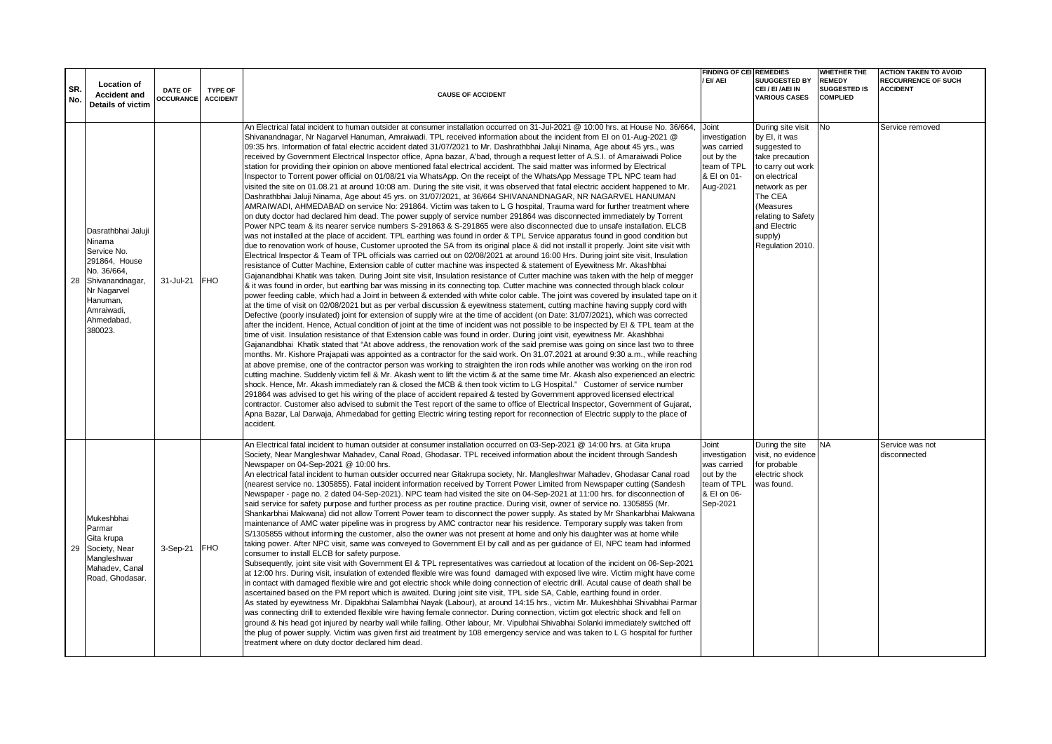| SR. No. | Location of Accident and Details of victim | DATE OF OCCURANCE | TYPE OF ACCIDENT | CAUSE OF ACCIDENT | FINDING OF CEI / EI/ AEI | REMEDIES SUUGGESTED BY CEI / EI /AEI IN VARIOUS CASES | WHETHER THE REMEDY SUGGESTED IS COMPLIED | ACTION TAKEN TO AVOID RECCURRENCE OF SUCH ACCIDENT |
|---|---|---|---|---|---|---|---|---|
| 28 | Dasrathbhai Jaluji Ninama Service No. 291864, House No. 36/664, Shivanandnagar, Nr Nagarvel Hanuman, Amraiwadi, Ahmedabad, 380023. | 31-Jul-21 | FHO | An Electrical fatal incident to human outsider at consumer installation occurred on 31-Jul-2021 @ 10:00 hrs. at House No. 36/664, Shivanandnagar, Nr Nagarvel Hanuman, Amraiwadi. TPL received information about the incident from EI on 01-Aug-2021 @ 09:35 hrs. Information of fatal electric accident dated 31/07/2021 to Mr. Dashrathbhai Jaluji Ninama, Age about 45 yrs., was received by Government Electrical Inspector office, Apna bazar, A'bad, through a request letter of A.S.I. of Amaraiwadi Police station for providing their opinion on above mentioned fatal electrical accident. The said matter was informed by Electrical Inspector to Torrent power official on 01/08/21 via WhatsApp. On the receipt of the WhatsApp Message TPL NPC team had visited the site on 01.08.21 at around 10:08 am. During the site visit, it was observed that fatal electric accident happened to Mr. Dashrathbhai Jaluji Ninama, Age about 45 yrs. on 31/07/2021, at 36/664 SHIVANANDNAGAR, NR NAGARVEL HANUMAN AMRAIWADI, AHMEDABAD on service No: 291864. Victim was taken to L G hospital, Trauma ward for further treatment where on duty doctor had declared him dead. The power supply of service number 291864 was disconnected immediately by Torrent Power NPC team & its nearer service numbers S-291863 & S-291865 were also disconnected due to unsafe installation. ELCB was not installed at the place of accident. TPL earthing was found in order & TPL Service apparatus found in good condition but due to renovation work of house, Customer uprooted the SA from its original place & did not install it properly. Joint site visit with Electrical Inspector & Team of TPL officials was carried out on 02/08/2021 at around 16:00 Hrs. During joint site visit, Insulation resistance of Cutter Machine, Extension cable of cutter machine was inspected & statement of Eyewitness Mr. Akashbhai Gajanandbhai Khatik was taken. During Joint site visit, Insulation resistance of Cutter machine was taken with the help of megger & it was found in order, but earthing bar was missing in its connecting top. Cutter machine was connected through black colour power feeding cable, which had a Joint in between & extended with white color cable. The joint was covered by insulated tape on it at the time of visit on 02/08/2021 but as per verbal discussion & eyewitness statement, cutting machine having supply cord with Defective (poorly insulated) joint for extension of supply wire at the time of accident (on Date: 31/07/2021), which was corrected after the incident. Hence, Actual condition of joint at the time of incident was not possible to be inspected by EI & TPL team at the time of visit. Insulation resistance of that Extension cable was found in order. During joint visit, eyewitness Mr. Akashbhai Gajanandbhai Khatik stated that "At above address, the renovation work of the said premise was going on since last two to three months. Mr. Kishore Prajapati was appointed as a contractor for the said work. On 31.07.2021 at around 9:30 a.m., while reaching at above premise, one of the contractor person was working to straighten the iron rods while another was working on the iron rod cutting machine. Suddenly victim fell & Mr. Akash went to lift the victim & at the same time Mr. Akash also experienced an electric shock. Hence, Mr. Akash immediately ran & closed the MCB & then took victim to LG Hospital." Customer of service number 291864 was advised to get his wiring of the place of accident repaired & tested by Government approved licensed electrical contractor. Customer also advised to submit the Test report of the same to office of Electrical Inspector, Government of Gujarat, Apna Bazar, Lal Darwaja, Ahmedabad for getting Electric wiring testing report for reconnection of Electric supply to the place of accident. | Joint investigation was carried out by the team of TPL & EI on 01-Aug-2021 | During site visit by EI, it was suggested to take precaution to carry out work on electrical network as per The CEA (Measures relating to Safety and Electric supply) Regulation 2010. | No | Service removed |
| 29 | Mukeshbhai Parmar Gita krupa Society, Near Mangleshwar Mahadev, Canal Road, Ghodasar. | 3-Sep-21 | FHO | An Electrical fatal incident to human outsider at consumer installation occurred on 03-Sep-2021 @ 14:00 hrs. at Gita krupa Society, Near Mangleshwar Mahadev, Canal Road, Ghodasar. TPL received information about the incident through Sandesh Newspaper on 04-Sep-2021 @ 10:00 hrs.<br>An electrical fatal incident to human outsider occurred near Gitakrupa society, Nr. Mangleshwar Mahadev, Ghodasar Canal road (nearest service no. 1305855). Fatal incident information received by Torrent Power Limited from Newspaper cutting (Sandesh Newspaper - page no. 2 dated 04-Sep-2021). NPC team had visited the site on 04-Sep-2021 at 11:00 hrs. for disconnection of said service for safety purpose and further process as per routine practice. During visit, owner of service no. 1305855 (Mr. Shankarbhai Makwana) did not allow Torrent Power team to disconnect the power supply. As stated by Mr Shankarbhai Makwana maintenance of AMC water pipeline was in progress by AMC contractor near his residence. Temporary supply was taken from S/1305855 without informing the customer, also the owner was not present at home and only his daughter was at home while taking power. After NPC visit, same was conveyed to Government EI by call and as per guidance of EI, NPC team had informed consumer to install ELCB for safety purpose.<br>Subsequently, joint site visit with Government EI & TPL representatives was carriedout at location of the incident on 06-Sep-2021 at 12:00 hrs. During visit, insulation of extended flexible wire was found damaged with exposed live wire. Victim might have come in contact with damaged flexible wire and got electric shock while doing connection of electric drill. Acutal cause of death shall be ascertained based on the PM report which is awaited. During joint site visit, TPL side SA, Cable, earthing found in order.<br>As stated by eyewitness Mr. Dipakbhai Salambhai Nayak (Labour), at around 14:15 hrs., victim Mr. Mukeshbhai Shivabhai Parmar was connecting drill to extended flexible wire having female connector. During connection, victim got electric shock and fell on ground & his head got injured by nearby wall while falling. Other labour, Mr. Vipulbhai Shivabhai Solanki immediately switched off the plug of power supply. Victim was given first aid treatment by 108 emergency service and was taken to L G hospital for further treatment where on duty doctor declared him dead. | Joint investigation was carried out by the team of TPL & EI on 06-Sep-2021 | During the site visit, no evidence for probable electric shock was found. | NA | Service was not disconnected |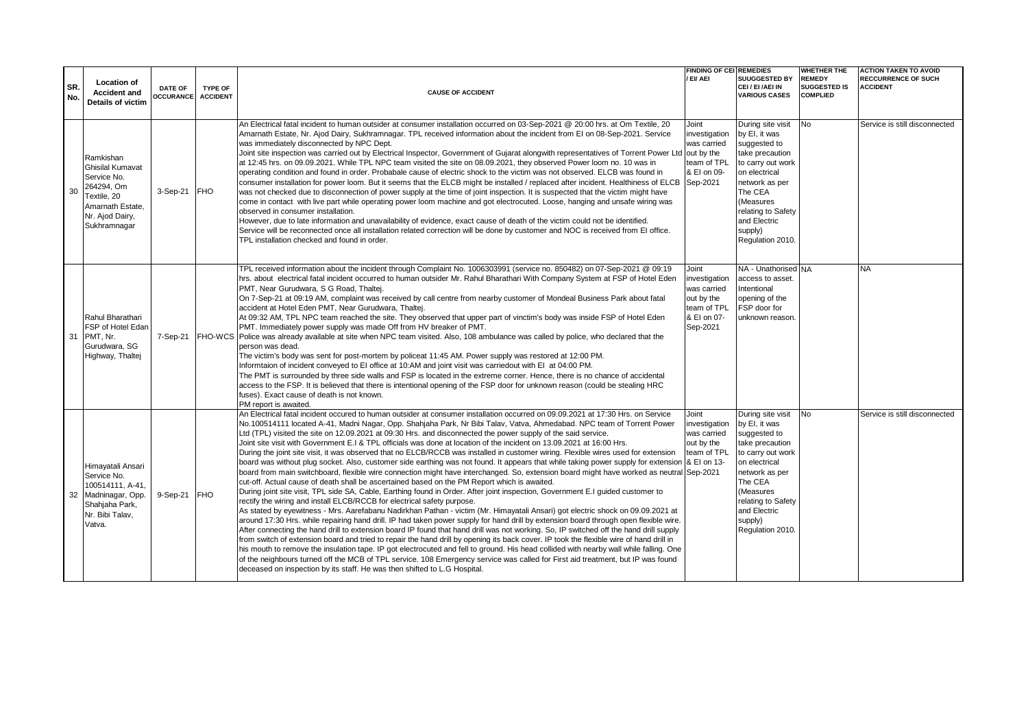| SR. No. | Location of Accident and Details of victim | DATE OF OCCURANCE | TYPE OF ACCIDENT | CAUSE OF ACCIDENT | FINDING OF CEI / EI/ AEI | REMEDIES SUUGGESTED BY CEI / EI /AEI IN VARIOUS CASES | WHETHER THE REMEDY SUGGESTED IS COMPLIED | ACTION TAKEN TO AVOID RECCURRENCE OF SUCH ACCIDENT |
|---|---|---|---|---|---|---|---|---|
| 30 | Ramkishan Ghisilal Kumavat Service No. 264294, Om Textile, 20 Amarnath Estate, Nr. Ajod Dairy, Sukhramnagar | 3-Sep-21 | FHO | An Electrical fatal incident to human outsider at consumer installation occurred on 03-Sep-2021 @ 20:00 hrs. at Om Textile, 20 Amarnath Estate, Nr. Ajod Dairy, Sukhramnagar. TPL received information about the incident from EI on 08-Sep-2021. Service was immediately disconnected by NPC Dept.<br>Joint site inspection was carried out by Electrical Inspector, Government of Gujarat alongwith representatives of Torrent Power Ltd at 12:45 hrs. on 09.09.2021. While TPL NPC team visited the site on 08.09.2021, they observed Power loom no. 10 was in operating condition and found in order. Probabale cause of electric shock to the victim was not observed. ELCB was found in consumer installation for power loom. But it seems that the ELCB might be installed / replaced after incident. Healthiness of ELCB was not checked due to disconnection of power supply at the time of joint inspection. It is suspected that the victim might have come in contact with live part while operating power loom machine and got electrocuted. Loose, hanging and unsafe wiring was observed in consumer installation.<br>However, due to late information and unavailability of evidence, exact cause of death of the victim could not be identified.<br>Service will be reconnected once all installation related correction will be done by customer and NOC is received from EI office.<br>TPL installation checked and found in order. | Joint investigation was carried out by the team of TPL & EI on 09-Sep-2021 | During site visit by EI, it was suggested to take precaution to carry out work on electrical network as per The CEA (Measures relating to Safety and Electric supply) Regulation 2010. | No | Service is still disconnected |
| 31 | Rahul Bharathari FSP of Hotel Edan PMT, Nr. Gurudwara, SG Highway, Thaltej | 7-Sep-21 | FHO-WCS | TPL received information about the incident through Complaint No. 1006303991 (service no. 850482) on 07-Sep-2021 @ 09:19 hrs. about electrical fatal incident occurred to human outsider Mr. Rahul Bharathari With Company System at FSP of Hotel Eden PMT, Near Gurudwara, S G Road, Thaltej.<br>On 7-Sep-21 at 09:19 AM, complaint was received by call centre from nearby customer of Mondeal Business Park about fatal accident at Hotel Eden PMT, Near Gurudwara, Thaltej.<br>At 09:32 AM, TPL NPC team reached the site. They observed that upper part of vinctim's body was inside FSP of Hotel Eden PMT. Immediately power supply was made Off from HV breaker of PMT.<br>Police was already available at site when NPC team visited. Also, 108 ambulance was called by police, who declared that the person was dead.<br>The victim's body was sent for post-mortem by policeat 11:45 AM. Power supply was restored at 12:00 PM.<br>Informtaion of incident conveyed to EI office at 10:AM and joint visit was carriedout with EI at 04:00 PM.<br>The PMT is surrounded by three side walls and FSP is located in the extreme corner. Hence, there is no chance of accidental access to the FSP. It is believed that there is intentional opening of the FSP door for unknown reason (could be stealing HRC fuses). Exact cause of death is not known.<br>PM report is awaited. | Joint investigation was carried out by the team of TPL & EI on 07-Sep-2021 | NA - Unathorised access to asset. Intentional opening of the FSP door for unknown reason. | NA | NA |
| 32 | Himayatali Ansari Service No. 100514111, A-41, Madninagar, Opp. Shahjaha Park, Nr. Bibi Talav, Vatva. | 9-Sep-21 | FHO | An Electrical fatal incident occured to human outsider at consumer installation occurred on 09.09.2021 at 17:30 Hrs. on Service No.100514111 located A-41, Madni Nagar, Opp. Shahjaha Park, Nr Bibi Talav, Vatva, Ahmedabad. NPC team of Torrent Power Ltd (TPL) visited the site on 12.09.2021 at 09:30 Hrs. and disconnected the power supply of the said service.<br>Joint site visit with Government E.I & TPL officials was done at location of the incident on 13.09.2021 at 16:00 Hrs.<br>During the joint site visit, it was observed that no ELCB/RCCB was installed in customer wiring. Flexible wires used for extension board was without plug socket. Also, customer side earthing was not found. It appears that while taking power supply for extension board from main switchboard, flexible wire connection might have interchanged. So, extension board might have worked as neutral cut-off. Actual cause of death shall be ascertained based on the PM Report which is awaited.<br>During joint site visit, TPL side SA, Cable, Earthing found in Order. After joint inspection, Government E.I guided customer to rectify the wiring and install ELCB/RCCB for electrical safety purpose.<br>As stated by eyewitness - Mrs. Aarefabanu Nadirkhan Pathan - victim (Mr. Himayatali Ansari) got electric shock on 09.09.2021 at around 17:30 Hrs. while repairing hand drill. IP had taken power supply for hand drill by extension board through open flexible wire. After connecting the hand drill to extension board IP found that hand drill was not working. So, IP switched off the hand drill supply from switch of extension board and tried to repair the hand drill by opening its back cover. IP took the flexible wire of hand drill in his mouth to remove the insulation tape. IP got electrocuted and fell to ground. His head collided with nearby wall while falling. One of the neighbours turned off the MCB of TPL service. 108 Emergency service was called for First aid treatment, but IP was found deceased on inspection by its staff. He was then shifted to L.G Hospital. | Joint investigation was carried out by the team of TPL & EI on 13-Sep-2021 | During site visit by EI, it was suggested to take precaution to carry out work on electrical network as per The CEA (Measures relating to Safety and Electric supply) Regulation 2010. | No | Service is still disconnected |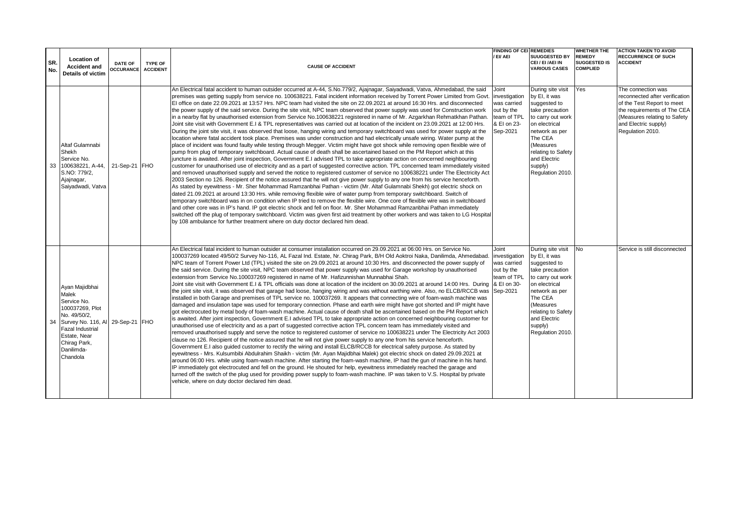| SR. No. | Location of Accident and Details of victim | DATE OF OCCURANCE | TYPE OF ACCIDENT | CAUSE OF ACCIDENT | FINDING OF CEI / EI/ AEI | REMEDIES SUUGGESTED BY CEI / EI /AEI IN VARIOUS CASES | WHETHER THE REMEDY SUGGESTED IS COMPLIED | ACTION TAKEN TO AVOID RECCURRENCE OF SUCH ACCIDENT |
|---|---|---|---|---|---|---|---|---|
| 33 | Altaf Gulamnabi Shekh Service No. 100638221, A-44, S.NO: 779/2, Ajajnagar, Saiyadwadi, Vatva | 21-Sep-21 | FHO | An Electrical fatal accident to human outsider occurred at A-44, S.No.779/2, Ajajnagar, Saiyadwadi, Vatva, Ahmedabad, the said premises was getting supply from service no. 100638221. Fatal incident information received by Torrent Power Limited from Govt. EI office on date 22.09.2021 at 13:57 Hrs. NPC team had visited the site on 22.09.2021 at around 16:30 Hrs. and disconnected the power supply of the said service. During the site visit, NPC team observed that power supply was used for Construction work in a nearby flat by unauthorised extension from Service No.100638221 registered in name of Mr. Azgarkhan Rehmatkhan Pathan. Joint site visit with Government E.I & TPL representatives was carried out at location of the incident on 23.09.2021 at 12:00 Hrs. During the joint site visit, it was observed that loose, hanging wiring and temporary switchboard was used for power supply at the location where fatal accident took place. Premises was under construction and had electrically unsafe wiring. Water pump at the place of incident was found faulty while testing through Megger. Victim might have got shock while removing open flexible wire of pump from plug of temporary switchboard. Actual cause of death shall be ascertained based on the PM Report which at this juncture is awaited. After joint inspection, Government E.I advised TPL to take appropriate action on concerned neighbouring customer for unauthorised use of electricity and as a part of suggested corrective action. TPL concerned team immediately visited and removed unauthorised supply and served the notice to registered customer of service no 100638221 under The Electricity Act 2003 Section no 126. Recipient of the notice assured that he will not give power supply to any one from his service henceforth. As stated by eyewitness - Mr. Sher Mohammad Ramzanbhai Pathan - victim (Mr. Altaf Gulamnabi Shekh) got electric shock on dated 21.09.2021 at around 13:30 Hrs. while removing flexible wire of water pump from temporary switchboard. Switch of temporary switchboard was in on condition when IP tried to remove the flexible wire. One core of flexible wire was in switchboard and other core was in IP's hand. IP got electric shock and fell on floor. Mr. Sher Mohammad Ramzanbhai Pathan immediately switched off the plug of temporary switchboard. Victim was given first aid treatment by other workers and was taken to LG Hospital by 108 ambulance for further treatment where on duty doctor declared him dead. | Joint investigation was carried out by the team of TPL & EI on 23-Sep-2021 | During site visit by EI, it was suggested to take precaution to carry out work on electrical network as per The CEA (Measures relating to Safety and Electric supply) Regulation 2010. | Yes | The connection was reconnected after verification of the Test Report to meet the requirements of The CEA (Measures relating to Safety and Electric supply) Regulation 2010. |
| 34 | Ayan Majidbhai Malek Service No. 100037269, Plot No. 49/50/2, Survey No. 116, Al Fazal Industrial Estate, Near Chirag Park, Danilimda-Chandola | 29-Sep-21 | FHO | An Electrical fatal incident to human outsider at consumer installation occurred on 29.09.2021 at 06:00 Hrs. on Service No. 100037269 located 49/50/2 Survey No-116, AL Fazal Ind. Estate, Nr. Chirag Park, B/H Old Aoktroi Naka, Danilimda, Ahmedabad. NPC team of Torrent Power Ltd (TPL) visited the site on 29.09.2021 at around 10:30 Hrs. and disconnected the power supply of the said service. During the site visit, NPC team observed that power supply was used for Garage workshop by unauthorised extension from Service No.100037269 registered in name of Mr. Hafizunnishan Munnabhai Shah. Joint site visit with Government E.I & TPL officials was done at location of the incident on 30.09.2021 at around 14:00 Hrs. During the joint site visit, it was observed that garage had loose, hanging wiring and was without earthing wire. Also, no ELCB/RCCB was installed in both Garage and premises of TPL service no. 100037269. It appears that connecting wire of foam-wash machine was damaged and insulation tape was used for temporary connection. Phase and earth wire might have got shorted and IP might have got electrocuted by metal body of foam-wash machine. Actual cause of death shall be ascertained based on the PM Report which is awaited. After joint inspection, Government E.I advised TPL to take appropriate action on concerned neighbouring customer for unauthorised use of electricity and as a part of suggested corrective action TPL concern team has immediately visited and removed unauthorised supply and serve the notice to registered customer vise no 100638221 under The Electricity Act 2003 clause no 126. Recipient of the notice assured that he will not give power supply to any one from his service henceforth. Government E.I also guided customer to rectify the wiring and install ELCB/RCCB for electrical safety purpose. As stated by eyewitness - Mrs. Kulsumbibi Abdulrahim Shaikh - victim (Mr. Ayan Majidbhai Malek) got electric shock on dated 29.09.2021 at around 06:00 Hrs. while using foam-wash machine. After starting the foam-wash machine, IP had the gun of machine in his hand. IP immediately got electrocuted and fell on the ground. He shouted for help, eyewitness immediately reached the garage and turned off the switch of the plug used for providing power supply to foam-wash machine. IP was taken to V.S. Hospital by private vehicle, where on duty doctor declared him dead. | Joint investigation was carried out by the team of TPL & EI on 30-Sep-2021 | During site visit by EI, it was suggested to take precaution to carry out work on electrical network as per The CEA (Measures relating to Safety and Electric supply) Regulation 2010. | No | Service is still disconnected |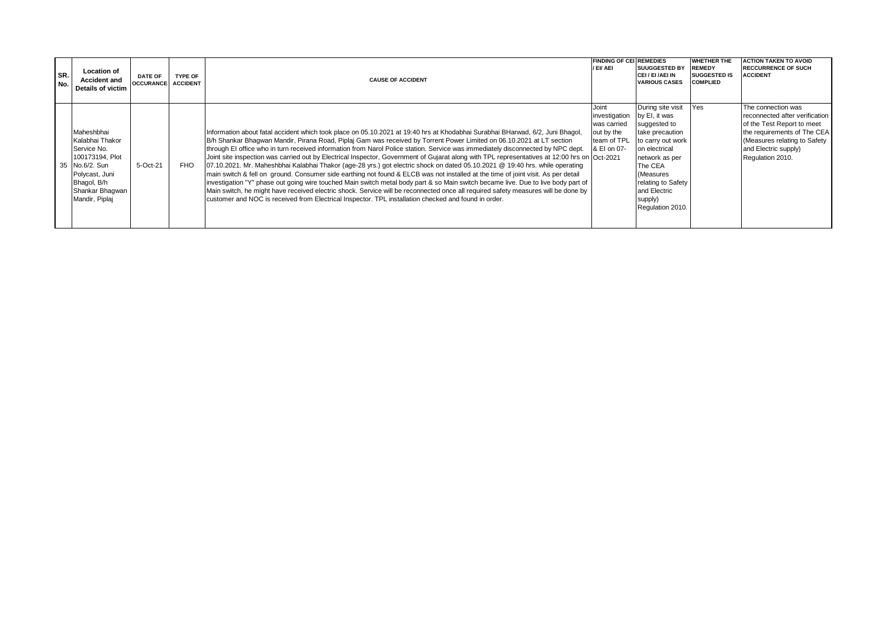| SR. No. | Location of Accident and Details of victim | DATE OF OCCURANCE | TYPE OF ACCIDENT | CAUSE OF ACCIDENT | FINDING OF CEI / EI/ AEI | REMEDIES SUUGGESTED BY CEI / EI /AEI IN VARIOUS CASES | WHETHER THE REMEDY SUGGESTED IS COMPLIED | ACTION TAKEN TO AVOID RECCURRENCE OF SUCH ACCIDENT |
|---|---|---|---|---|---|---|---|---|
| 35 | Maheshbhai Kalabhai Thakor Service No. 100173194, Plot No.6/2. Sun Polycast, Juni Bhagol, B/h Shankar Bhagwan Mandir, Piplaj | 5-Oct-21 | FHO | Information about fatal accident which took place on 05.10.2021 at 19:40 hrs at Khodabhai Surabhai BHarwad, 6/2, Juni Bhagol, B/h Shankar Bhagwan Mandir, Pirana Road, Piplaj Gam was received by Torrent Power Limited on 06.10.2021 at LT section through EI office who in turn received information from Narol Police station. Service was immediately disconnected by NPC dept. Joint site inspection was carried out by Electrical Inspector, Government of Gujarat along with TPL representatives at 12:00 hrs on 07.10.2021. Mr. Maheshbhai Kalabhai Thakor (age-28 yrs.) got electric shock on dated 05.10.2021 @ 19:40 hrs. while operating main switch & fell on ground. Consumer side earthing not found & ELCB was not installed at the time of joint visit. As per detail investigation "Y" phase out going wire touched Main switch metal body part & so Main switch became live. Due to live body part of Main switch, he might have received electric shock. Service will be reconnected once all required safety measures will be done by customer and NOC is received from Electrical Inspector. TPL installation checked and found in order. | Joint investigation was carried out by the team of TPL & EI on 07-Oct-2021 | During site visit by EI, it was suggested to take precaution to carry out work on electrical network as per The CEA (Measures relating to Safety and Electric supply) Regulation 2010. | Yes | The connection was reconnected after verification of the Test Report to meet the requirements of The CEA (Measures relating to Safety and Electric supply) Regulation 2010. |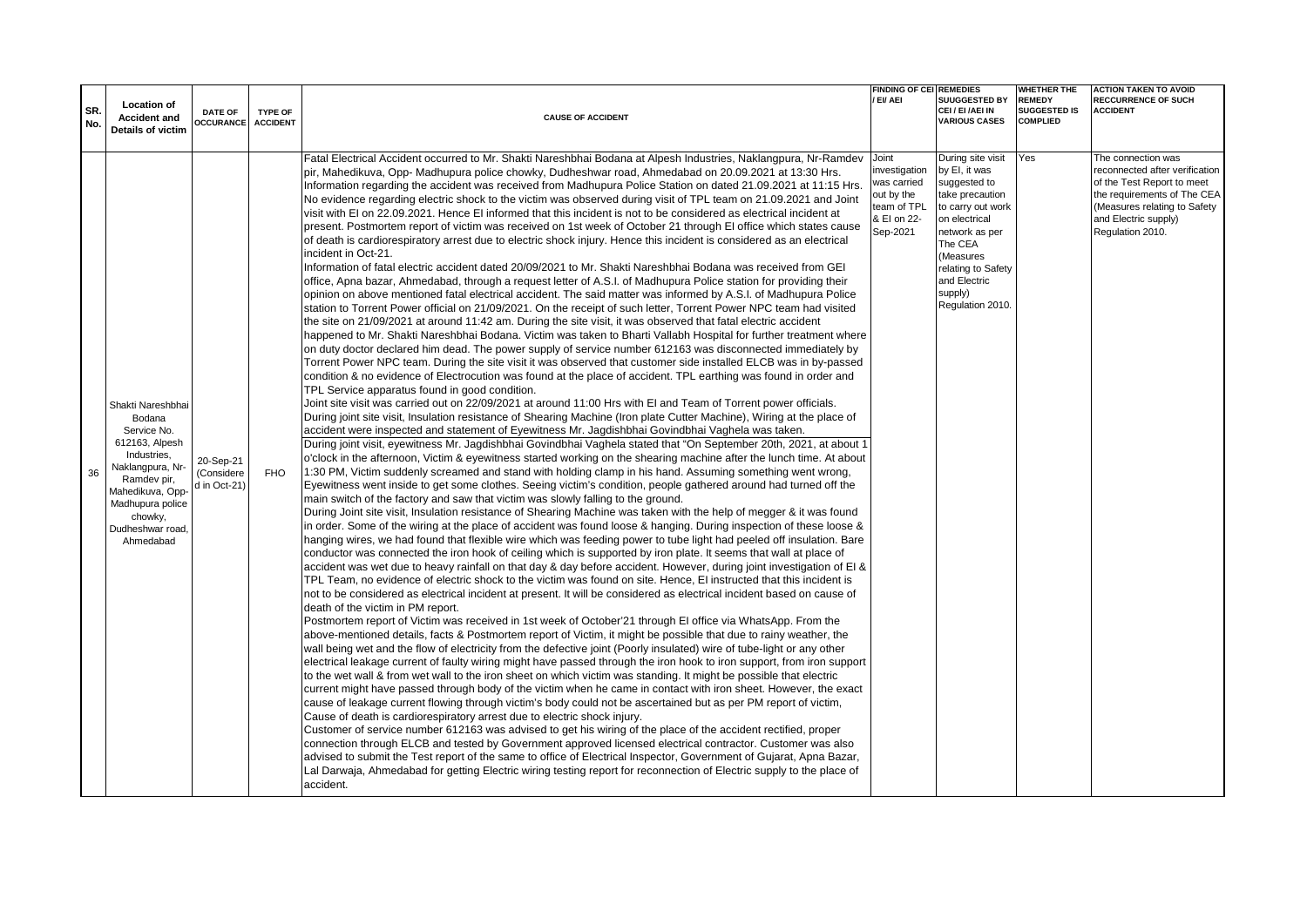| SR. No. | Location of Accident and Details of victim | DATE OF OCCURANCE | TYPE OF ACCIDENT | CAUSE OF ACCIDENT | FINDING OF CEI / EI/ AEI | REMEDIES SUUGGESTED BY CEI / EI /AEI IN VARIOUS CASES | WHETHER THE REMEDY SUGGESTED IS COMPLIED | ACTION TAKEN TO AVOID RECCURRENCE OF SUCH ACCIDENT |
|---|---|---|---|---|---|---|---|---|
| 36 | Shakti Nareshbhai Bodana Service No. 612163, Alpesh Industries, Naklangpura, Nr-Ramdev pir, Mahedikuva, Opp-Madhupura police chowky, Dudheshwar road, Ahmedabad | 20-Sep-21 (Considered in Oct-21) | FHO | Fatal Electrical Accident occurred to Mr. Shakti Nareshbhai Bodana at Alpesh Industries, Naklangpura, Nr-Ramdev pir, Mahedikuva, Opp- Madhupura police chowky, Dudheshwar road, Ahmedabad on 20.09.2021 at 13:30 Hrs. Information regarding the accident was received from Madhupura Police Station on dated 21.09.2021 at 11:15 Hrs. No evidence regarding electric shock to the victim was observed during visit of TPL team on 21.09.2021 and Joint visit with EI on 22.09.2021. Hence EI informed that this incident is not to be considered as electrical incident at present. Postmortem report of victim was received on 1st week of October 21 through EI office which states cause of death is cardiorespiratory arrest due to electric shock injury. Hence this incident is considered as an electrical incident in Oct-21.<br>Information of fatal electric accident dated 20/09/2021 to Mr. Shakti Nareshbhai Bodana was received from GEI office, Apna bazar, Ahmedabad, through a request letter of A.S.I. of Madhupura Police station for providing their opinion on above mentioned fatal electrical accident. The said matter was informed by A.S.I. of Madhupura Police station to Torrent Power official on 21/09/2021. On the receipt of such letter, Torrent Power NPC team had visited the site on 21/09/2021 at around 11:42 am. During the site visit, it was observed that fatal electric accident happened to Mr. Shakti Nareshbhai Bodana. Victim was taken to Bharti Vallabh Hospital for further treatment where on duty doctor declared him dead. The power supply of service number 612163 was disconnected immediately by Torrent Power NPC team. During the site visit it was observed that customer side installed ELCB was in by-passed condition & no evidence of Electrocution was found at the place of accident. TPL earthing was found in order and TPL Service apparatus found in good condition.<br>Joint site visit was carried out on 22/09/2021 at around 11:00 Hrs with EI and Team of Torrent power officials. During joint site visit, Insulation resistance of Shearing Machine (Iron plate Cutter Machine), Wiring at the place of accident were inspected and statement of Eyewitness Mr. Jagdishbhai Govindbhai Vaghela was taken.<br>During joint visit, eyewitness Mr. Jagdishbhai Govindbhai Vaghela stated that "On September 20th, 2021, at about 1 o'clock in the afternoon, Victim & eyewitness started working on the shearing machine after the lunch time. At about 1:30 PM, Victim suddenly screamed and stand with holding clamp in his hand. Assuming something went wrong, Eyewitness went inside to get some clothes. Seeing victim's condition, people gathered around had turned off the main switch of the factory and saw that victim was slowly falling to the ground.<br>During Joint site visit, Insulation resistance of Shearing Machine was taken with the help of megger & it was found in order. Some of the wiring at the place of accident was found loose & hanging. During inspection of these loose & hanging wires, we had found that flexible wire which was feeding power to tube light had peeled off insulation. Bare conductor was connected the iron hook of ceiling which is supported by iron plate. It seems that wall at place of accident was wet due to heavy rainfall on that day & day before accident. However, during joint investigation of EI & TPL Team, no evidence of electric shock to the victim was found on site. Hence, EI instructed that this incident is not to be considered as electrical incident at present. It will be considered as electrical incident based on cause of death of the victim in PM report.<br>Postmortem report of Victim was received in 1st week of October'21 through EI office via WhatsApp. From the above-mentioned details, facts & Postmortem report of Victim, it might be possible that due to rainy weather, the wall being wet and the flow of electricity from the defective joint (Poorly insulated) wire of tube-light or any other electrical leakage current of faulty wiring might have passed through the iron hook to iron support, from iron support to the wet wall & from wet wall to the iron sheet on which victim was standing. It might be possible that electric current might have passed through body of the victim when he came in contact with iron sheet. However, the exact cause of leakage current flowing through victim's body could not be ascertained but as per PM report of victim, Cause of death is cardiorespiratory arrest due to electric shock injury.<br>Customer of service number 612163 was advised to get his wiring of the place of the accident rectified, proper connection through ELCB and tested by Government approved licensed electrical contractor. Customer was also advised to submit the Test report of the same to office of Electrical Inspector, Government of Gujarat, Apna Bazar, Lal Darwaja, Ahmedabad for getting Electric wiring testing report for reconnection of Electric supply to the place of accident. | Joint investigation was carried out by the team of TPL & EI on 22-Sep-2021 | During site visit by EI, it was suggested to take precaution to carry out work on electrical network as per The CEA (Measures relating to Safety and Electric supply) Regulation 2010. | Yes | The connection was reconnected after verification of the Test Report to meet the requirements of The CEA (Measures relating to Safety and Electric supply) Regulation 2010. |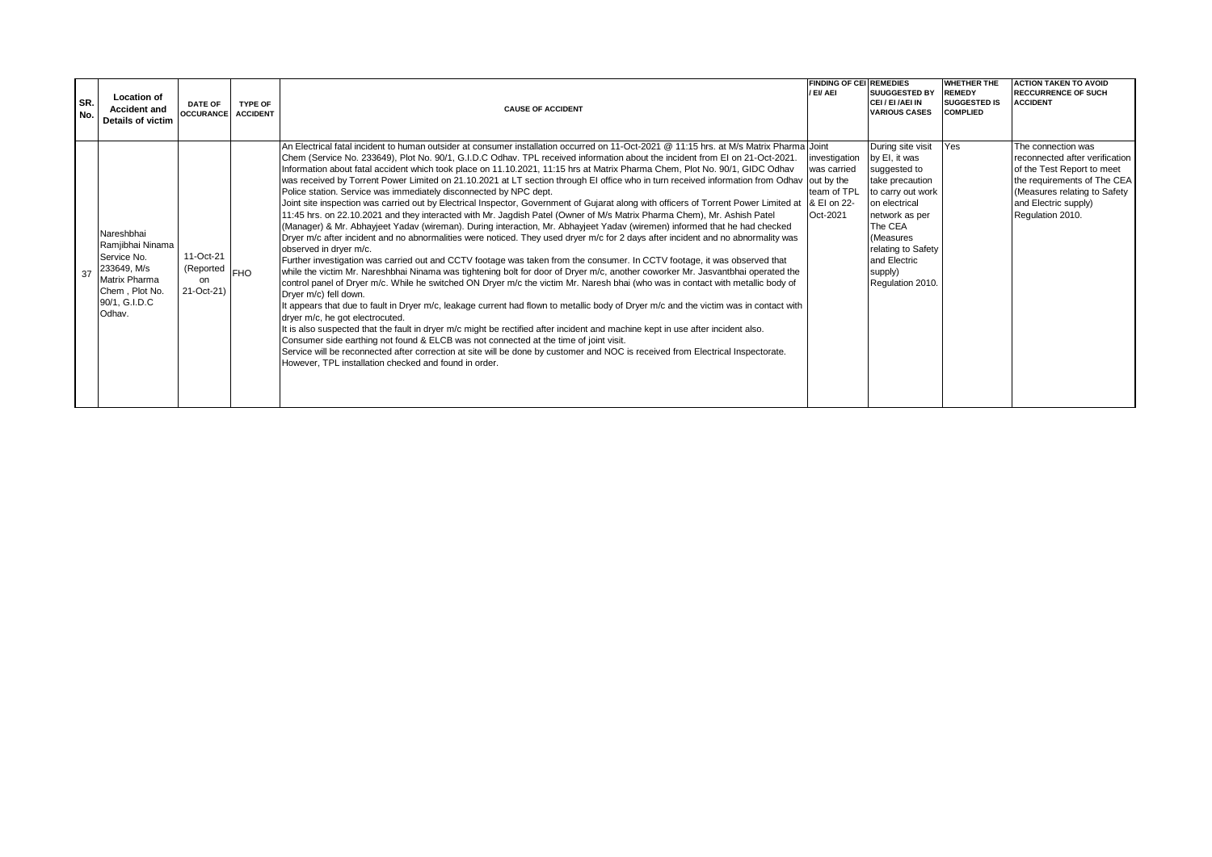| SR. No. | Location of Accident and Details of victim | DATE OF OCCURANCE | TYPE OF ACCIDENT | CAUSE OF ACCIDENT | FINDING OF CEI / EI/ AEI | REMEDIES SUUGGESTED BY CEI / EI /AEI IN VARIOUS CASES | WHETHER THE REMEDY SUGGESTED IS COMPLIED | ACTION TAKEN TO AVOID RECCURRENCE OF SUCH ACCIDENT |
|---|---|---|---|---|---|---|---|---|
| 37 | Nareshbhai Ramjibhai Ninama Service No. 233649, M/s Matrix Pharma Chem , Plot No. 90/1, G.I.D.C Odhav. | 11-Oct-21 (Reported on 21-Oct-21) | FHO | An Electrical fatal incident to human outsider at consumer installation occurred on 11-Oct-2021 @ 11:15 hrs. at M/s Matrix Pharma Chem (Service No. 233649), Plot No. 90/1, G.I.D.C Odhav. TPL received information about the incident from EI on 21-Oct-2021. Information about fatal accident which took place on 11.10.2021, 11:15 hrs at Matrix Pharma Chem, Plot No. 90/1, GIDC Odhav was received by Torrent Power Limited on 21.10.2021 at LT section through EI office who in turn received information from Odhav Police station. Service was immediately disconnected by NPC dept.<br>Joint site inspection was carried out by Electrical Inspector, Government of Gujarat along with officers of Torrent Power Limited at 11:45 hrs. on 22.10.2021 and they interacted with Mr. Jagdish Patel (Owner of M/s Matrix Pharma Chem), Mr. Ashish Patel (Manager) & Mr. Abhayjeet Yadav (wireman). During interaction, Mr. Abhayjeet Yadav (wiremen) informed that he had checked Dryer m/c after incident and no abnormalities were noticed. They used dryer m/c for 2 days after incident and no abnormality was observed in dryer m/c.<br>Further investigation was carried out and CCTV footage was taken from the consumer. In CCTV footage, it was observed that while the victim Mr. Nareshbhai Ninama was tightening bolt for door of Dryer m/c, another coworker Mr. Jasvantbhai operated the control panel of Dryer m/c. While he switched ON Dryer m/c the victim Mr. Naresh bhai (who was in contact with metallic body of Dryer m/c) fell down.<br>It appears that due to fault in Dryer m/c, leakage current had flown to metallic body of Dryer m/c and the victim was in contact with dryer m/c, he got electrocuted.<br>It is also suspected that the fault in dryer m/c might be rectified after incident and machine kept in use after incident also.<br>Consumer side earthing not found & ELCB was not connected at the time of joint visit.<br>Service will be reconnected after correction at site will be done by customer and NOC is received from Electrical Inspectorate.<br>However, TPL installation checked and found in order. | Joint investigation was carried out by the team of TPL & EI on 22-Oct-2021 | During site visit by EI, it was suggested to take precaution to carry out work on electrical network as per The CEA (Measures relating to Safety and Electric supply) Regulation 2010. | Yes | The connection was reconnected after verification of the Test Report to meet the requirements of The CEA (Measures relating to Safety and Electric supply) Regulation 2010. |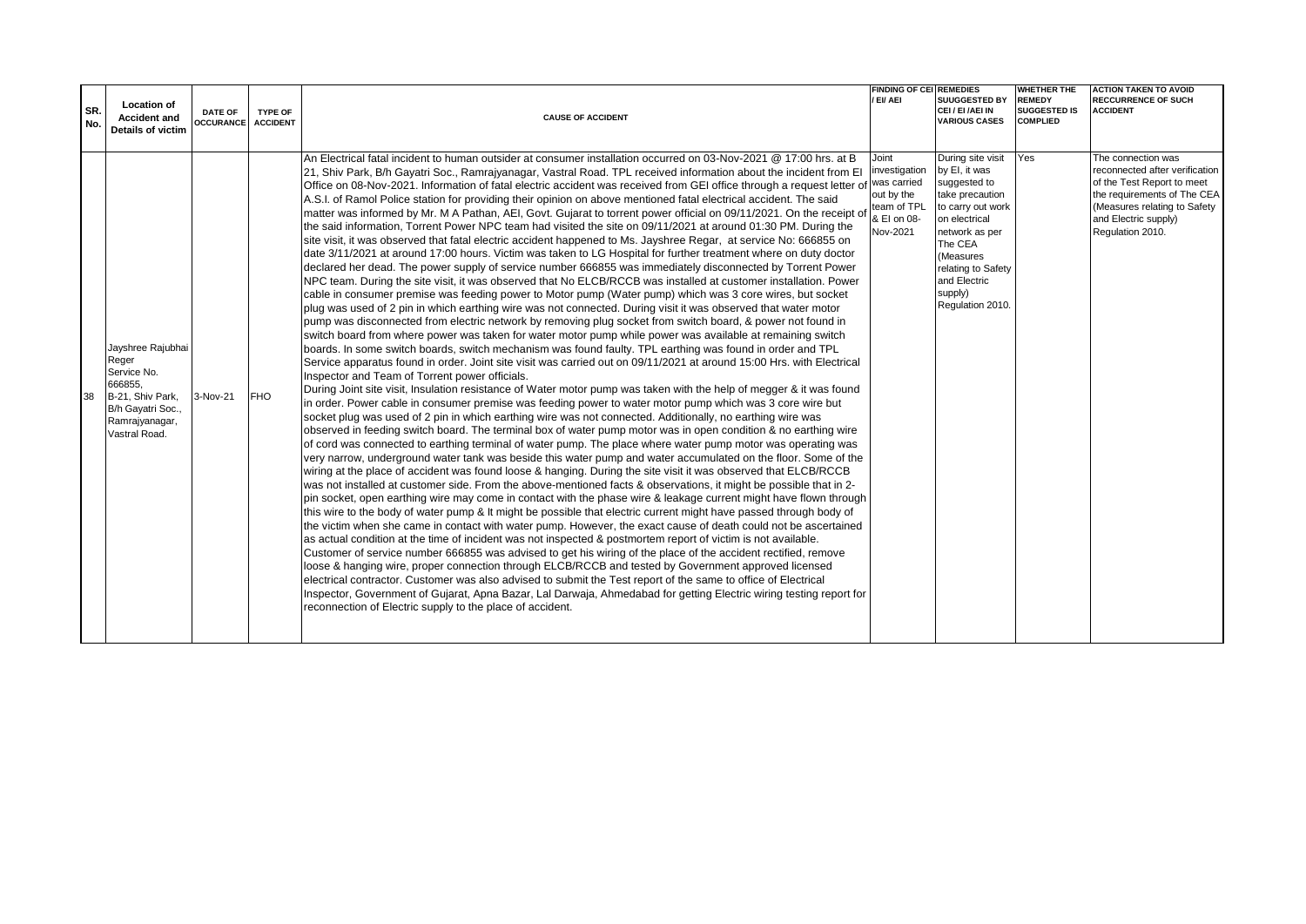| SR. No. | Location of Accident and Details of victim | DATE OF OCCURANCE | TYPE OF ACCIDENT | CAUSE OF ACCIDENT | FINDING OF CEI / EI/ AEI | REMEDIES SUUGGESTED BY CEI / EI /AEI IN VARIOUS CASES | WHETHER THE REMEDY SUGGESTED IS COMPLIED | ACTION TAKEN TO AVOID RECCURRENCE OF SUCH ACCIDENT |
|---|---|---|---|---|---|---|---|---|
| 38 | Jayshree Rajubhai Reger Service No. 666855, B-21, Shiv Park, B/h Gayatri Soc., Ramrajyanagar, Vastral Road. | 3-Nov-21 | FHO | An Electrical fatal incident to human outsider at consumer installation occurred on 03-Nov-2021 @ 17:00 hrs. at B 21, Shiv Park, B/h Gayatri Soc., Ramrajyanagar, Vastral Road. TPL received information about the incident from EI Office on 08-Nov-2021. Information of fatal electric accident was received from GEI office through a request letter of A.S.I. of Ramol Police station for providing their opinion on above mentioned fatal electrical accident. The said matter was informed by Mr. M A Pathan, AEI, Govt. Gujarat to torrent power official on 09/11/2021. On the receipt of the said information, Torrent Power NPC team had visited the site on 09/11/2021 at around 01:30 PM. During the site visit, it was observed that fatal electric accident happened to Ms. Jayshree Regar, at service No: 666855 on date 3/11/2021 at around 17:00 hours. Victim was taken to LG Hospital for further treatment where on duty doctor declared her dead. The power supply of service number 666855 was immediately disconnected by Torrent Power NPC team. During the site visit, it was observed that No ELCB/RCCB was installed at customer installation. Power cable in consumer premise was feeding power to Motor pump (Water pump) which was 3 core wires, but socket plug was used of 2 pin in which earthing wire was not connected. During visit it was observed that water motor pump was disconnected from electric network by removing plug socket from switch board, & power not found in switch board from where power was taken for water motor pump while power was available at remaining switch boards. In some switch boards, switch mechanism was found faulty. TPL earthing was found in order and TPL Service apparatus found in order. Joint site visit was carried out on 09/11/2021 at around 15:00 Hrs. with Electrical Inspector and Team of Torrent power officials.<br>During Joint site visit, Insulation resistance of Water motor pump was taken with the help of megger & it was found in order. Power cable in consumer premise was feeding power to water motor pump which was 3 core wire but socket plug was used of 2 pin in which earthing wire was not connected. Additionally, no earthing wire was observed in feeding switch board. The terminal box of water pump motor was in open condition & no earthing wire of cord was connected to earthing terminal of water pump. The place where water pump motor was operating was very narrow, underground water tank was beside this water pump and water accumulated on the floor. Some of the wiring at the place of accident was found loose & hanging. During the site visit it was observed that ELCB/RCCB was not installed at customer side. From the above-mentioned facts & observations, it might be possible that in 2-pin socket, open earthing wire may come in contact with the phase wire & leakage current might have flown through this wire to the body of water pump & It might be possible that electric current might have passed through body of the victim when she came in contact with water pump. However, the exact cause of death could not be ascertained as actual condition at the time of incident was not inspected & postmortem report of victim is not available.<br>Customer of service number 666855 was advised to get his wiring of the place of the accident rectified, remove loose & hanging wire, proper connection through ELCB/RCCB and tested by Government approved licensed electrical contractor. Customer was also advised to submit the Test report of the same to office of Electrical Inspector, Government of Gujarat, Apna Bazar, Lal Darwaja, Ahmedabad for getting Electric wiring testing report for reconnection of Electric supply to the place of accident. | Joint investigation was carried out by the team of TPL & EI on 08-Nov-2021 | During site visit by EI, it was suggested to take precaution to carry out work on electrical network as per The CEA (Measures relating to Safety and Electric supply) Regulation 2010. | Yes | The connection was reconnected after verification of the Test Report to meet the requirements of The CEA (Measures relating to Safety and Electric supply) Regulation 2010. |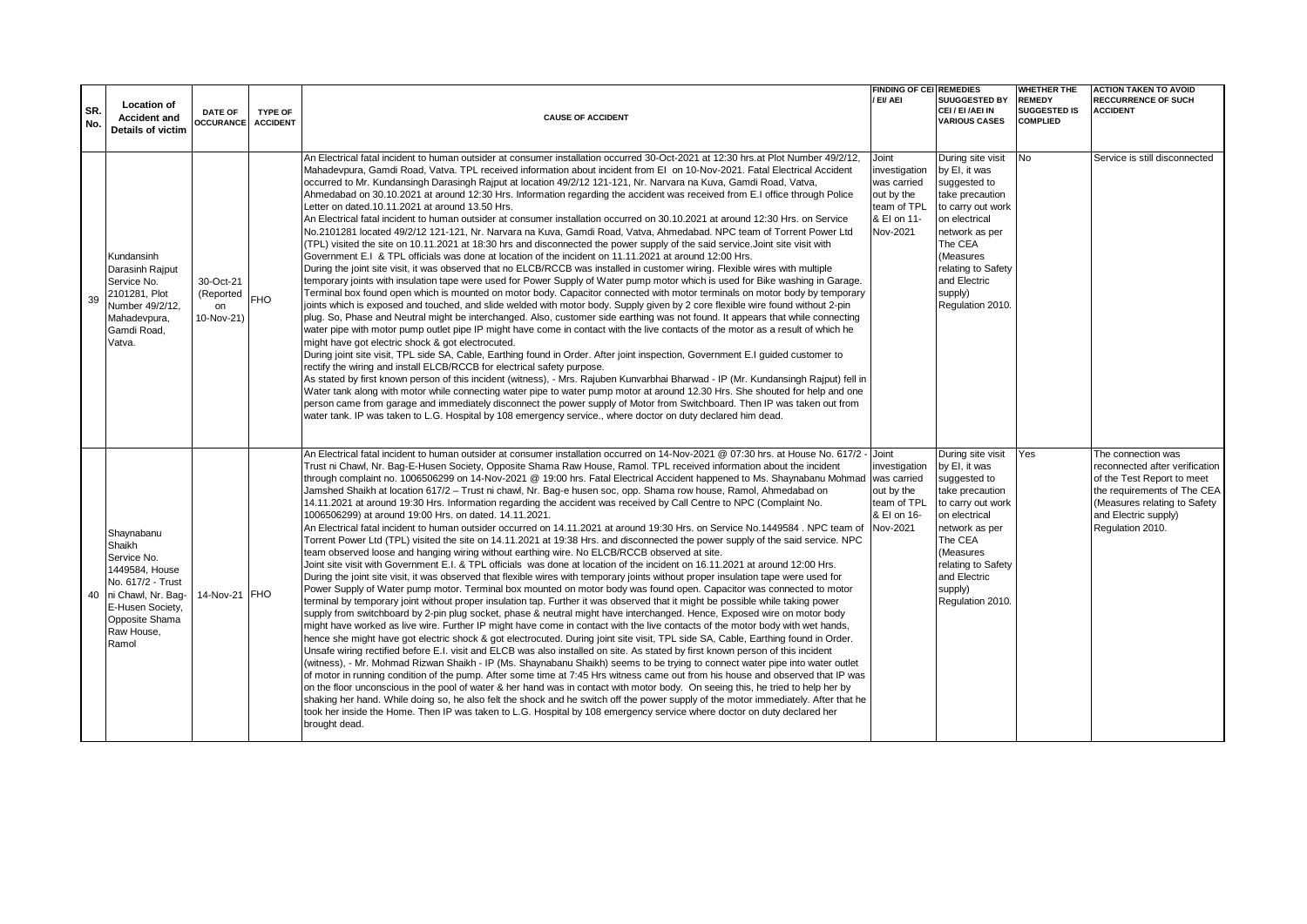| SR. No. | Location of Accident and Details of victim | DATE OF OCCURANCE | TYPE OF ACCIDENT | CAUSE OF ACCIDENT | FINDING OF CEI / EI/ AEI | REMEDIES SUUGGESTED BY CEI / EI /AEI IN VARIOUS CASES | WHETHER THE REMEDY SUGGESTED IS COMPLIED | ACTION TAKEN TO AVOID RECCURRENCE OF SUCH ACCIDENT |
|---|---|---|---|---|---|---|---|---|
| 39 | Kundansinh Darasinh Rajput Service No. 2101281, Plot Number 49/2/12, Mahadevpura, Gamdi Road, Vatva. | 30-Oct-21 (Reported on 10-Nov-21) | FHO | An Electrical fatal incident to human outsider at consumer installation occurred 30-Oct-2021 at 12:30 hrs.at Plot Number 49/2/12, Mahadevpura, Gamdi Road, Vatva. TPL received information about incident from EI on 10-Nov-2021. Fatal Electrical Accident occurred to Mr. Kundansingh Darasingh Rajput at location 49/2/12 121-121, Nr. Narvara na Kuva, Gamdi Road, Vatva, Ahmedabad on 30.10.2021 at around 12:30 Hrs. Information regarding the accident was received from E.I office through Police Letter on dated.10.11.2021 at around 13.50 Hrs.<br>An Electrical fatal incident to human outsider at consumer installation occurred on 30.10.2021 at around 12:30 Hrs. on Service No.2101281 located 49/2/12 121-121, Nr. Narvara na Kuva, Gamdi Road, Vatva, Ahmedabad. NPC team of Torrent Power Ltd (TPL) visited the site on 10.11.2021 at 18:30 hrs and disconnected the power supply of the said service.Joint site visit with Government E.I & TPL officials was done at location of the incident on 11.11.2021 at around 12:00 Hrs.<br>During the joint site visit, it was observed that no ELCB/RCCB was installed in customer wiring. Flexible wires with multiple temporary joints with insulation tape were used for Power Supply of Water pump motor which is used for Bike washing in Garage. Terminal box found open which is mounted on motor body. Capacitor connected with motor terminals on motor body by temporary joints which is exposed and touched, and slide welded with motor body. Supply given by 2 core flexible wire found without 2-pin plug. So, Phase and Neutral might be interchanged. Also, customer side earthing was not found. It appears that while connecting water pipe with motor pump outlet pipe IP might have come in contact with the live contacts of the motor as a result of which he might have got electric shock & got electrocuted.<br>During joint site visit, TPL side SA, Cable, Earthing found in Order. After joint inspection, Government E.I guided customer to rectify the wiring and install ELCB/RCCB for electrical safety purpose.<br>As stated by first known person of this incident (witness), - Mrs. Rajuben Kunvarbhai Bharwad - IP (Mr. Kundansingh Rajput) fell in Water tank along with motor while connecting water pipe to water pump motor at around 12.30 Hrs. She shouted for help and one person came from garage and immediately disconnect the power supply of Motor from Switchboard. Then IP was taken out from water tank. IP was taken to L.G. Hospital by 108 emergency service., where doctor on duty declared him dead. | Joint investigation was carried out by the team of TPL & EI on 11-Nov-2021 | During site visit by EI, it was suggested to take precaution to carry out work on electrical network as per The CEA (Measures relating to Safety and Electric supply) Regulation 2010. | No | Service is still disconnected |
| 40 | Shaynabanu Shaikh Service No. 1449584, House No. 617/2 - Trust ni Chawl, Nr. Bag-E-Husen Society, Opposite Shama Raw House, Ramol | 14-Nov-21 | FHO | An Electrical fatal incident to human outsider at consumer installation occurred on 14-Nov-2021 @ 07:30 hrs. at House No. 617/2 - Trust ni Chawl, Nr. Bag-E-Husen Society, Opposite Shama Raw House, Ramol. TPL received information about the incident through complaint no. 1006506299 on 14-Nov-2021 @ 19:00 hrs. Fatal Electrical Accident happened to Ms. Shaynabanu Mohmad Jamshed Shaikh at location 617/2 – Trust ni chawl, Nr. Bag-e husen soc, opp. Shama row house, Ramol, Ahmedabad on 14.11.2021 at around 19:30 Hrs. Information regarding the accident was received by Call Centre to NPC (Complaint No. 1006506299) at around 19:00 Hrs. on dated. 14.11.2021.<br>An Electrical fatal incident to human outsider occurred on 14.11.2021 at around 19:30 Hrs. on Service No.1449584 . NPC team of Torrent Power Ltd (TPL) visited the site on 14.11.2021 at 19:38 Hrs. and disconnected the power supply of the said service. NPC team observed loose and hanging wiring without earthing wire. No ELCB/RCCB observed at site.<br>Joint site visit with Government E.I. & TPL officials was done at location of the incident on 16.11.2021 at around 12:00 Hrs.<br>During the joint site visit, it was observed that flexible wires with temporary joints without proper insulation tape were used for Power Supply of Water pump motor. Terminal box mounted on motor body was found open. Capacitor was connected to motor terminal by temporary joint without proper insulation tap. Further it was observed that it might be possible while taking power supply from switchboard by 2-pin plug socket, phase & neutral might have interchanged. Hence, Exposed wire on motor body might have worked as live wire. Further IP might have come in contact with the live contacts of the motor body with wet hands, hence she might have got electric shock & got electrocuted. During joint site visit, TPL side SA, Cable, Earthing found in Order. Unsafe wiring rectified before E.I. visit and ELCB was also installed on site. As stated by first known person of this incident (witness), - Mr. Mohmad Rizwan Shaikh - IP (Ms. Shaynabanu Shaikh) seems to be trying to connect water pipe into water outlet of motor in running condition of the pump. After some time at 7:45 Hrs witness came out from his house and observed that IP was on the floor unconscious in the pool of water & her hand was in contact with motor body. On seeing this, he tried to help her by shaking her hand. While doing so, he also felt the shock and he switch off the power supply of the motor immediately. After that he took her inside the Home. Then IP was taken to L.G. Hospital by 108 emergency service where doctor on duty declared her brought dead. | Joint investigation was carried out by the team of TPL & EI on 16-Nov-2021 | During site visit by EI, it was suggested to take precaution to carry out work on electrical network as per The CEA (Measures relating to Safety and Electric supply) Regulation 2010. | Yes | The connection was reconnected after verification of the Test Report to meet the requirements of The CEA (Measures relating to Safety and Electric supply) Regulation 2010. |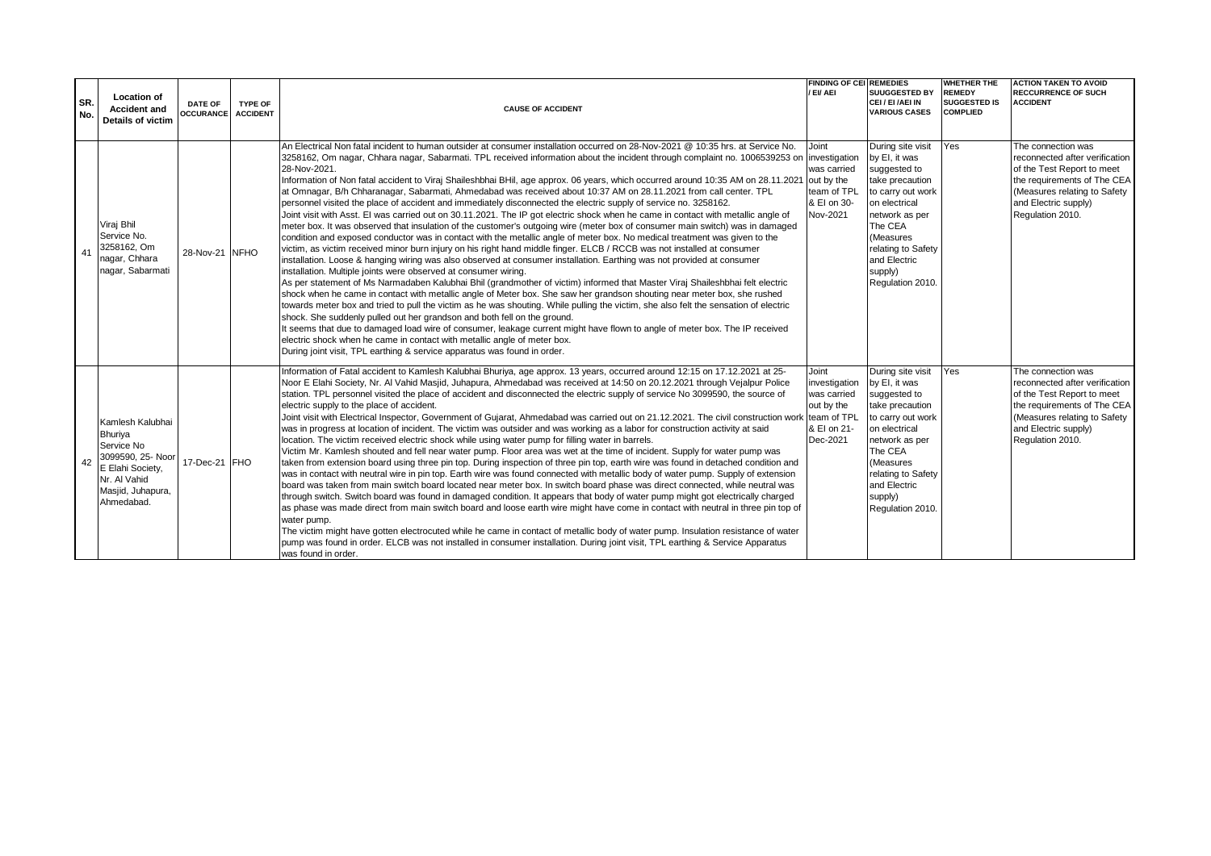| SR. No. | Location of Accident and Details of victim | DATE OF OCCURANCE | TYPE OF ACCIDENT | CAUSE OF ACCIDENT | FINDING OF CEI / EI/ AEI | REMEDIES SUUGGESTED BY CEI / EI /AEI IN VARIOUS CASES | WHETHER THE REMEDY SUGGESTED IS COMPLIED | ACTION TAKEN TO AVOID RECCURRENCE OF SUCH ACCIDENT |
|---|---|---|---|---|---|---|---|---|
| 41 | Viraj Bhil Service No. 3258162, Om nagar, Chhara nagar, Sabarmati | 28-Nov-21 | NFHO | An Electrical Non fatal incident to human outsider at consumer installation occurred on 28-Nov-2021 @ 10:35 hrs. at Service No. 3258162, Om nagar, Chhara nagar, Sabarmati. TPL received information about the incident through complaint no. 1006539253 on 28-Nov-2021.<br>Information of Non fatal accident to Viraj Shaileshbhai BHil, age approx. 06 years, which occurred around 10:35 AM on 28.11.2021 at Omnagar, B/h Chharanagar, Sabarmati, Ahmedabad was received about 10:37 AM on 28.11.2021 from call center. TPL personnel visited the place of accident and immediately disconnected the electric supply of service no. 3258162.<br>Joint visit with Asst. EI was carried out on 30.11.2021. The IP got electric shock when he came in contact with metallic angle of meter box. It was observed that insulation of the customer's outgoing wire (meter box of consumer main switch) was in damaged condition and exposed conductor was in contact with the metallic angle of meter box. No medical treatment was given to the victim, as victim received minor burn injury on his right hand middle finger. ELCB / RCCB was not installed at consumer installation. Loose & hanging wiring was also observed at consumer installation. Earthing was not provided at consumer installation. Multiple joints were observed at consumer wiring.<br>As per statement of Ms Narmadaben Kalubhai Bhil (grandmother of victim) informed that Master Viraj Shaileshbhai felt electric shock when he came in contact with metallic angle of Meter box. She saw her grandson shouting near meter box, she rushed towards meter box and tried to pull the victim as he was shouting. While pulling the victim, she also felt the sensation of electric shock. She suddenly pulled out her grandson and both fell on the ground.<br>It seems that due to damaged load wire of consumer, leakage current might have flown to angle of meter box. The IP received electric shock when he came in contact with metallic angle of meter box.<br>During joint visit, TPL earthing & service apparatus was found in order. | Joint investigation was carried out by the team of TPL & EI on 30-Nov-2021 | During site visit by EI, it was suggested to take precaution to carry out work on electrical network as per The CEA (Measures relating to Safety and Electric supply) Regulation 2010. | Yes | The connection was reconnected after verification of the Test Report to meet the requirements of The CEA (Measures relating to Safety and Electric supply) Regulation 2010. |
| 42 | Kamlesh Kalubhai Bhuriya Service No 3099590, 25- Noor E Elahi Society, Nr. Al Vahid Masjid, Juhapura, Ahmedabad. | 17-Dec-21 | FHO | Information of Fatal accident to Kamlesh Kalubhai Bhuriya, age approx. 13 years, occurred around 12:15 on 17.12.2021 at 25-Noor E Elahi Society, Nr. Al Vahid Masjid, Juhapura, Ahmedabad was received at 14:50 on 20.12.2021 through Vejalpur Police station. TPL personnel visited the place of accident and disconnected the electric supply of service No 3099590, the source of electric supply to the place of accident.<br>Joint visit with Electrical Inspector, Government of Gujarat, Ahmedabad was carried out on 21.12.2021. The civil construction work was in progress at location of incident. The victim was outsider and was working as a labor for construction activity at said location. The victim received electric shock while using water pump for filling water in barrels.<br>Victim Mr. Kamlesh shouted and fell near water pump. Floor area was wet at the time of incident. Supply for water pump was taken from extension board using three pin top. During inspection of three pin top, earth wire was found in detached condition and was in contact with neutral wire in pin top. Earth wire was found connected with metallic body of water pump. Supply of extension board was taken from main switch board located near meter box. In switch board phase was direct connected, while neutral was through switch. Switch board was found in damaged condition. It appears that body of water pump might got electrically charged as phase was made direct from main switch board and loose earth wire might have come in contact with neutral in three pin top of water pump.<br>The victim might have gotten electrocuted while he came in contact of metallic body of water pump. Insulation resistance of water pump was found in order. ELCB was not installed in consumer installation. During joint visit, TPL earthing & Service Apparatus was found in order. | Joint investigation was carried out by the team of TPL & EI on 21-Dec-2021 | During site visit by EI, it was suggested to take precaution to carry out work on electrical network as per The CEA (Measures relating to Safety and Electric supply) Regulation 2010. | Yes | The connection was reconnected after verification of the Test Report to meet the requirements of The CEA (Measures relating to Safety and Electric supply) Regulation 2010. |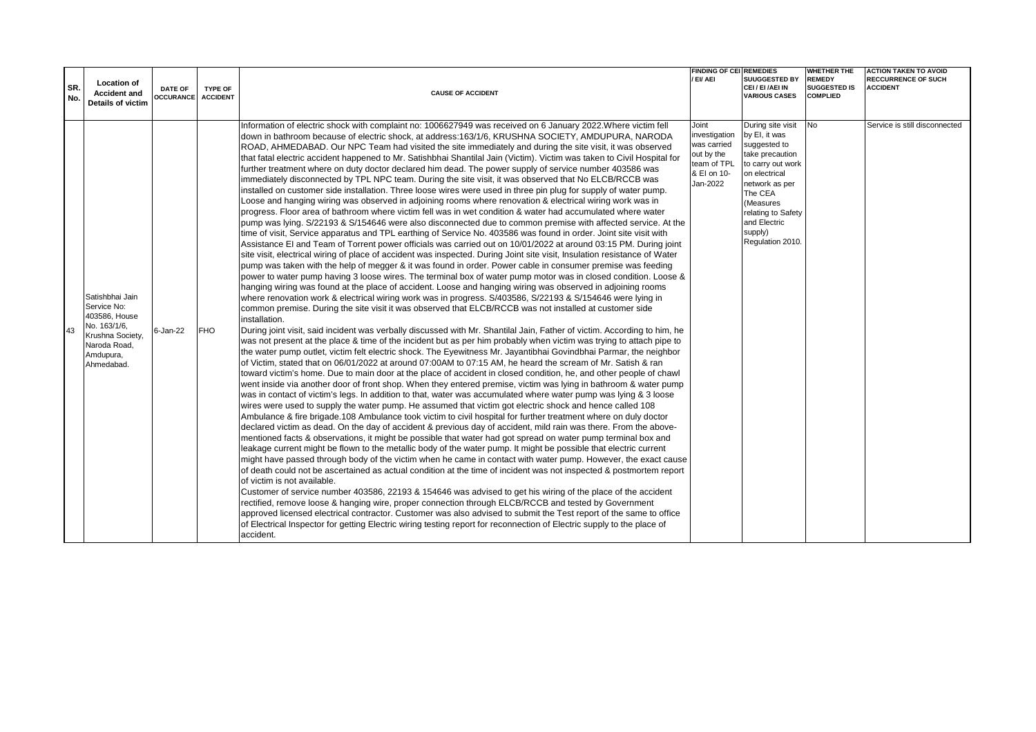| SR. No. | Location of Accident and Details of victim | DATE OF OCCURANCE | TYPE OF ACCIDENT | CAUSE OF ACCIDENT | FINDING OF CEI / EI/ AEI | REMEDIES SUUGGESTED BY CEI / EI /AEI IN VARIOUS CASES | WHETHER THE REMEDY SUGGESTED IS COMPLIED | ACTION TAKEN TO AVOID RECCURRENCE OF SUCH ACCIDENT |
|---|---|---|---|---|---|---|---|---|
| 43 | Satishbhai Jain Service No: 403586, House No. 163/1/6, Krushna Society, Naroda Road, Amdupura, Ahmedabad. | 6-Jan-22 | FHO | Information of electric shock with complaint no: 1006627949 was received on 6 January 2022.Where victim fell down in bathroom because of electric shock, at address:163/1/6, KRUSHNA SOCIETY, AMDUPURA, NARODA ROAD, AHMEDABAD. Our NPC Team had visited the site immediately and during the site visit, it was observed that fatal electric accident happened to Mr. Satishbhai Shantilal Jain (Victim). Victim was taken to Civil Hospital for further treatment where on duty doctor declared him dead. The power supply of service number 403586 was immediately disconnected by TPL NPC team. During the site visit, it was observed that No ELCB/RCCB was installed on customer side installation. Three loose wires were used in three pin plug for supply of water pump. Loose and hanging wiring was observed in adjoining rooms where renovation & electrical wiring work was in progress. Floor area of bathroom where victim fell was in wet condition & water had accumulated where water pump was lying. S/22193 & S/154646 were also disconnected due to common premise with affected service. At the time of visit, Service apparatus and TPL earthing of Service No. 403586 was found in order. Joint site visit with Assistance EI and Team of Torrent power officials was carried out on 10/01/2022 at around 03:15 PM. During joint site visit, electrical wiring of place of accident was inspected. During Joint site visit, Insulation resistance of Water pump was taken with the help of megger & it was found in order. Power cable in consumer premise was feeding power to water pump having 3 loose wires. The terminal box of water pump motor was in closed condition. Loose & hanging wiring was found at the place of accident. Loose and hanging wiring was observed in adjoining rooms where renovation work & electrical wiring work was in progress. S/403586, S/22193 & S/154646 were lying in common premise. During the site visit it was observed that ELCB/RCCB was not installed at customer side installation.<br>During joint visit, said incident was verbally discussed with Mr. Shantilal Jain, Father of victim. According to him, he was not present at the place & time of the incident but as per him probably when victim was trying to attach pipe to the water pump outlet, victim felt electric shock. The Eyewitness Mr. Jayantibhai Govindbhai Parmar, the neighbor of Victim, stated that on 06/01/2022 at around 07:00AM to 07:15 AM, he heard the scream of Mr. Satish & ran toward victim's home. Due to main door at the place of accident in closed condition, he, and other people of chawl went inside via another door of front shop. When they entered premise, victim was lying in bathroom & water pump was in contact of victim's legs. In addition to that, water was accumulated where water pump was lying & 3 loose wires were used to supply the water pump. He assumed that victim got electric shock and hence called 108 Ambulance & fire brigade.108 Ambulance took victim to civil hospital for further treatment where on duly doctor declared victim as dead. On the day of accident & previous day of accident, mild rain was there. From the above-mentioned facts & observations, it might be possible that water had got spread on water pump terminal box and leakage current might be flown to the metallic body of the water pump. It might be possible that electric current might have passed through body of the victim when he came in contact with water pump. However, the exact cause of death could not be ascertained as actual condition at the time of incident was not inspected & postmortem report of victim is not available.<br>Customer of service number 403586, 22193 & 154646 was advised to get his wiring of the place of the accident rectified, remove loose & hanging wire, proper connection through ELCB/RCCB and tested by Government approved licensed electrical contractor. Customer was also advised to submit the Test report of the same to office of Electrical Inspector for getting Electric wiring testing report for reconnection of Electric supply to the place of accident. | Joint investigation was carried out by the team of TPL & EI on 10-Jan-2022 | During site visit by EI, it was suggested to take precaution to carry out work on electrical network as per The CEA (Measures relating to Safety and Electric supply) Regulation 2010. | No | Service is still disconnected |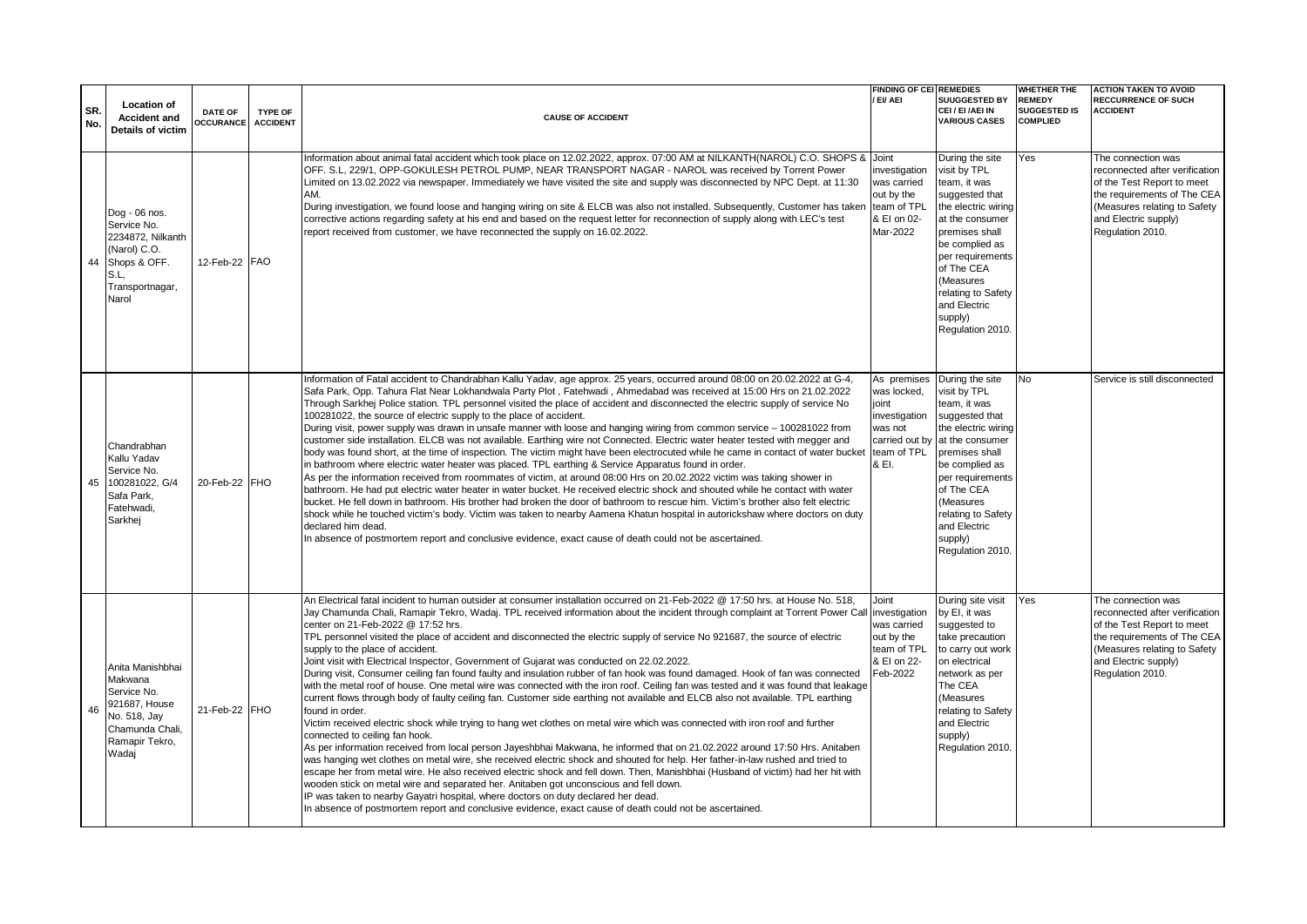| SR. No. | Location of Accident and Details of victim | DATE OF OCCURANCE | TYPE OF ACCIDENT | CAUSE OF ACCIDENT | FINDING OF CEI / EI/ AEI | REMEDIES SUUGGESTED BY CEI / EI /AEI IN VARIOUS CASES | WHETHER THE REMEDY SUGGESTED IS COMPLIED | ACTION TAKEN TO AVOID RECCURRENCE OF SUCH ACCIDENT |
|---|---|---|---|---|---|---|---|---|
| 44 | Dog - 06 nos. Service No. 2234872, Nilkanth (Narol) C.O. Shops & OFF. S.L, Transportnagar, Narol | 12-Feb-22 | FAO | Information about animal fatal accident which took place on 12.02.2022, approx. 07:00 AM at NILKANTH(NAROL) C.O. SHOPS & OFF. S.L, 229/1, OPP-GOKULESH PETROL PUMP, NEAR TRANSPORT NAGAR - NAROL was received by Torrent Power Limited on 13.02.2022 via newspaper. Immediately we have visited the site and supply was disconnected by NPC Dept. at 11:30 AM.<br>During investigation, we found loose and hanging wiring on site & ELCB was also not installed. Subsequently, Customer has taken corrective actions regarding safety at his end and based on the request letter for reconnection of supply along with LEC's test report received from customer, we have reconnected the supply on 16.02.2022. | Joint investigation was carried out by the team of TPL & EI on 02-Mar-2022 | During the site visit by TPL team, it was suggested that the electric wiring at the consumer premises shall be complied as per requirements of The CEA (Measures relating to Safety and Electric supply) Regulation 2010. | Yes | The connection was reconnected after verification of the Test Report to meet the requirements of The CEA (Measures relating to Safety and Electric supply) Regulation 2010. |
| 45 | Chandrabhan Kallu Yadav Service No. 100281022, G/4 Safa Park, Fatehwadi, Sarkhej | 20-Feb-22 | FHO | Information of Fatal accident to Chandrabhan Kallu Yadav, age approx. 25 years, occurred around 08:00 on 20.02.2022 at G-4, Safa Park, Opp. Tahura Flat Near Lokhandwala Party Plot , Fatehwadi , Ahmedabad was received at 15:00 Hrs on 21.02.2022 Through Sarkhej Police station. TPL personnel visited the place of accident and disconnected the electric supply of service No 100281022, the source of electric supply to the place of accident.<br>During visit, power supply was drawn in unsafe manner with loose and hanging wiring from common service – 100281022 from customer side installation. ELCB was not available. Earthing wire not Connected. Electric water heater tested with megger and body was found short, at the time of inspection. The victim might have been electrocuted while he came in contact of water bucket in bathroom where electric water heater was placed. TPL earthing & Service Apparatus found in order.<br>As per the information received from roommates of victim, at around 08:00 Hrs on 20.02.2022 victim was taking shower in bathroom. He had put electric water heater in water bucket. He received electric shock and shouted while he contact with water bucket. He fell down in bathroom. His brother had broken the door of bathroom to rescue him. Victim's brother also felt electric shock while he touched victim's body. Victim was taken to nearby Aamena Khatun hospital in autorickshaw where doctors on duty declared him dead.<br>In absence of postmortem report and conclusive evidence, exact cause of death could not be ascertained. | As premises was locked, joint investigation was not carried out by team of TPL & EI. | During the site visit by TPL team, it was suggested that the electric wiring at the consumer premises shall be complied as per requirements of The CEA (Measures relating to Safety and Electric supply) Regulation 2010. | No | Service is still disconnected |
| 46 | Anita Manishbhai Makwana Service No. 921687, House No. 518, Jay Chamunda Chali, Ramapir Tekro, Wadaj | 21-Feb-22 | FHO | An Electrical fatal incident to human outsider at consumer installation occurred on 21-Feb-2022 @ 17:50 hrs. at House No. 518, Jay Chamunda Chali, Ramapir Tekro, Wadaj. TPL received information about the incident through complaint at Torrent Power Call center on 21-Feb-2022 @ 17:52 hrs.<br>TPL personnel visited the place of accident and disconnected the electric supply of service No 921687, the source of electric supply to the place of accident.<br>Joint visit with Electrical Inspector, Government of Gujarat was conducted on 22.02.2022.<br>During visit, Consumer ceiling fan found faulty and insulation rubber of fan hook was found damaged. Hook of fan was connected with the metal roof of house. One metal wire was connected with the iron roof. Ceiling fan was tested and it was found that leakage current flows through body of faulty ceiling fan. Customer side earthing not available and ELCB also not available. TPL earthing found in order.<br>Victim received electric shock while trying to hang wet clothes on metal wire which was connected with iron roof and further connected to ceiling fan hook.<br>As per information received from local person Jayeshbhai Makwana, he informed that on 21.02.2022 around 17:50 Hrs. Anitaben was hanging wet clothes on metal wire, she received electric shock and shouted for help. Her father-in-law rushed and tried to escape her from metal wire. He also received electric shock and fell down. Then, Manishbhai (Husband of victim) had her hit with wooden stick on metal wire and separated her. Anitaben got unconscious and fell down.<br>IP was taken to nearby Gayatri hospital, where doctors on duty declared her dead.<br>In absence of postmortem report and conclusive evidence, exact cause of death could not be ascertained. | Joint investigation was carried out by the team of TPL & EI on 22-Feb-2022 | During site visit by EI, it was suggested to take precaution to carry out work on electrical network as per The CEA (Measures relating to Safety and Electric supply) Regulation 2010. | Yes | The connection was reconnected after verification of the Test Report to meet the requirements of The CEA (Measures relating to Safety and Electric supply) Regulation 2010. |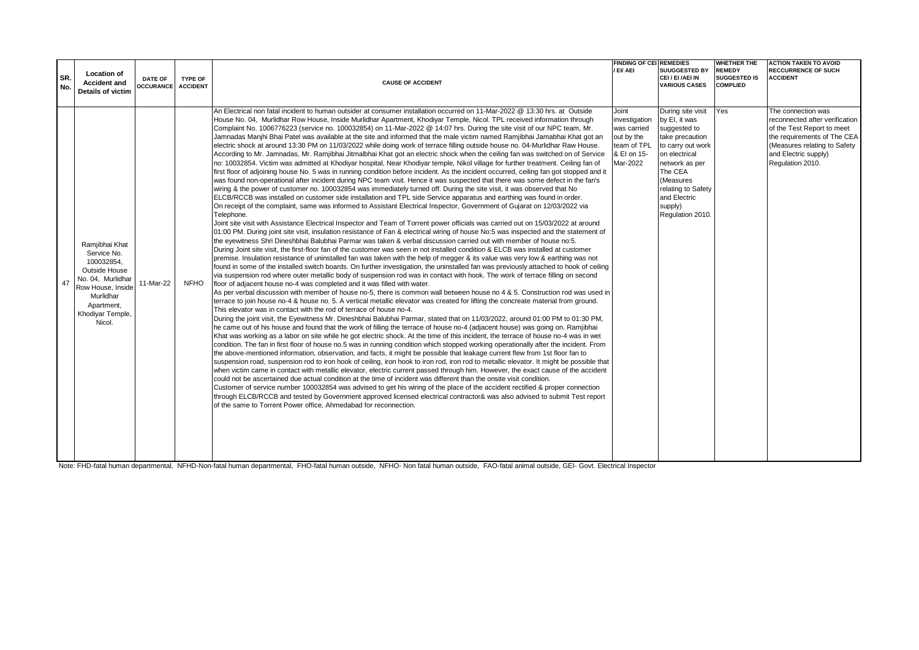| SR. No. | Location of Accident and Details of victim | DATE OF OCCURANCE | TYPE OF ACCIDENT | CAUSE OF ACCIDENT | FINDING OF CEI / EI/ AEI | REMEDIES SUUGGESTED BY CEI / EI /AEI IN VARIOUS CASES | WHETHER THE REMEDY SUGGESTED IS COMPLIED | ACTION TAKEN TO AVOID RECCURRENCE OF SUCH ACCIDENT |
|---|---|---|---|---|---|---|---|---|
| 47 | Ramjibhai Khat Service No. 100032854, Outside House No. 04, Murlidhar Row House, Inside Murlidhar Apartment, Khodiyar Temple, Nicol. | 11-Mar-22 | NFHO | An Electrical non fatal incident to human outsider at consumer installation occurred on 11-Mar-2022 @ 13:30 hrs. at Outside House No. 04, Murlidhar Row House, Inside Murlidhar Apartment, Khodiyar Temple, Nicol. TPL received information through Complaint No. 1006776223 (service no. 100032854) on 11-Mar-2022 @ 14:07 hrs. During the site visit of our NPC team, Mr. Jamnadas Manjhi Bhai Patel was available at the site and informed that the male victim named Ramjibhai Jamabhai Khat got an electric shock at around 13:30 PM on 11/03/2022 while doing work of terrace filling outside house no. 04-Murlidhar Raw House. According to Mr. Jamnadas, Mr. Ramjibhai Jitmalbhai Khat got an electric shock when the ceiling fan was switched on of Service no: 10032854. Victim was admitted at Khodiyar hospital, Near Khodiyar temple, Nikol village for further treatment. Ceiling fan of first floor of adjoining house No. 5 was in running condition before incident. As the incident occurred, ceiling fan got stopped and it was found non-operational after incident during NPC team visit. Hence it was suspected that there was some defect in the fan's wiring & the power of customer no. 100032854 was immediately turned off. During the site visit, it was observed that No ELCB/RCCB was installed on customer side installation and TPL side Service apparatus and earthing was found in order.<br>On receipt of the complaint, same was informed to Assistant Electrical Inspector, Government of Gujarat on 12/03/2022 via Telephone.<br>Joint site visit with Assistance Electrical Inspector and Team of Torrent power officials was carried out on 15/03/2022 at around 01:00 PM. During joint site visit, insulation resistance of Fan & electrical wiring of house No:5 was inspected and the statement of the eyewitness Shri Dineshbhai Balubhai Parmar was taken & verbal discussion carried out with member of house no:5.<br>During Joint site visit, the first-floor fan of the customer was seen in not installed condition & ELCB was installed at customer premise. Insulation resistance of uninstalled fan was taken with the help of megger & its value was very low & earthing was not found in some of the installed switch boards. On further investigation, the uninstalled fan was previously attached to hook of ceiling via suspension rod where outer metallic body of suspension rod was in contact with hook. The work of terrace filling on second floor of adjacent house no-4 was completed and it was filled with water.<br>As per verbal discussion with member of house no-5, there is common wall between house no 4 & 5. Construction rod was used in terrace to join house no-4 & house no. 5. A vertical metallic elevator was created for lifting the concreate material from ground. This elevator was in contact with the rod of terrace of house no-4.<br>During the joint visit, the Eyewitness Mr. Dineshbhai Balubhai Parmar, stated that on 11/03/2022, around 01:00 PM to 01:30 PM, he came out of his house and found that the work of filling the terrace of house no-4 (adjacent house) was going on. Ramjibhai Khat was working as a labor on site while he got electric shock. At the time of this incident, the terrace of house no-4 was in wet condition. The fan in first floor of house no.5 was in running condition which stopped working operationally after the incident. From the above-mentioned information, observation, and facts, it might be possible that leakage current flew from 1st floor fan to suspension road, suspension rod to iron hook of ceiling, iron hook to iron rod, iron rod to metallic elevator. It might be possible that when victim came in contact with metallic elevator, electric current passed through him. However, the exact cause of the accident could not be ascertained due actual condition at the time of incident was different than the onsite visit condition.<br>Customer of service number 100032854 was advised to get his wiring of the place of the accident rectified & proper connection through ELCB/RCCB and tested by Government approved licensed electrical contractor& was also advised to submit Test report of the same to Torrent Power office, Ahmedabad for reconnection. | Joint investigation was carried out by the team of TPL & EI on 15-Mar-2022 | During site visit by EI, it was suggested to take precaution to carry out work on electrical network as per The CEA (Measures relating to Safety and Electric supply) Regulation 2010. | Yes | The connection was reconnected after verification of the Test Report to meet the requirements of The CEA (Measures relating to Safety and Electric supply) Regulation 2010. |

Note: FHD-fatal human departmental, NFHD-Non-fatal human departmental, FHO-fatal human outside, NFHO- Non fatal human outside, FAO-fatal animal outside, GEI- Govt. Electrical Inspector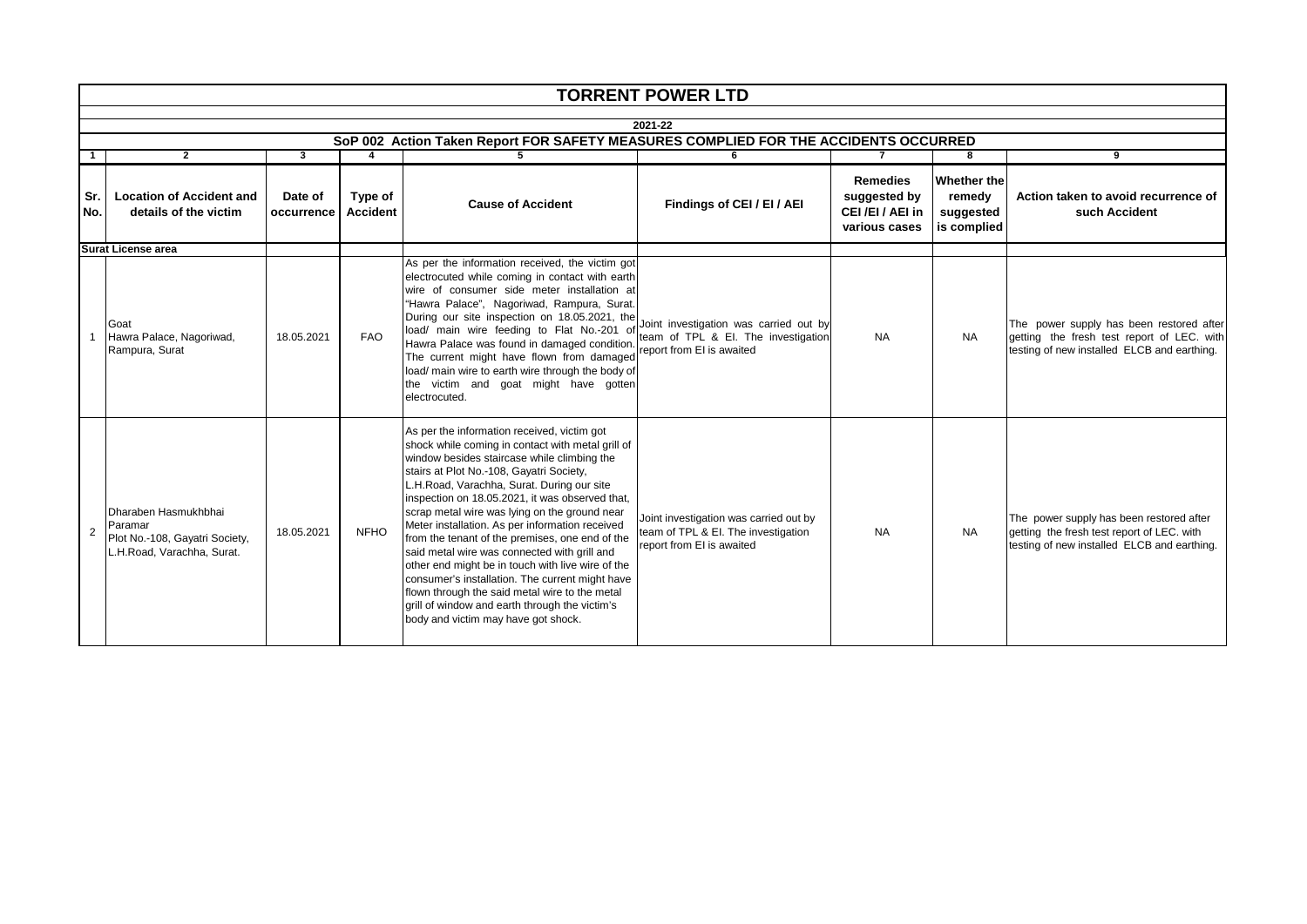# TORRENT POWER LTD

## 2021-22

### SoP 002 Action Taken Report FOR SAFETY MEASURES COMPLIED FOR THE ACCIDENTS OCCURRED

| 1 | 2 | 3 | 4 | 5 | 6 | 7 | 8 | 9 |
|---|---|---|---|---|---|---|---|---|
| **Sr. No.** | **Location of Accident and details of the victim** | **Date of occurrence** | **Type of Accident** | **Cause of Accident** | **Findings of CEI / EI / AEI** | **Remedies suggested by CEI /EI / AEI in various cases** | **Whether the remedy suggested is complied** | **Action taken to avoid recurrence of such Accident** |
| **Surat License area** | | | | | | | | |
| 1 | Goat<br>Hawra Palace, Nagoriwad, Rampura, Surat | 18.05.2021 | FAO | As per the information received, the victim got electrocuted while coming in contact with earth wire of consumer side meter installation at "Hawra Palace", Nagoriwad, Rampura, Surat. During our site inspection on 18.05.2021, the load/ main wire feeding to Flat No.-201 of Hawra Palace was found in damaged condition. The current might have flown from damaged load/ main wire to earth wire through the body of the victim and goat might have gotten electrocuted. | Joint investigation was carried out by team of TPL & EI. The investigation report from EI is awaited | NA | NA | The power supply has been restored after getting the fresh test report of LEC. with testing of new installed ELCB and earthing. |
| 2 | Dharaben Hasmukhbhai Paramar<br>Plot No.-108, Gayatri Society, L.H.Road, Varachha, Surat. | 18.05.2021 | NFHO | As per the information received, victim got shock while coming in contact with metal grill of window besides staircase while climbing the stairs at Plot No.-108, Gayatri Society, L.H.Road, Varachha, Surat. During our site inspection on 18.05.2021, it was observed that, scrap metal wire was lying on the ground near Meter installation. As per information received from the tenant of the premises, one end of the said metal wire was connected with grill and other end might be in touch with live wire of the consumer's installation. The current might have flown through the said metal wire to the metal grill of window and earth through the victim's body and victim may have got shock. | Joint investigation was carried out by team of TPL & EI. The investigation report from EI is awaited | NA | NA | The power supply has been restored after getting the fresh test report of LEC. with testing of new installed ELCB and earthing. |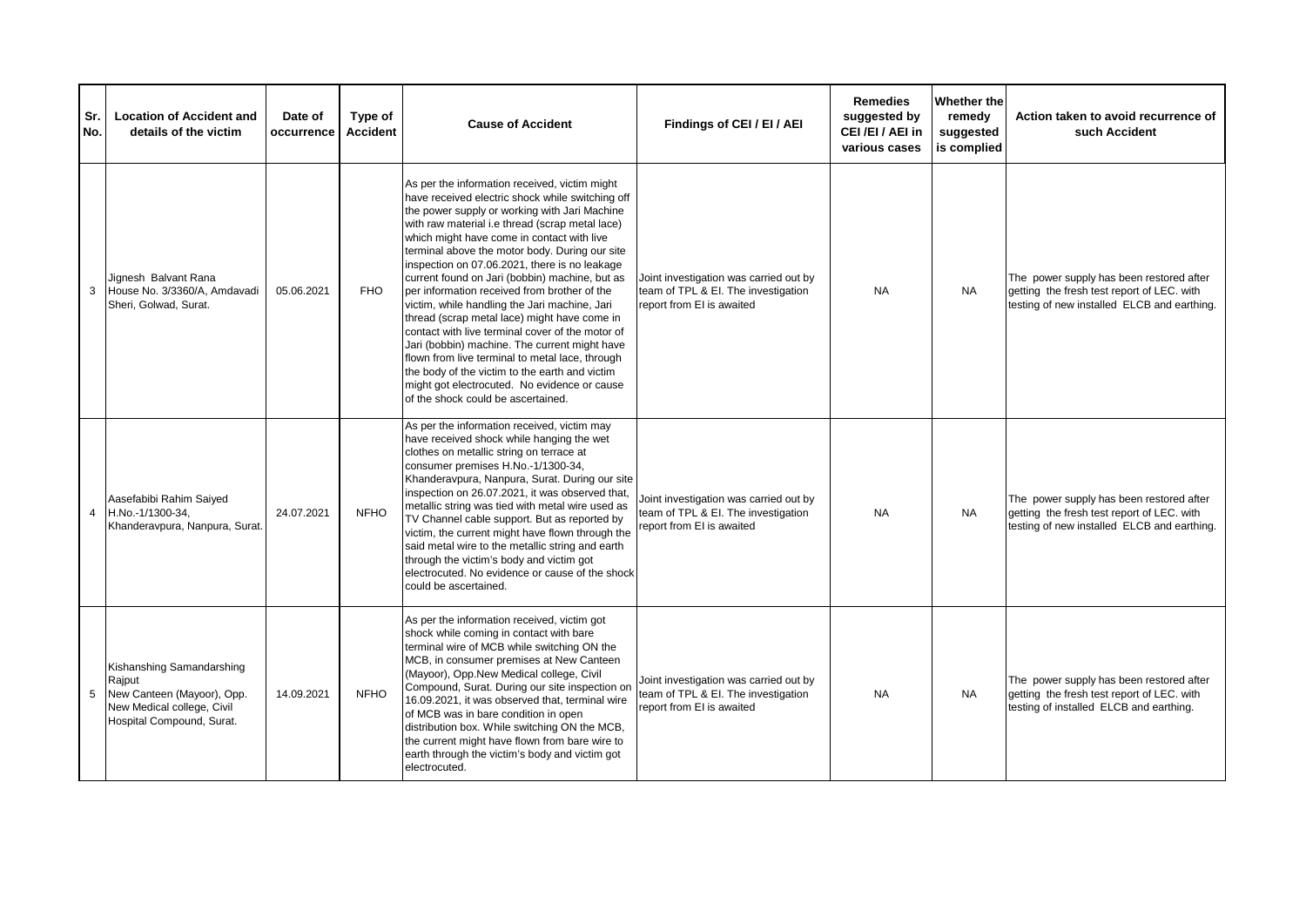| Sr. No. | Location of Accident and details of the victim | Date of occurrence | Type of Accident | Cause of Accident | Findings of CEI / EI / AEI | Remedies suggested by CEI /EI / AEI in various cases | Whether the remedy suggested is complied | Action taken to avoid recurrence of such Accident |
|---|---|---|---|---|---|---|---|---|
| 3 | Jignesh Balvant Rana House No. 3/3360/A, Amdavadi Sheri, Golwad, Surat. | 05.06.2021 | FHO | As per the information received, victim might have received electric shock while switching off the power supply or working with Jari Machine with raw material i.e thread (scrap metal lace) which might have come in contact with live terminal above the motor body. During our site inspection on 07.06.2021, there is no leakage current found on Jari (bobbin) machine, but as per information received from brother of the victim, while handling the Jari machine, Jari thread (scrap metal lace) might have come in contact with live terminal cover of the motor of Jari (bobbin) machine. The current might have flown from live terminal to metal lace, through the body of the victim to the earth and victim might got electrocuted. No evidence or cause of the shock could be ascertained. | Joint investigation was carried out by team of TPL & EI. The investigation report from EI is awaited | NA | NA | The power supply has been restored after getting the fresh test report of LEC. with testing of new installed ELCB and earthing. |
| 4 | Aasefabibi Rahim Saiyed H.No.-1/1300-34, Khanderavpura, Nanpura, Surat. | 24.07.2021 | NFHO | As per the information received, victim may have received shock while hanging the wet clothes on metallic string on terrace at consumer premises H.No.-1/1300-34, Khanderavpura, Nanpura, Surat. During our site inspection on 26.07.2021, it was observed that, metallic string was tied with metal wire used as TV Channel cable support. But as reported by victim, the current might have flown through the said metal wire to the metallic string and earth through the victim's body and victim got electrocuted. No evidence or cause of the shock could be ascertained. | Joint investigation was carried out by team of TPL & EI. The investigation report from EI is awaited | NA | NA | The power supply has been restored after getting the fresh test report of LEC. with testing of new installed ELCB and earthing. |
| 5 | Kishanshing Samandarshing Rajput New Canteen (Mayoor), Opp. New Medical college, Civil Hospital Compound, Surat. | 14.09.2021 | NFHO | As per the information received, victim got shock while coming in contact with bare terminal wire of MCB while switching ON the MCB, in consumer premises at New Canteen (Mayoor), Opp.New Medical college, Civil Compound, Surat. During our site inspection on 16.09.2021, it was observed that, terminal wire of MCB was in bare condition in open distribution box. While switching ON the MCB, the current might have flown from bare wire to earth through the victim's body and victim got electrocuted. | Joint investigation was carried out by team of TPL & EI. The investigation report from EI is awaited | NA | NA | The power supply has been restored after getting the fresh test report of LEC. with testing of installed ELCB and earthing. |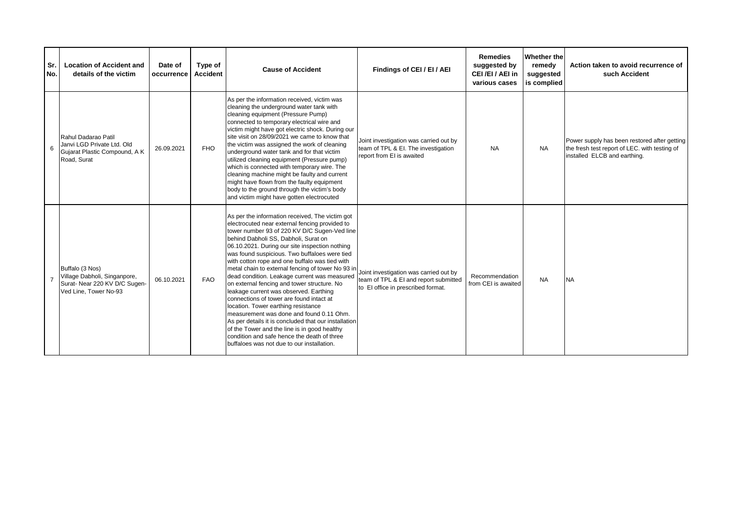| Sr. No. | Location of Accident and details of the victim | Date of occurrence | Type of Accident | Cause of Accident | Findings of CEI / EI / AEI | Remedies suggested by CEI /EI / AEI in various cases | Whether the remedy suggested is complied | Action taken to avoid recurrence of such Accident |
|---|---|---|---|---|---|---|---|---|
| 6 | Rahul Dadarao Patil Janvi LGD Private Ltd. Old Gujarat Plastic Compound, A K Road, Surat | 26.09.2021 | FHO | As per the information received, victim was cleaning the underground water tank with cleaning equipment (Pressure Pump) connected to temporary electrical wire and victim might have got electric shock. During our site visit on 28/09/2021 we came to know that the victim was assigned the work of cleaning underground water tank and for that victim utilized cleaning equipment (Pressure pump) which is connected with temporary wire. The cleaning machine might be faulty and current might have flown from the faulty equipment body to the ground through the victim's body and victim might have gotten electrocuted | Joint investigation was carried out by team of TPL & EI. The investigation report from EI is awaited | NA | NA | Power supply has been restored after getting the fresh test report of LEC. with testing of installed ELCB and earthing. |
| 7 | Buffalo (3 Nos) Village Dabholi, Singanpore, Surat- Near 220 KV D/C Sugen-Ved Line, Tower No-93 | 06.10.2021 | FAO | As per the information received, The victim got electrocuted near external fencing provided to tower number 93 of 220 KV D/C Sugen-Ved line behind Dabholi SS, Dabholi, Surat on 06.10.2021. During our site inspection nothing was found suspicious. Two buffaloes were tied with cotton rope and one buffalo was tied with metal chain to external fencing of tower No 93 in dead condition. Leakage current was measured on external fencing and tower structure. No leakage current was observed. Earthing connections of tower are found intact at location. Tower earthing resistance measurement was done and found 0.11 Ohm. As per details it is concluded that our installation of the Tower and the line is in good healthy condition and safe hence the death of three buffaloes was not due to our installation. | Joint investigation was carried out by team of TPL & EI and report submitted to EI office in prescribed format. | Recommendation from CEI is awaited | NA | NA |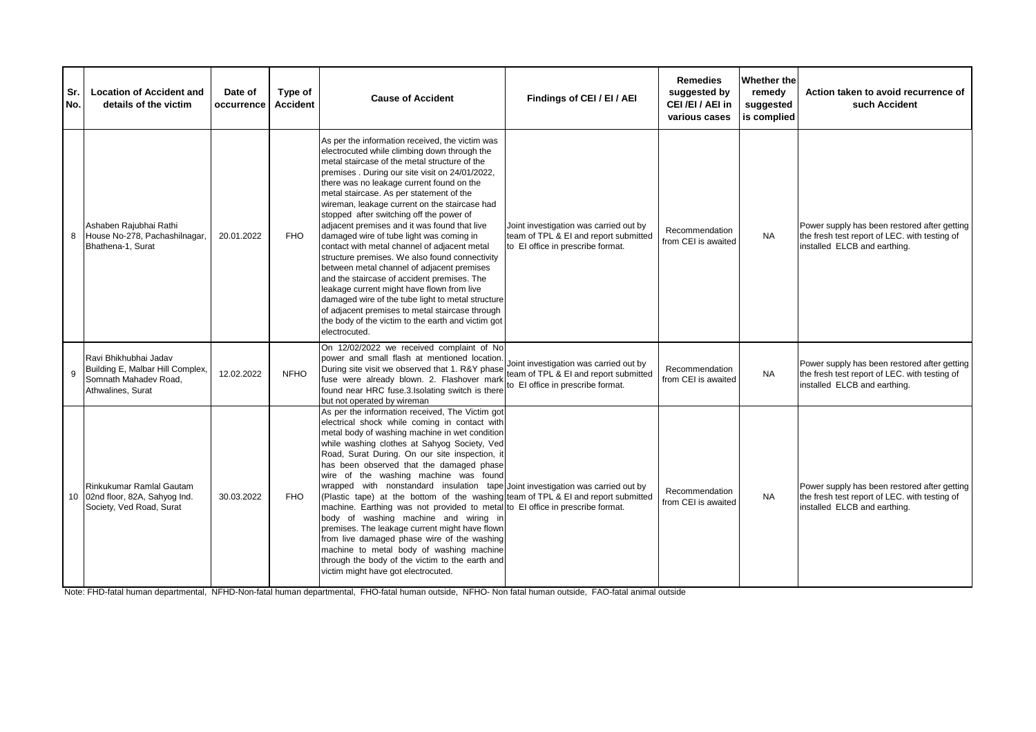| Sr. No. | Location of Accident and details of the victim | Date of occurrence | Type of Accident | Cause of Accident | Findings of CEI / EI / AEI | Remedies suggested by CEI /EI / AEI in various cases | Whether the remedy suggested is complied | Action taken to avoid recurrence of such Accident |
|---|---|---|---|---|---|---|---|---|
| 8 | Ashaben Rajubhai Rathi House No-278, Pachashilnagar, Bhathena-1, Surat | 20.01.2022 | FHO | As per the information received, the victim was electrocuted while climbing down through the metal staircase of the metal structure of the premises . During our site visit on 24/01/2022, there was no leakage current found on the metal staircase. As per statement of the wireman, leakage current on the staircase had stopped after switching off the power of adjacent premises and it was found that live damaged wire of tube light was coming in contact with metal channel of adjacent metal structure premises. We also found connectivity between metal channel of adjacent premises and the staircase of accident premises. The leakage current might have flown from live damaged wire of the tube light to metal structure of adjacent premises to metal staircase through the body of the victim to the earth and victim got electrocuted. | Joint investigation was carried out by team of TPL & EI and report submitted to EI office in prescribe format. | Recommendation from CEI is awaited | NA | Power supply has been restored after getting the fresh test report of LEC. with testing of installed ELCB and earthing. |
| 9 | Ravi Bhikhubhai Jadav Building E, Malbar Hill Complex, Somnath Mahadev Road, Athwalines, Surat | 12.02.2022 | NFHO | On 12/02/2022 we received complaint of No power and small flash at mentioned location. During site visit we observed that 1. R&Y phase fuse were already blown. 2. Flashover mark found near HRC fuse.3.Isolating switch is there but not operated by wireman | Joint investigation was carried out by team of TPL & EI and report submitted to EI office in prescribe format. | Recommendation from CEI is awaited | NA | Power supply has been restored after getting the fresh test report of LEC. with testing of installed ELCB and earthing. |
| 10 | Rinkukumar Ramlal Gautam 02nd floor, 82A, Sahyog Ind. Society, Ved Road, Surat | 30.03.2022 | FHO | As per the information received, The Victim got electrical shock while coming in contact with metal body of washing machine in wet condition while washing clothes at Sahyog Society, Ved Road, Surat During. On our site inspection, it has been observed that the damaged phase wire of the washing machine was found wrapped with nonstandard insulation tape (Plastic tape) at the bottom of the washing machine. Earthing was not provided to metal body of washing machine and wiring in premises. The leakage current might have flown from live damaged phase wire of the washing machine to metal body of washing machine through the body of the victim to the earth and victim might have got electrocuted. | Joint investigation was carried out by team of TPL & EI and report submitted to EI office in prescribe format. | Recommendation from CEI is awaited | NA | Power supply has been restored after getting the fresh test report of LEC. with testing of installed ELCB and earthing. |

Note: FHD-fatal human departmental, NFHD-Non-fatal human departmental, FHO-fatal human outside, NFHO- Non fatal human outside, FAO-fatal animal outside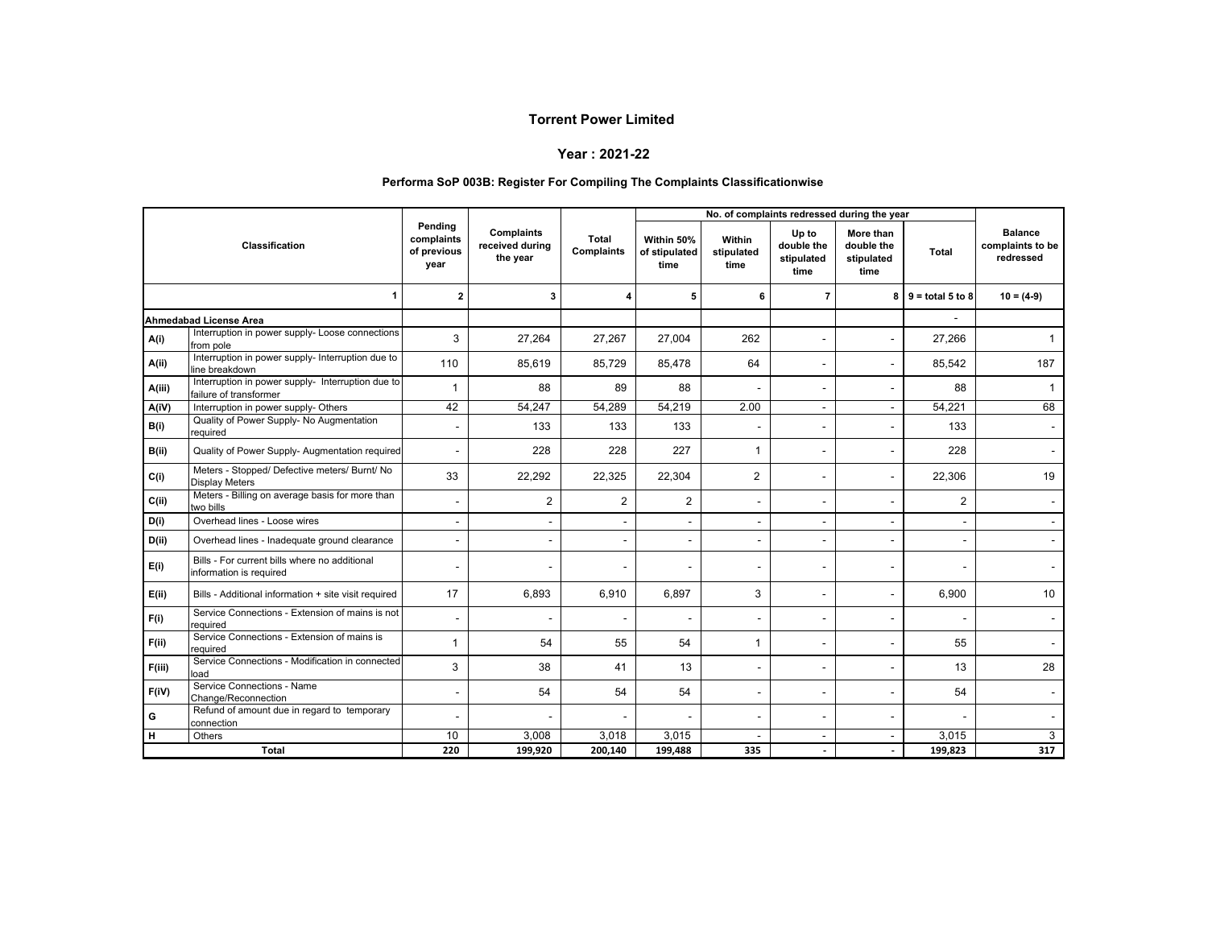## Torrent Power Limited

### Year : 2021-22

### Performa SoP 003B: Register For Compiling The Complaints Classificationwise

| Classification | | Pending complaints of previous year | Complaints received during the year | Total Complaints | No. of complaints redressed during the year | | | | | Balance complaints to be redressed |
|---|---|---|---|---|---|---|---|---|---|---|
| | | | | | Within 50% of stipulated time | Within stipulated time | Up to double the stipulated time | More than double the stipulated time | Total | |
| | 1 | 2 | 3 | 4 | 5 | 6 | 7 | 8 | 9 = total 5 to 8 | 10 = (4-9) |
| **Ahmedabad License Area** | | | | | | | | | - | |
| A(i) | Interruption in power supply- Loose connections from pole | 3 | 27,264 | 27,267 | 27,004 | 262 | - | - | 27,266 | 1 |
| A(ii) | Interruption in power supply- Interruption due to line breakdown | 110 | 85,619 | 85,729 | 85,478 | 64 | - | - | 85,542 | 187 |
| A(iii) | Interruption in power supply- Interruption due to failure of transformer | 1 | 88 | 89 | 88 | - | - | - | 88 | 1 |
| A(iV) | Interruption in power supply- Others | 42 | 54,247 | 54,289 | 54,219 | 2.00 | - | - | 54,221 | 68 |
| B(i) | Quality of Power Supply- No Augmentation required | - | 133 | 133 | 133 | - | - | - | 133 | - |
| B(ii) | Quality of Power Supply- Augmentation required | - | 228 | 228 | 227 | 1 | - | - | 228 | - |
| C(i) | Meters - Stopped/ Defective meters/ Burnt/ No Display Meters | 33 | 22,292 | 22,325 | 22,304 | 2 | - | - | 22,306 | 19 |
| C(ii) | Meters - Billing on average basis for more than two bills | - | 2 | 2 | 2 | - | - | - | 2 | - |
| D(i) | Overhead lines - Loose wires | - | - | - | - | - | - | - | - | - |
| D(ii) | Overhead lines - Inadequate ground clearance | - | - | - | - | - | - | - | - | - |
| E(i) | Bills - For current bills where no additional information is required | - | - | - | - | - | - | - | - | - |
| E(ii) | Bills - Additional information + site visit required | 17 | 6,893 | 6,910 | 6,897 | 3 | - | - | 6,900 | 10 |
| F(i) | Service Connections - Extension of mains is not required | - | - | - | - | - | - | - | - | - |
| F(ii) | Service Connections - Extension of mains is required | 1 | 54 | 55 | 54 | 1 | - | - | 55 | - |
| F(iii) | Service Connections - Modification in connected load | 3 | 38 | 41 | 13 | - | - | - | 13 | 28 |
| F(iV) | Service Connections - Name Change/Reconnection | - | 54 | 54 | 54 | - | - | - | 54 | - |
| G | Refund of amount due in regard to temporary connection | - | - | - | - | - | - | - | - | - |
| H | Others | 10 | 3,008 | 3,018 | 3,015 | - | - | - | 3,015 | 3 |
| **Total** | | **220** | **199,920** | **200,140** | **199,488** | **335** | **-** | **-** | **199,823** | **317** |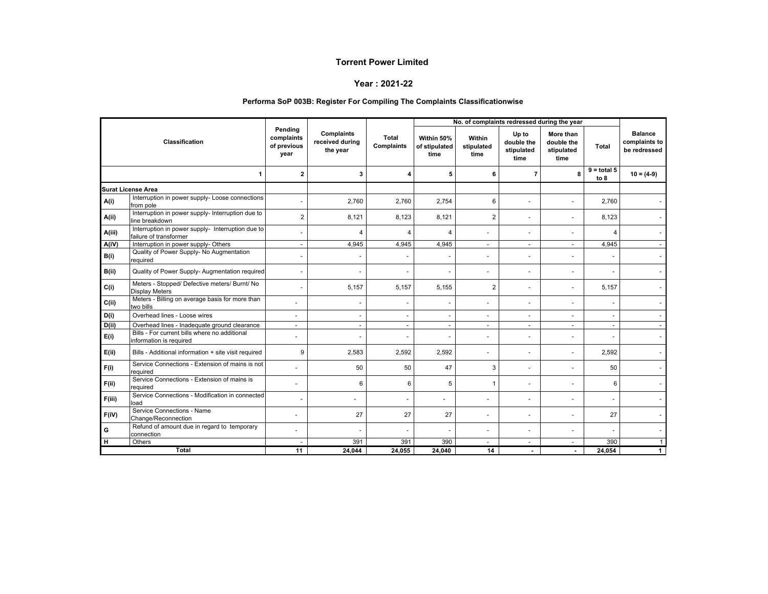# Torrent Power Limited

## Year : 2021-22

### Performa SoP 003B: Register For Compiling The Complaints Classificationwise

| Classification | | Pending complaints of previous year | Complaints received during the year | Total Complaints | No. of complaints redressed during the year | | | | | Balance complaints to be redressed |
|---|---|---|---|---|---|---|---|---|---|---|
| | | | | | Within 50% of stipulated time | Within stipulated time | Up to double the stipulated time | More than double the stipulated time | Total | |
| | 1 | 2 | 3 | 4 | 5 | 6 | 7 | 8 | 9 = total 5 to 8 | 10 = (4-9) |
| **Surat License Area** | | | | | | | | | | |
| A(i) | Interruption in power supply- Loose connections from pole | - | 2,760 | 2,760 | 2,754 | 6 | - | - | 2,760 | - |
| A(ii) | Interruption in power supply- Interruption due to line breakdown | 2 | 8,121 | 8,123 | 8,121 | 2 | - | - | 8,123 | - |
| A(iii) | Interruption in power supply- Interruption due to failure of transformer | - | 4 | 4 | 4 | - | - | - | 4 | - |
| A(iV) | Interruption in power supply- Others | - | 4,945 | 4,945 | 4,945 | - | - | - | 4,945 | - |
| B(i) | Quality of Power Supply- No Augmentation required | - | - | - | - | - | - | - | - | - |
| B(ii) | Quality of Power Supply- Augmentation required | - | - | - | - | - | - | - | - | - |
| C(i) | Meters - Stopped/ Defective meters/ Burnt/ No Display Meters | - | 5,157 | 5,157 | 5,155 | 2 | - | - | 5,157 | - |
| C(ii) | Meters - Billing on average basis for more than two bills | - | - | - | - | - | - | - | - | - |
| D(i) | Overhead lines - Loose wires | - | - | - | - | - | - | - | - | - |
| D(ii) | Overhead lines - Inadequate ground clearance | - | - | - | - | - | - | - | - | - |
| E(i) | Bills - For current bills where no additional information is required | - | - | - | - | - | - | - | - | - |
| E(ii) | Bills - Additional information + site visit required | 9 | 2,583 | 2,592 | 2,592 | - | - | - | 2,592 | - |
| F(i) | Service Connections - Extension of mains is not required | - | 50 | 50 | 47 | 3 | - | - | 50 | - |
| F(ii) | Service Connections - Extension of mains is required | - | 6 | 6 | 5 | 1 | - | - | 6 | - |
| F(iii) | Service Connections - Modification in connected load | - | - | - | - | - | - | - | - | - |
| F(iV) | Service Connections - Name Change/Reconnection | - | 27 | 27 | 27 | - | - | - | 27 | - |
| G | Refund of amount due in regard to temporary connection | - | - | - | - | - | - | - | - | - |
| H | Others | - | 391 | 391 | 390 | - | - | - | 390 | 1 |
| **Total** | | **11** | **24,044** | **24,055** | **24,040** | **14** | **-** | **-** | **24,054** | **1** |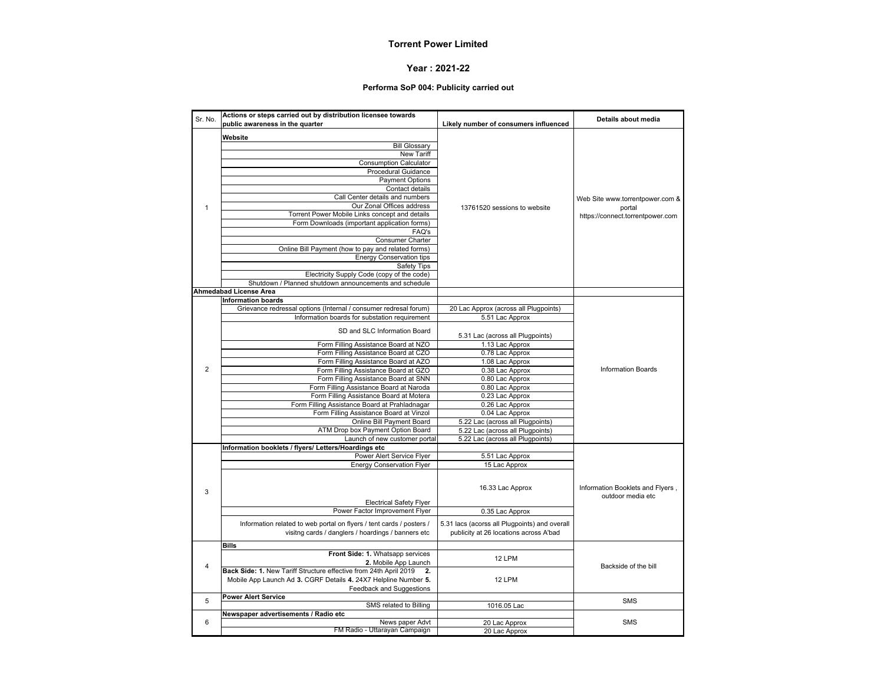# Torrent Power Limited

## Year : 2021-22

### Performa SoP 004: Publicity carried out

| Sr. No. | Actions or steps carried out by distribution licensee towards public awareness in the quarter | Likely number of consumers influenced | Details about media |
|---|---|---|---|
| 1 | **Website** | 13761520 sessions to website | Web Site www.torrentpower.com & portal https://connect.torrentpower.com |
| | Bill Glossary | | |
| | New Tariff | | |
| | Consumption Calculator | | |
| | Procedural Guidance | | |
| | Payment Options | | |
| | Contact details | | |
| | Call Center details and numbers | | |
| | Our Zonal Offices address | | |
| | Torrent Power Mobile Links concept and details | | |
| | Form Downloads (important application forms) | | |
| | FAQ's | | |
| | Consumer Charter | | |
| | Online Bill Payment (how to pay and related forms) | | |
| | Energy Conservation tips | | |
| | Safety Tips | | |
| | Electricity Supply Code (copy of the code) | | |
| | Shutdown / Planned shutdown announcements and schedule | | |
| **Ahmedabad License Area** | | | |
| 2 | **Information boards** | | Information Boards |
| | Grievance redressal options (Internal / consumer redresal forum) | 20 Lac Approx (across all Plugpoints) | |
| | Information boards for substation requirement | 5.51 Lac Approx | |
| | SD and SLC Information Board | 5.31 Lac (across all Plugpoints) | |
| | Form Filling Assistance Board at NZO | 1.13 Lac Approx | |
| | Form Filling Assistance Board at CZO | 0.78 Lac Approx | |
| | Form Filling Assistance Board at AZO | 1.08 Lac Approx | |
| | Form Filling Assistance Board at GZO | 0.38 Lac Approx | |
| | Form Filling Assistance Board at SNN | 0.80 Lac Approx | |
| | Form Filling Assistance Board at Naroda | 0.80 Lac Approx | |
| | Form Filling Assistance Board at Motera | 0.23 Lac Approx | |
| | Form Filling Assistance Board at Prahladnagar | 0.26 Lac Approx | |
| | Form Filling Assistance Board at Vinzol | 0.04 Lac Approx | |
| | Online Bill Payment Board | 5.22 Lac (across all Plugpoints) | |
| | ATM Drop box Payment Option Board | 5.22 Lac (across all Plugpoints) | |
| | Launch of new customer portal | 5.22 Lac (across all Plugpoints) | |
| 3 | **Information booklets / flyers/ Letters/Hoardings etc** | | Information Booklets and Flyers , outdoor media etc |
| | Power Alert Service Flyer | 5.51 Lac Approx | |
| | Energy Conservation Flyer | 15 Lac Approx | |
| | Electrical Safety Flyer | 16.33 Lac Approx | |
| | Power Factor Improvement Flyer | 0.35 Lac Approx | |
| | Information related to web portal on flyers / tent cards / posters / visitng cards / danglers / hoardings / banners etc | 5.31 lacs (acorss all Plugpoints) and overall publicity at 26 locations across A'bad | |
| 4 | **Bills** | | Backside of the bill |
| | **Front Side: 1.** Whatsapp services **2.** Mobile App Launch | 12 LPM | |
| | **Back Side: 1.** New Tariff Structure effective from 24th April 2019 **2.** Mobile App Launch Ad **3.** CGRF Details **4.** 24X7 Helpline Number **5.** Feedback and Suggestions | 12 LPM | |
| 5 | **Power Alert Service** | | SMS |
| | SMS related to Billing | 1016.05 Lac | |
| 6 | **Newspaper advertisements / Radio etc** | | SMS |
| | News paper Advt | 20 Lac Approx | |
| | FM Radio - Uttarayan Campaign | 20 Lac Approx | |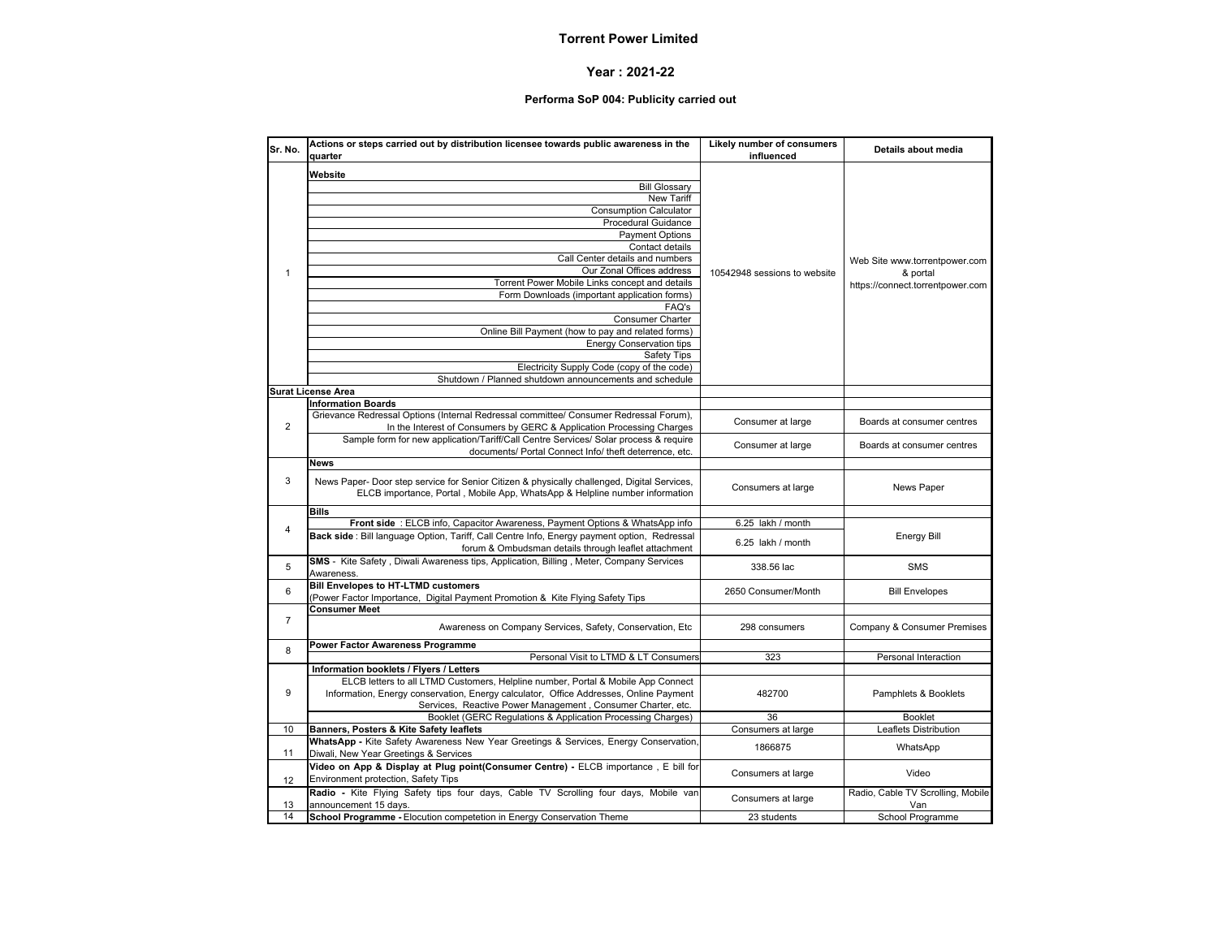# Torrent Power Limited

## Year : 2021-22

### Performa SoP 004: Publicity carried out

| Sr. No. | Actions or steps carried out by distribution licensee towards public awareness in the quarter | Likely number of consumers influenced | Details about media |
|---|---|---|---|
| 1 | **Website** | 10542948 sessions to website | Web Site www.torrentpower.com & portal https://connect.torrentpower.com |
| | Bill Glossary | | |
| | New Tariff | | |
| | Consumption Calculator | | |
| | Procedural Guidance | | |
| | Payment Options | | |
| | Contact details | | |
| | Call Center details and numbers | | |
| | Our Zonal Offices address | | |
| | Torrent Power Mobile Links concept and details | | |
| | Form Downloads (important application forms) | | |
| | FAQ's | | |
| | Consumer Charter | | |
| | Online Bill Payment (how to pay and related forms) | | |
| | Energy Conservation tips | | |
| | Safety Tips | | |
| | Electricity Supply Code (copy of the code) | | |
| | Shutdown / Planned shutdown announcements and schedule | | |
| **Surat License Area** | | | |
| 2 | **Information Boards** | | |
| | Grievance Redressal Options (Internal Redressal committee/ Consumer Redressal Forum), In the Interest of Consumers by GERC & Application Processing Charges | Consumer at large | Boards at consumer centres |
| | Sample form for new application/Tariff/Call Centre Services/ Solar process & require documents/ Portal Connect Info/ theft deterrence, etc. | Consumer at large | Boards at consumer centres |
| 3 | **News** | | |
| | News Paper- Door step service for Senior Citizen & physically challenged, Digital Services, ELCB importance, Portal , Mobile App, WhatsApp & Helpline number information | Consumers at large | News Paper |
| 4 | **Bills** | | |
| | **Front side** : ELCB info, Capacitor Awareness, Payment Options & WhatsApp info | 6.25 lakh / month | Energy Bill |
| | **Back side** : Bill language Option, Tariff, Call Centre Info, Energy payment option, Redressal forum & Ombudsman details through leaflet attachment | 6.25 lakh / month | |
| 5 | **SMS** - Kite Safety , Diwali Awareness tips, Application, Billing , Meter, Company Services Awareness. | 338.56 lac | SMS |
| 6 | **Bill Envelopes to HT-LTMD customers** (Power Factor Importance, Digital Payment Promotion & Kite Flying Safety Tips | 2650 Consumer/Month | Bill Envelopes |
| 7 | **Consumer Meet** | | |
| | Awareness on Company Services, Safety, Conservation, Etc | 298 consumers | Company & Consumer Premises |
| 8 | **Power Factor Awareness Programme** | | |
| | Personal Visit to LTMD & LT Consumers | 323 | Personal Interaction |
| 9 | **Information booklets / Flyers / Letters** | | |
| | ELCB letters to all LTMD Customers, Helpline number, Portal & Mobile App Connect Information, Energy conservation, Energy calculator, Office Addresses, Online Payment Services, Reactive Power Management , Consumer Charter, etc. | 482700 | Pamphlets & Booklets |
| | Booklet (GERC Regulations & Application Processing Charges) | 36 | Booklet |
| 10 | **Banners, Posters & Kite Safety leaflets** | Consumers at large | Leaflets Distribution |
| 11 | **WhatsApp -** Kite Safety Awareness New Year Greetings & Services, Energy Conservation, Diwali, New Year Greetings & Services | 1866875 | WhatsApp |
| 12 | **Video on App & Display at Plug point(Consumer Centre) -** ELCB importance , E bill for Environment protection, Safety Tips | Consumers at large | Video |
| 13 | **Radio -** Kite Flying Safety tips four days, Cable TV Scrolling four days, Mobile van announcement 15 days. | Consumers at large | Radio, Cable TV Scrolling, Mobile Van |
| 14 | **School Programme -** Elocution competetion in Energy Conservation Theme | 23 students | School Programme |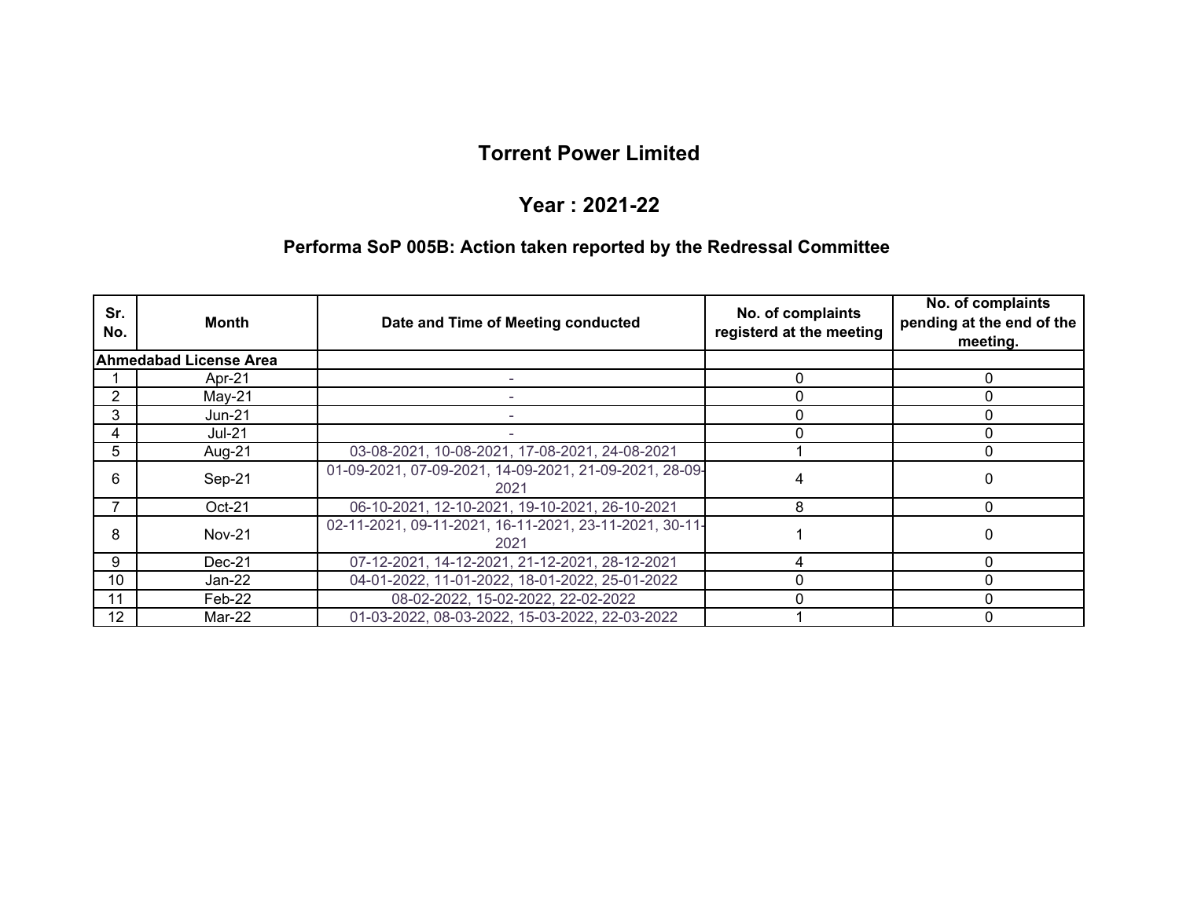# Torrent Power Limited

## Year : 2021-22

### Performa SoP 005B: Action taken reported by the Redressal Committee

| Sr. No. | Month | Date and Time of Meeting conducted | No. of complaints registerd at the meeting | No. of complaints pending at the end of the meeting. |
|---|---|---|---|---|
| **Ahmedabad License Area** | | | | |
| 1 | Apr-21 | - | 0 | 0 |
| 2 | May-21 | - | 0 | 0 |
| 3 | Jun-21 | - | 0 | 0 |
| 4 | Jul-21 | - | 0 | 0 |
| 5 | Aug-21 | 03-08-2021, 10-08-2021, 17-08-2021, 24-08-2021 | 1 | 0 |
| 6 | Sep-21 | 01-09-2021, 07-09-2021, 14-09-2021, 21-09-2021, 28-09-2021 | 4 | 0 |
| 7 | Oct-21 | 06-10-2021, 12-10-2021, 19-10-2021, 26-10-2021 | 8 | 0 |
| 8 | Nov-21 | 02-11-2021, 09-11-2021, 16-11-2021, 23-11-2021, 30-11-2021 | 1 | 0 |
| 9 | Dec-21 | 07-12-2021, 14-12-2021, 21-12-2021, 28-12-2021 | 4 | 0 |
| 10 | Jan-22 | 04-01-2022, 11-01-2022, 18-01-2022, 25-01-2022 | 0 | 0 |
| 11 | Feb-22 | 08-02-2022, 15-02-2022, 22-02-2022 | 0 | 0 |
| 12 | Mar-22 | 01-03-2022, 08-03-2022, 15-03-2022, 22-03-2022 | 1 | 0 |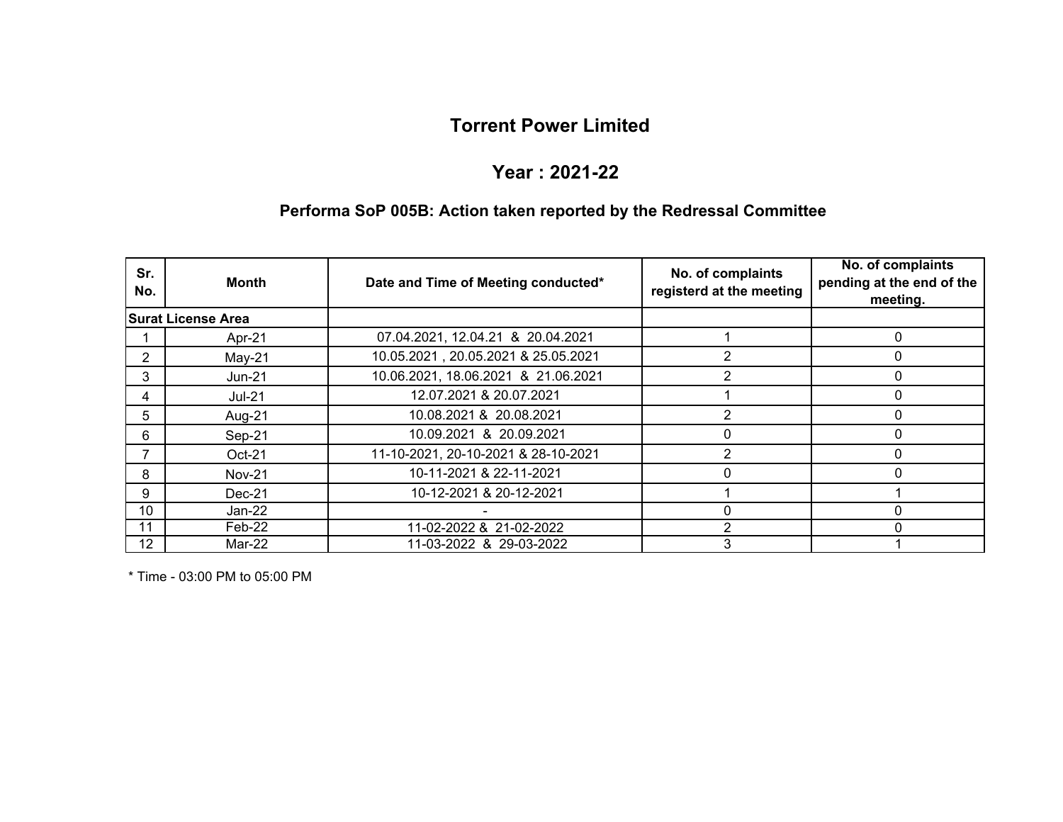# Torrent Power Limited

## Year : 2021-22

### Performa SoP 005B: Action taken reported by the Redressal Committee

| Sr. No. | Month | Date and Time of Meeting conducted* | No. of complaints registerd at the meeting | No. of complaints pending at the end of the meeting. |
|---|---|---|---|---|
| **Surat License Area** | | | | |
| 1 | Apr-21 | 07.04.2021, 12.04.21 & 20.04.2021 | 1 | 0 |
| 2 | May-21 | 10.05.2021 , 20.05.2021 & 25.05.2021 | 2 | 0 |
| 3 | Jun-21 | 10.06.2021, 18.06.2021 & 21.06.2021 | 2 | 0 |
| 4 | Jul-21 | 12.07.2021 & 20.07.2021 | 1 | 0 |
| 5 | Aug-21 | 10.08.2021 & 20.08.2021 | 2 | 0 |
| 6 | Sep-21 | 10.09.2021 & 20.09.2021 | 0 | 0 |
| 7 | Oct-21 | 11-10-2021, 20-10-2021 & 28-10-2021 | 2 | 0 |
| 8 | Nov-21 | 10-11-2021 & 22-11-2021 | 0 | 0 |
| 9 | Dec-21 | 10-12-2021 & 20-12-2021 | 1 | 1 |
| 10 | Jan-22 | - | 0 | 0 |
| 11 | Feb-22 | 11-02-2022 & 21-02-2022 | 2 | 0 |
| 12 | Mar-22 | 11-03-2022 & 29-03-2022 | 3 | 1 |

* Time - 03:00 PM to 05:00 PM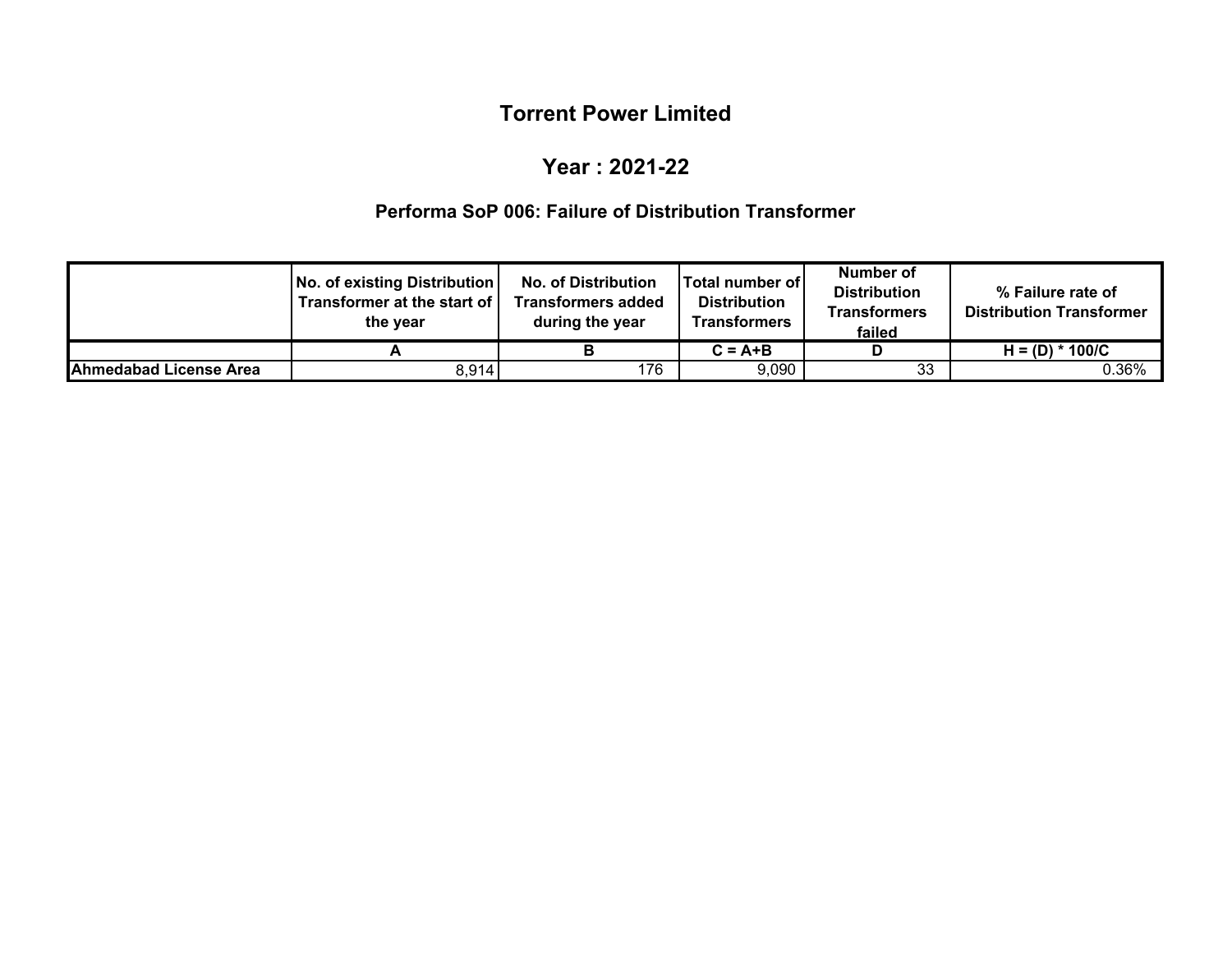# Torrent Power Limited

## Year : 2021-22

### Performa SoP 006: Failure of Distribution Transformer

| | No. of existing Distribution Transformer at the start of the year | No. of Distribution Transformers added during the year | Total number of Distribution Transformers | Number of Distribution Transformers failed | % Failure rate of Distribution Transformer |
|---|---|---|---|---|---|
| | A | B | C = A+B | D | H = (D) * 100/C |
| **Ahmedabad License Area** | 8,914 | 176 | 9,090 | 33 | 0.36% |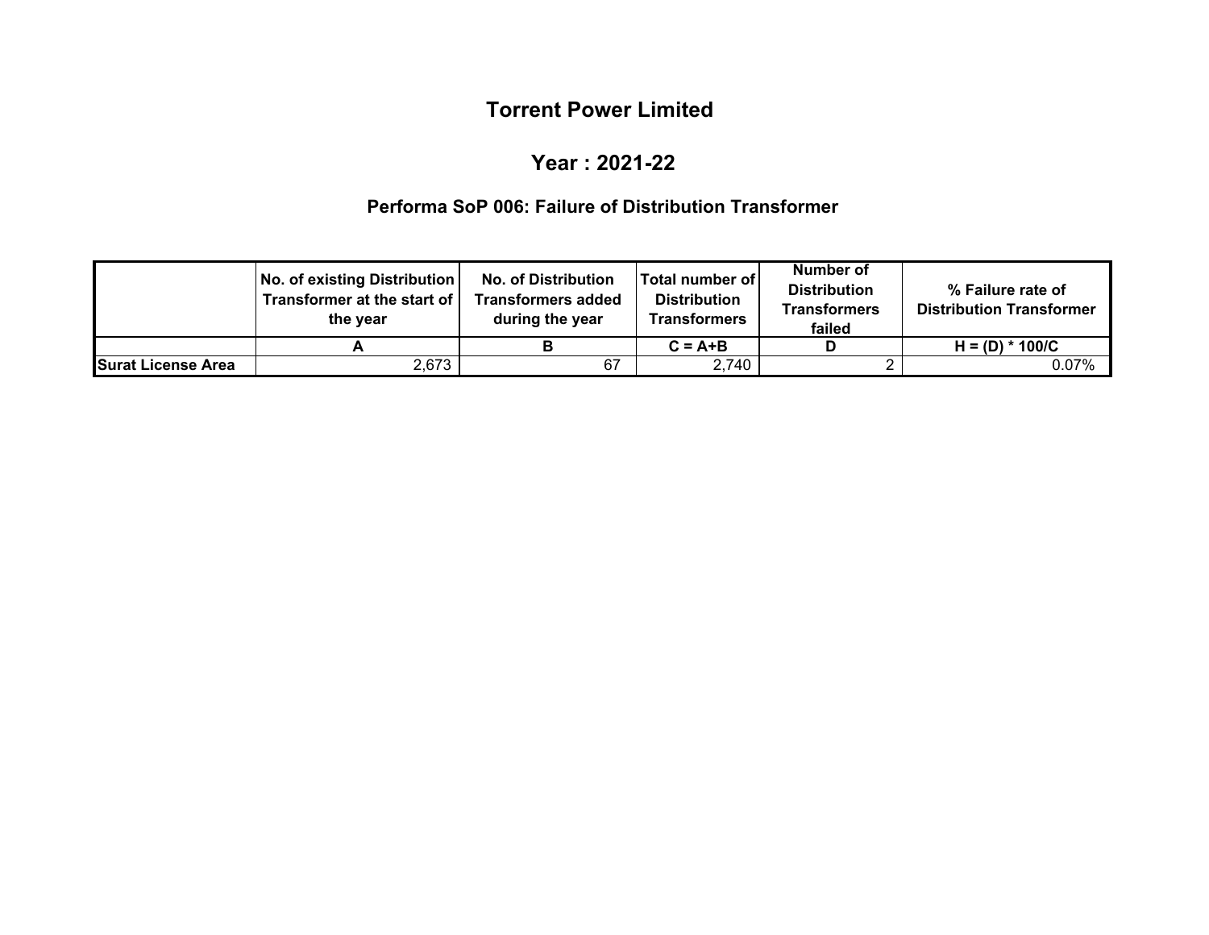# Torrent Power Limited

## Year : 2021-22

### Performa SoP 006: Failure of Distribution Transformer

| | No. of existing Distribution Transformer at the start of the year | No. of Distribution Transformers added during the year | Total number of Distribution Transformers | Number of Distribution Transformers failed | % Failure rate of Distribution Transformer |
|---|---|---|---|---|---|
| | **A** | **B** | **C = A+B** | **D** | **H = (D) * 100/C** |
| **Surat License Area** | 2,673 | 67 | 2,740 | 2 | 0.07% |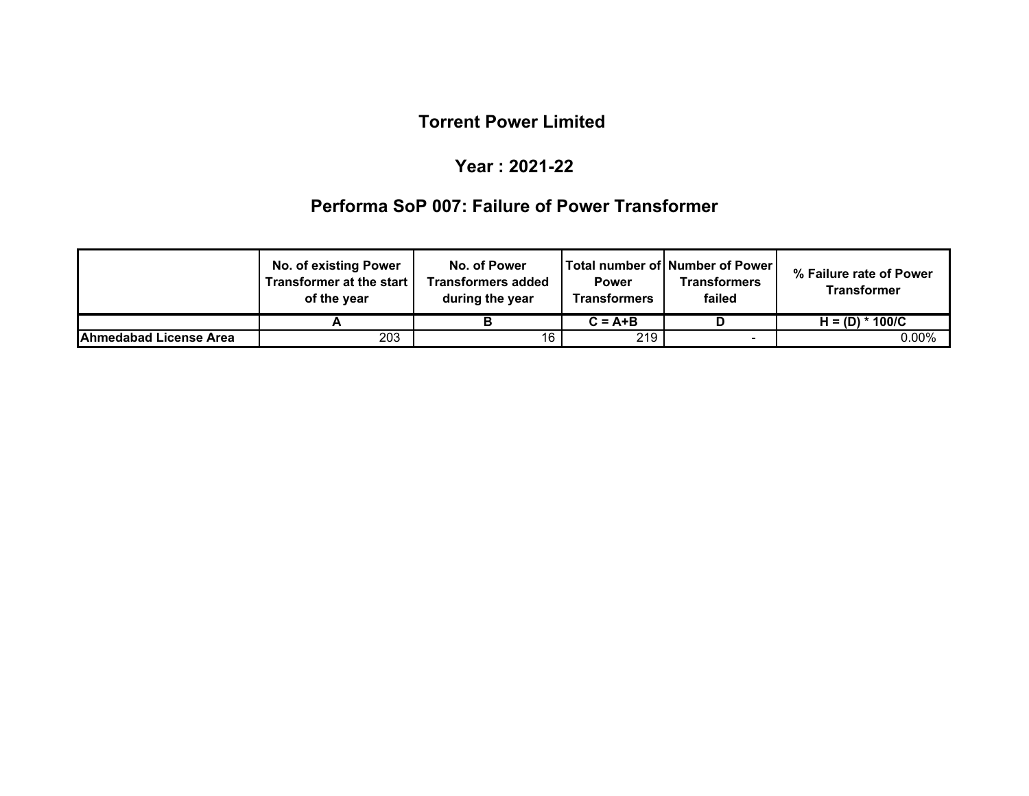# Torrent Power Limited

## Year : 2021-22

## Performa SoP 007: Failure of Power Transformer

| | No. of existing Power Transformer at the start of the year | No. of Power Transformers added during the year | Total number of Power Transformers | Number of Power Transformers failed | % Failure rate of Power Transformer |
|---|---|---|---|---|---|
| | A | B | C = A+B | D | H = (D) * 100/C |
| Ahmedabad License Area | 203 | 16 | 219 | - | 0.00% |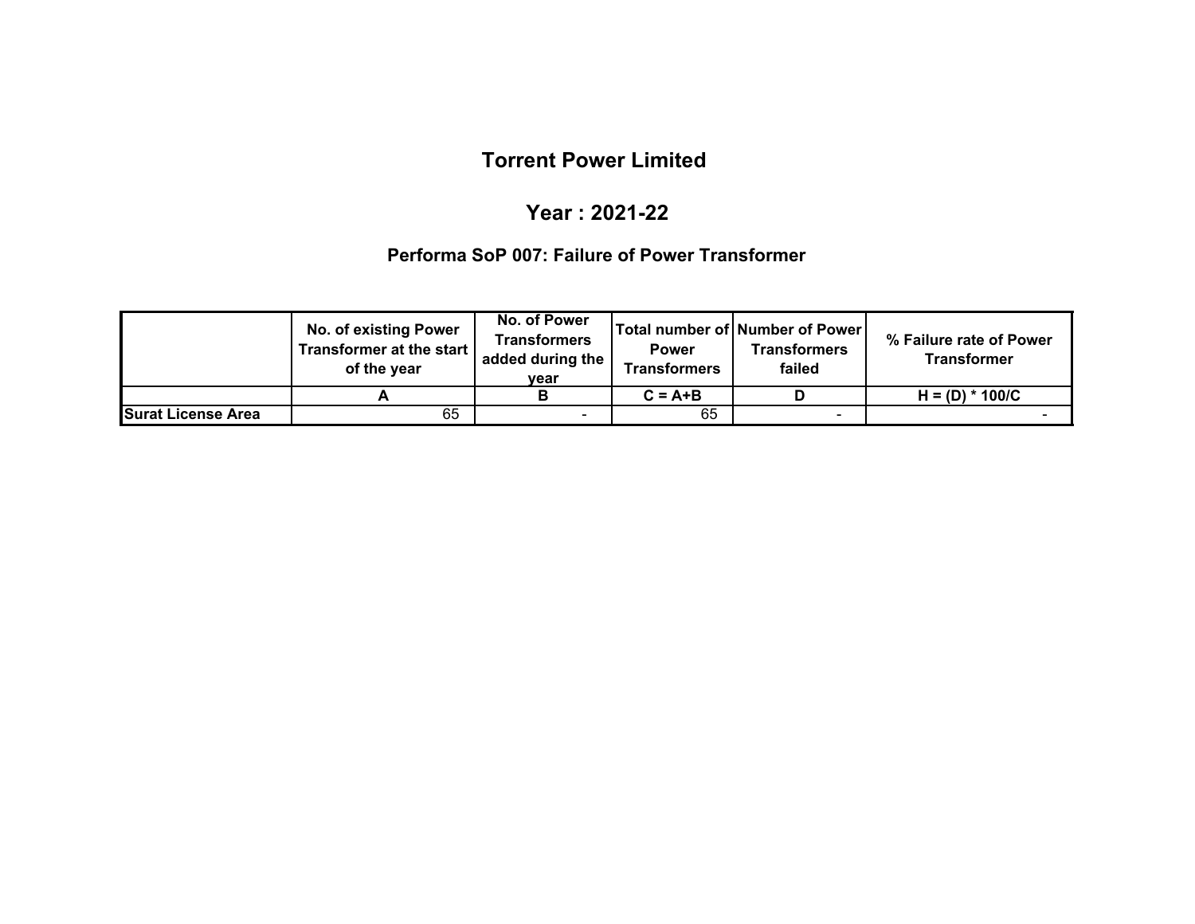# Torrent Power Limited

## Year : 2021-22

### Performa SoP 007: Failure of Power Transformer

| | No. of existing Power Transformer at the start of the year | No. of Power Transformers added during the year | Total number of Power Transformers | Number of Power Transformers failed | % Failure rate of Power Transformer |
|---|---|---|---|---|---|
| | A | B | C = A+B | D | H = (D) * 100/C |
| Surat License Area | 65 | - | 65 | - | - |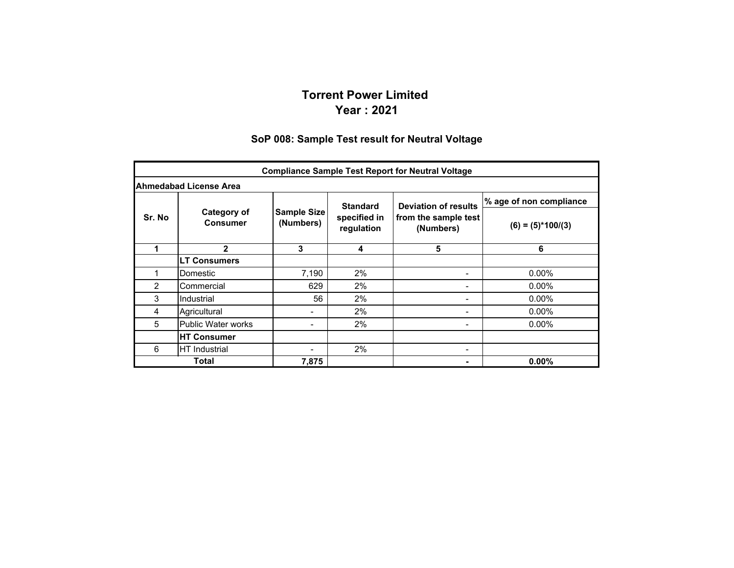# Torrent Power Limited
# Year : 2021

## SoP 008: Sample Test result for Neutral Voltage

| Compliance Sample Test Report for Neutral Voltage | | | | | |
|---|---|---|---|---|---|
| **Ahmedabad License Area** | | | | | |
| **Sr. No** | **Category of Consumer** | **Sample Size (Numbers)** | **Standard specified in regulation** | **Deviation of results from the sample test (Numbers)** | **% age of non compliance** (6) = (5)*100/(3) |
| **1** | **2** | **3** | **4** | **5** | **6** |
| | **LT Consumers** | | | | |
| 1 | Domestic | 7,190 | 2% | - | 0.00% |
| 2 | Commercial | 629 | 2% | - | 0.00% |
| 3 | Industrial | 56 | 2% | - | 0.00% |
| 4 | Agricultural | - | 2% | - | 0.00% |
| 5 | Public Water works | - | 2% | - | 0.00% |
| | **HT Consumer** | | | | |
| 6 | HT Industrial | - | 2% | - | |
| **Total** | | **7,875** | | **-** | **0.00%** |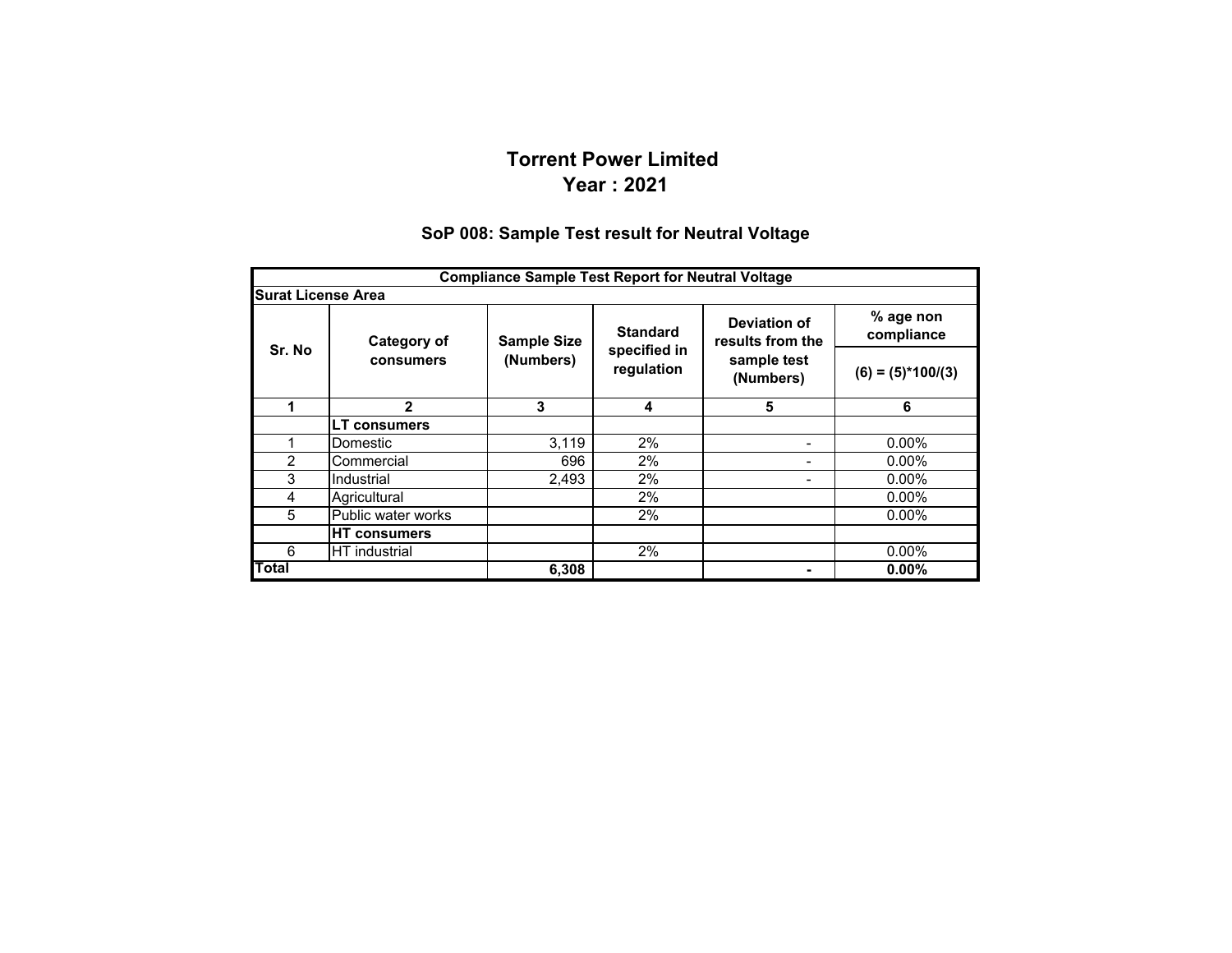# Torrent Power Limited
# Year : 2021

## SoP 008: Sample Test result for Neutral Voltage

| Compliance Sample Test Report for Neutral Voltage | | | | | |
|---|---|---|---|---|---|
| **Surat License Area** | | | | | |
| **Sr. No** | **Category of consumers** | **Sample Size (Numbers)** | **Standard specified in regulation** | **Deviation of results from the sample test (Numbers)** | **% age non compliance** |
| | | | | | **(6) = (5)*100/(3)** |
| **1** | **2** | **3** | **4** | **5** | **6** |
| | **LT consumers** | | | | |
| 1 | Domestic | 3,119 | 2% | - | 0.00% |
| 2 | Commercial | 696 | 2% | - | 0.00% |
| 3 | Industrial | 2,493 | 2% | - | 0.00% |
| 4 | Agricultural | | 2% | | 0.00% |
| 5 | Public water works | | 2% | | 0.00% |
| | **HT consumers** | | | | |
| 6 | HT industrial | | 2% | | 0.00% |
| **Total** | | **6,308** | | **-** | **0.00%** |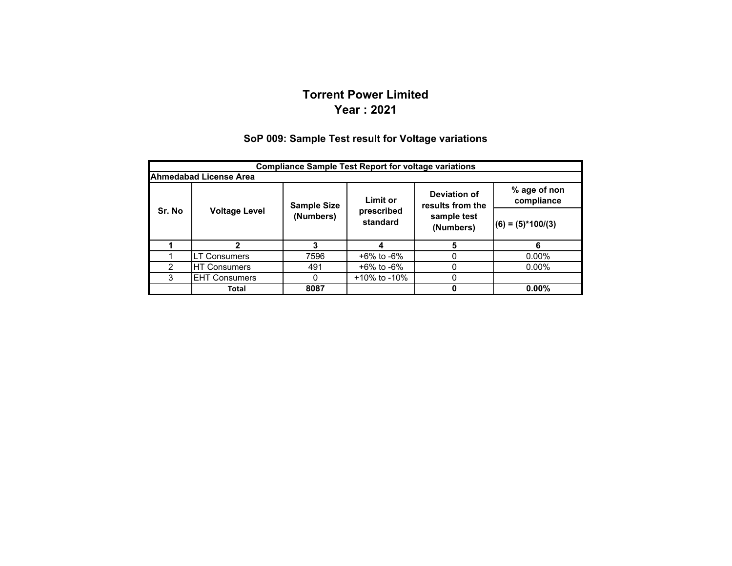# Torrent Power Limited
# Year : 2021

## SoP 009: Sample Test result for Voltage variations

| Compliance Sample Test Report for voltage variations | | | | | |
|---|---|---|---|---|---|
| **Ahmedabad License Area** | | | | | |
| **Sr. No** | **Voltage Level** | **Sample Size (Numbers)** | **Limit or prescribed standard** | **Deviation of results from the sample test (Numbers)** | **% age of non compliance**<br>**(6) = (5)*100/(3)** |
| **1** | **2** | **3** | **4** | **5** | **6** |
| 1 | LT Consumers | 7596 | +6% to -6% | 0 | 0.00% |
| 2 | HT Consumers | 491 | +6% to -6% | 0 | 0.00% |
| 3 | EHT Consumers | 0 | +10% to -10% | 0 | |
| | **Total** | **8087** | | **0** | **0.00%** |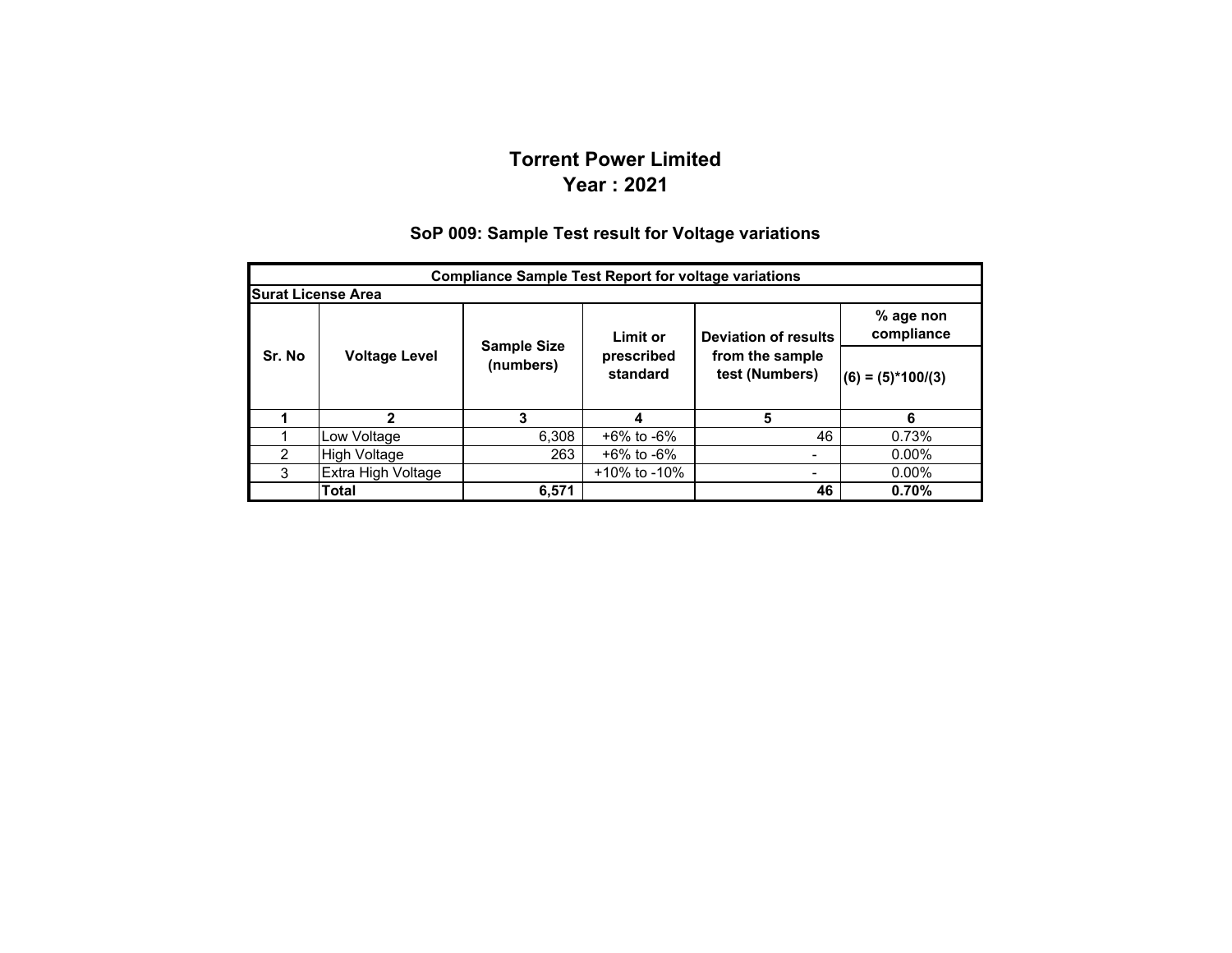# Torrent Power Limited
# Year : 2021

## SoP 009: Sample Test result for Voltage variations

| Compliance Sample Test Report for voltage variations | | | | | |
|---|---|---|---|---|---|
| **Surat License Area** | | | | | |
| **Sr. No** | **Voltage Level** | **Sample Size (numbers)** | **Limit or prescribed standard** | **Deviation of results from the sample test (Numbers)** | **% age non compliance** |
| | | | | | **(6) = (5)*100/(3)** |
| **1** | **2** | **3** | **4** | **5** | **6** |
| 1 | Low Voltage | 6,308 | +6% to -6% | 46 | 0.73% |
| 2 | High Voltage | 263 | +6% to -6% | - | 0.00% |
| 3 | Extra High Voltage | | +10% to -10% | - | 0.00% |
| | **Total** | **6,571** | | **46** | **0.70%** |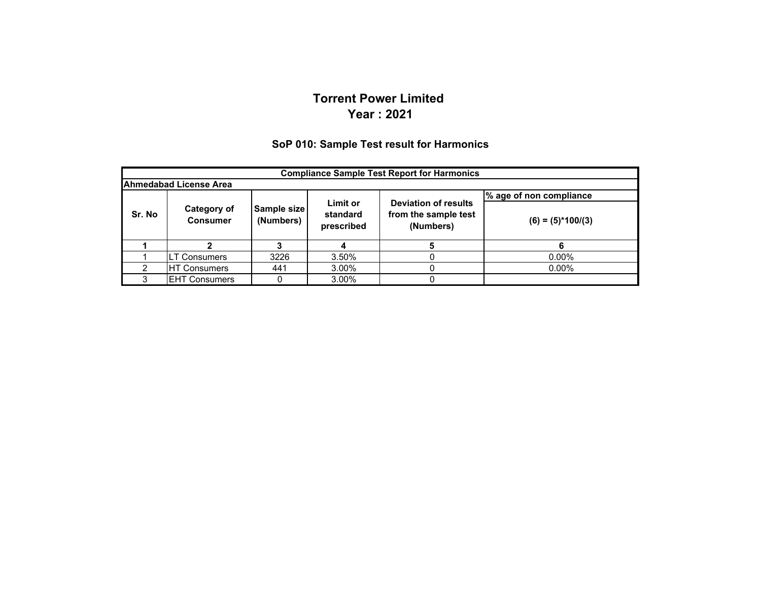# Torrent Power Limited
# Year : 2021

## SoP 010: Sample Test result for Harmonics

| Compliance Sample Test Report for Harmonics | | | | | |
|---|---|---|---|---|---|
| **Ahmedabad License Area** | | | | | |
| **Sr. No** | **Category of Consumer** | **Sample size (Numbers)** | **Limit or standard prescribed** | **Deviation of results from the sample test (Numbers)** | **% age of non compliance** (6) = (5)*100/(3) |
| **1** | **2** | **3** | **4** | **5** | **6** |
| 1 | LT Consumers | 3226 | 3.50% | 0 | 0.00% |
| 2 | HT Consumers | 441 | 3.00% | 0 | 0.00% |
| 3 | EHT Consumers | 0 | 3.00% | 0 | |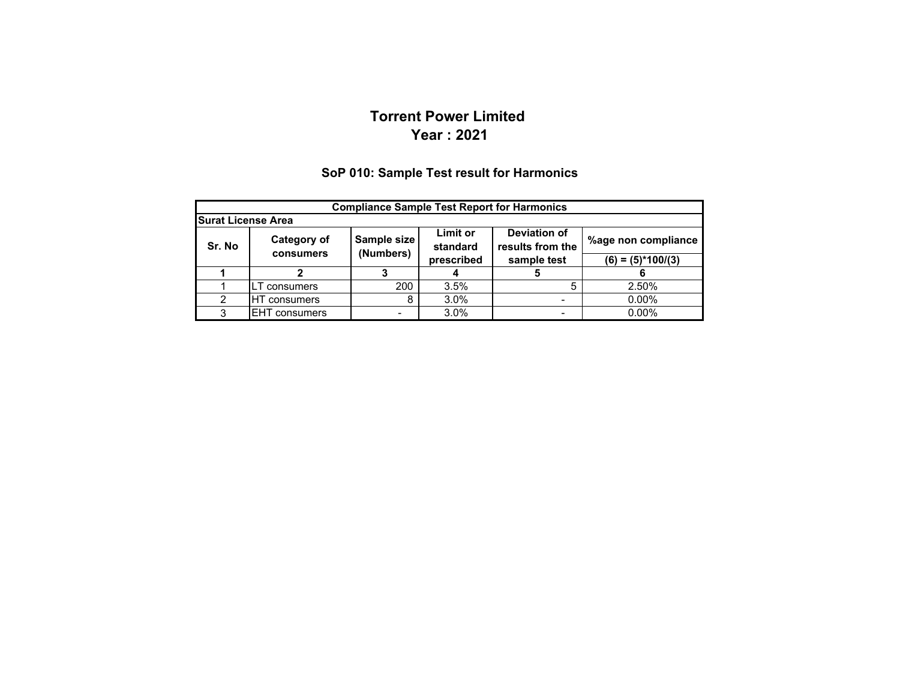# Torrent Power Limited
## Year : 2021

### SoP 010: Sample Test result for Harmonics

| Compliance Sample Test Report for Harmonics | | | | | |
|---|---|---|---|---|---|
| **Surat License Area** | | | | | |
| **Sr. No** | **Category of consumers** | **Sample size (Numbers)** | **Limit or standard prescribed** | **Deviation of results from the sample test** | **%age non compliance (6) = (5)*100/(3)** |
| **1** | **2** | **3** | **4** | **5** | **6** |
| 1 | LT consumers | 200 | 3.5% | 5 | 2.50% |
| 2 | HT consumers | 8 | 3.0% | - | 0.00% |
| 3 | EHT consumers | - | 3.0% | - | 0.00% |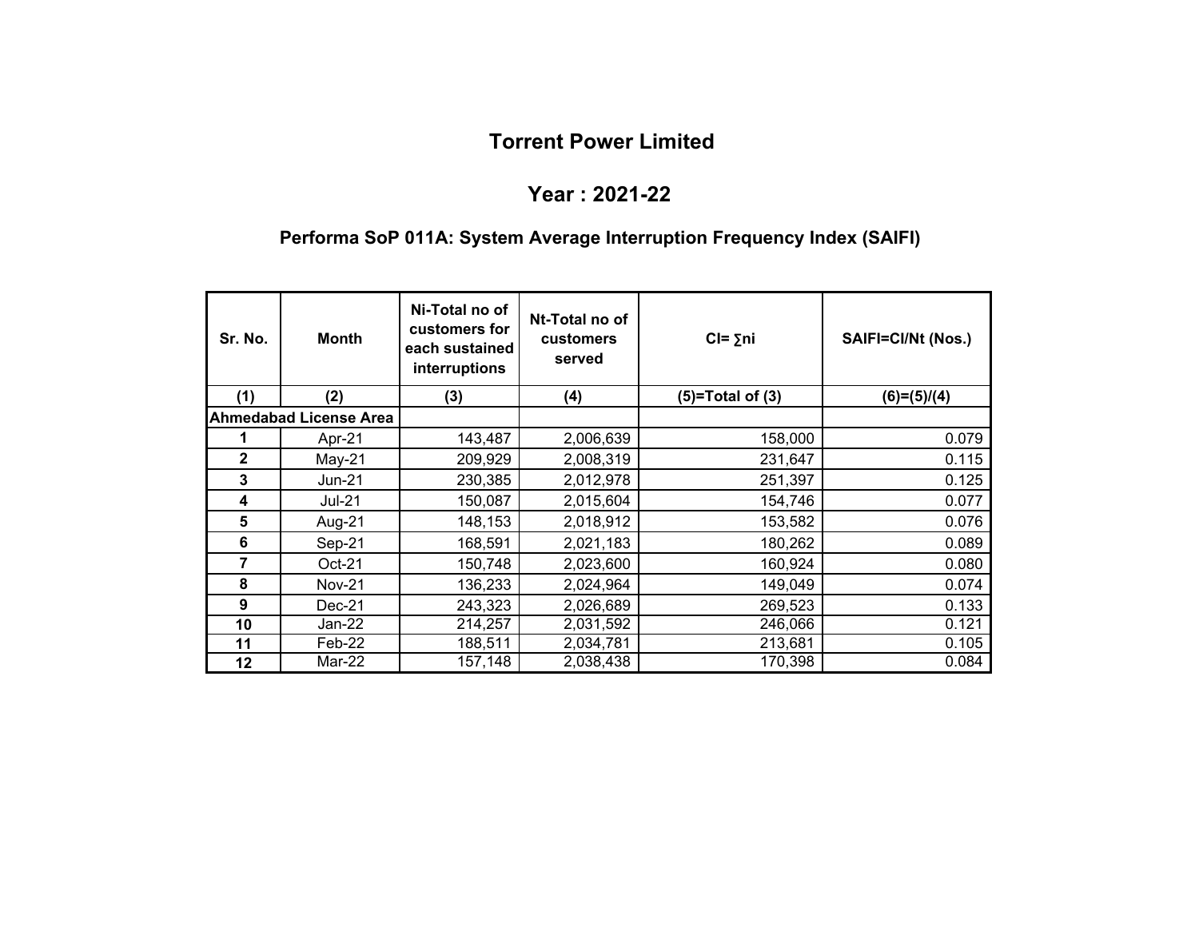# Torrent Power Limited

## Year : 2021-22

### Performa SoP 011A: System Average Interruption Frequency Index (SAIFI)

| Sr. No. | Month | Ni-Total no of customers for each sustained interruptions | Nt-Total no of customers served | CI= ∑ni | SAIFI=CI/Nt (Nos.) |
|---|---|---|---|---|---|
| (1) | (2) | (3) | (4) | (5)=Total of (3) | (6)=(5)/(4) |
| Ahmedabad License Area | | | | | |
| 1 | Apr-21 | 143,487 | 2,006,639 | 158,000 | 0.079 |
| 2 | May-21 | 209,929 | 2,008,319 | 231,647 | 0.115 |
| 3 | Jun-21 | 230,385 | 2,012,978 | 251,397 | 0.125 |
| 4 | Jul-21 | 150,087 | 2,015,604 | 154,746 | 0.077 |
| 5 | Aug-21 | 148,153 | 2,018,912 | 153,582 | 0.076 |
| 6 | Sep-21 | 168,591 | 2,021,183 | 180,262 | 0.089 |
| 7 | Oct-21 | 150,748 | 2,023,600 | 160,924 | 0.080 |
| 8 | Nov-21 | 136,233 | 2,024,964 | 149,049 | 0.074 |
| 9 | Dec-21 | 243,323 | 2,026,689 | 269,523 | 0.133 |
| 10 | Jan-22 | 214,257 | 2,031,592 | 246,066 | 0.121 |
| 11 | Feb-22 | 188,511 | 2,034,781 | 213,681 | 0.105 |
| 12 | Mar-22 | 157,148 | 2,038,438 | 170,398 | 0.084 |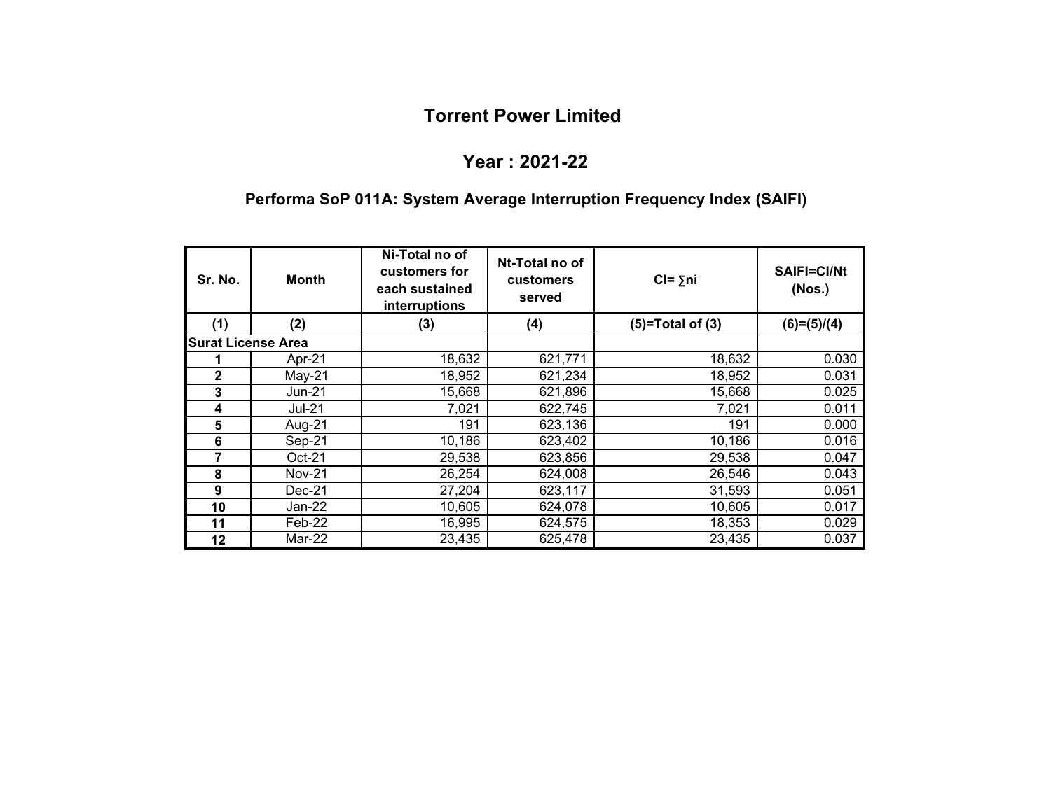# Torrent Power Limited

## Year : 2021-22

### Performa SoP 011A: System Average Interruption Frequency Index (SAIFI)

| Sr. No. | Month | Ni-Total no of customers for each sustained interruptions | Nt-Total no of customers served | CI= ∑ni | SAIFI=CI/Nt (Nos.) |
|---|---|---|---|---|---|
| (1) | (2) | (3) | (4) | (5)=Total of (3) | (6)=(5)/(4) |
| **Surat License Area** | | | | | |
| 1 | Apr-21 | 18,632 | 621,771 | 18,632 | 0.030 |
| 2 | May-21 | 18,952 | 621,234 | 18,952 | 0.031 |
| 3 | Jun-21 | 15,668 | 621,896 | 15,668 | 0.025 |
| 4 | Jul-21 | 7,021 | 622,745 | 7,021 | 0.011 |
| 5 | Aug-21 | 191 | 623,136 | 191 | 0.000 |
| 6 | Sep-21 | 10,186 | 623,402 | 10,186 | 0.016 |
| 7 | Oct-21 | 29,538 | 623,856 | 29,538 | 0.047 |
| 8 | Nov-21 | 26,254 | 624,008 | 26,546 | 0.043 |
| 9 | Dec-21 | 27,204 | 623,117 | 31,593 | 0.051 |
| 10 | Jan-22 | 10,605 | 624,078 | 10,605 | 0.017 |
| 11 | Feb-22 | 16,995 | 624,575 | 18,353 | 0.029 |
| 12 | Mar-22 | 23,435 | 625,478 | 23,435 | 0.037 |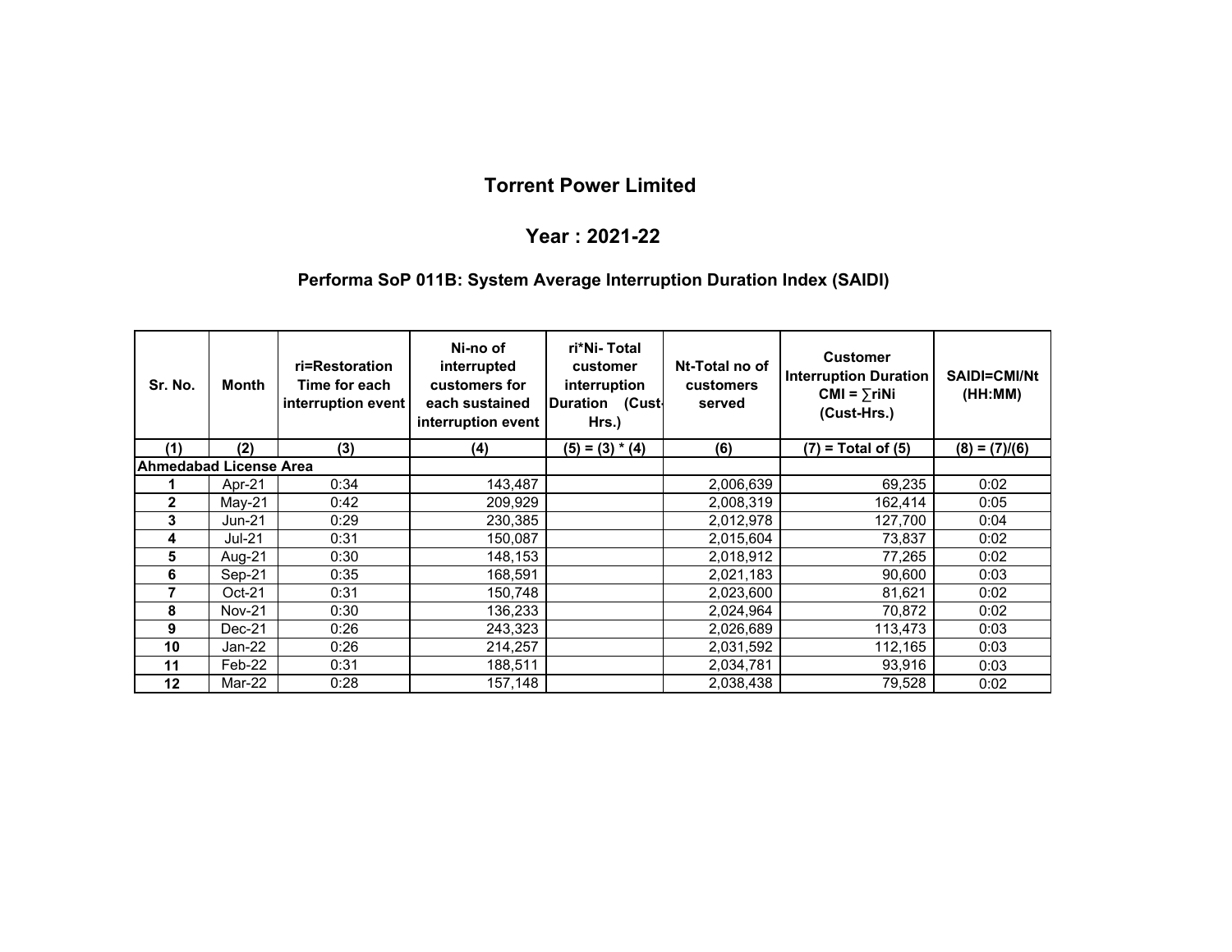# Torrent Power Limited

## Year : 2021-22

### Performa SoP 011B: System Average Interruption Duration Index (SAIDI)

| Sr. No. | Month | ri=Restoration Time for each interruption event | Ni-no of interrupted customers for each sustained interruption event | ri*Ni- Total customer interruption Duration (Cust-Hrs.) | Nt-Total no of customers served | Customer Interruption Duration CMI = ∑riNi (Cust-Hrs.) | SAIDI=CMI/Nt (HH:MM) |
|---|---|---|---|---|---|---|---|
| (1) | (2) | (3) | (4) | (5) = (3) * (4) | (6) | (7) = Total of (5) | (8) = (7)/(6) |
| **Ahmedabad License Area** | | | | | | | |
| 1 | Apr-21 | 0:34 | 143,487 | | 2,006,639 | 69,235 | 0:02 |
| 2 | May-21 | 0:42 | 209,929 | | 2,008,319 | 162,414 | 0:05 |
| 3 | Jun-21 | 0:29 | 230,385 | | 2,012,978 | 127,700 | 0:04 |
| 4 | Jul-21 | 0:31 | 150,087 | | 2,015,604 | 73,837 | 0:02 |
| 5 | Aug-21 | 0:30 | 148,153 | | 2,018,912 | 77,265 | 0:02 |
| 6 | Sep-21 | 0:35 | 168,591 | | 2,021,183 | 90,600 | 0:03 |
| 7 | Oct-21 | 0:31 | 150,748 | | 2,023,600 | 81,621 | 0:02 |
| 8 | Nov-21 | 0:30 | 136,233 | | 2,024,964 | 70,872 | 0:02 |
| 9 | Dec-21 | 0:26 | 243,323 | | 2,026,689 | 113,473 | 0:03 |
| 10 | Jan-22 | 0:26 | 214,257 | | 2,031,592 | 112,165 | 0:03 |
| 11 | Feb-22 | 0:31 | 188,511 | | 2,034,781 | 93,916 | 0:03 |
| 12 | Mar-22 | 0:28 | 157,148 | | 2,038,438 | 79,528 | 0:02 |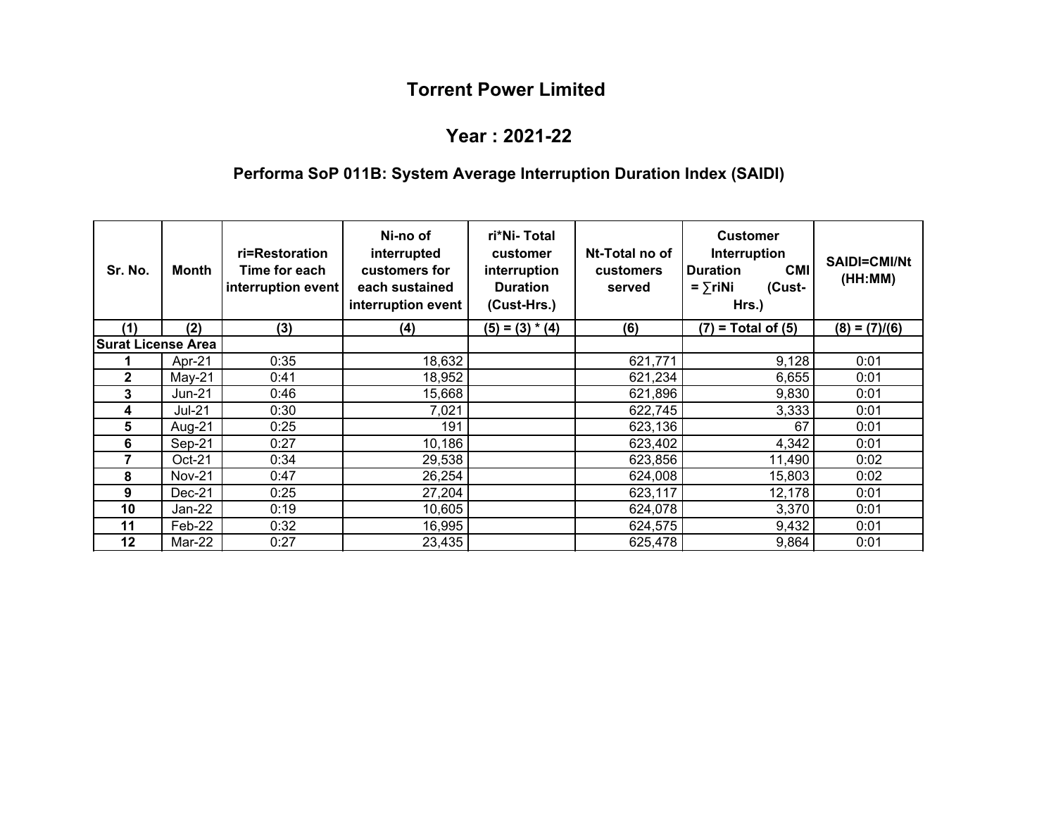# Torrent Power Limited

## Year : 2021-22

### Performa SoP 011B: System Average Interruption Duration Index (SAIDI)

| Sr. No. | Month | ri=Restoration Time for each interruption event | Ni-no of interrupted customers for each sustained interruption event | ri*Ni- Total customer interruption Duration (Cust-Hrs.) | Nt-Total no of customers served | Customer Interruption Duration CMI = ∑riNi (Cust-Hrs.) | SAIDI=CMI/Nt (HH:MM) |
|---|---|---|---|---|---|---|---|
| (1) | (2) | (3) | (4) | (5) = (3) * (4) | (6) | (7) = Total of (5) | (8) = (7)/(6) |
| Surat License Area | | | | | | | |
| 1 | Apr-21 | 0:35 | 18,632 | | 621,771 | 9,128 | 0:01 |
| 2 | May-21 | 0:41 | 18,952 | | 621,234 | 6,655 | 0:01 |
| 3 | Jun-21 | 0:46 | 15,668 | | 621,896 | 9,830 | 0:01 |
| 4 | Jul-21 | 0:30 | 7,021 | | 622,745 | 3,333 | 0:01 |
| 5 | Aug-21 | 0:25 | 191 | | 623,136 | 67 | 0:01 |
| 6 | Sep-21 | 0:27 | 10,186 | | 623,402 | 4,342 | 0:01 |
| 7 | Oct-21 | 0:34 | 29,538 | | 623,856 | 11,490 | 0:02 |
| 8 | Nov-21 | 0:47 | 26,254 | | 624,008 | 15,803 | 0:02 |
| 9 | Dec-21 | 0:25 | 27,204 | | 623,117 | 12,178 | 0:01 |
| 10 | Jan-22 | 0:19 | 10,605 | | 624,078 | 3,370 | 0:01 |
| 11 | Feb-22 | 0:32 | 16,995 | | 624,575 | 9,432 | 0:01 |
| 12 | Mar-22 | 0:27 | 23,435 | | 625,478 | 9,864 | 0:01 |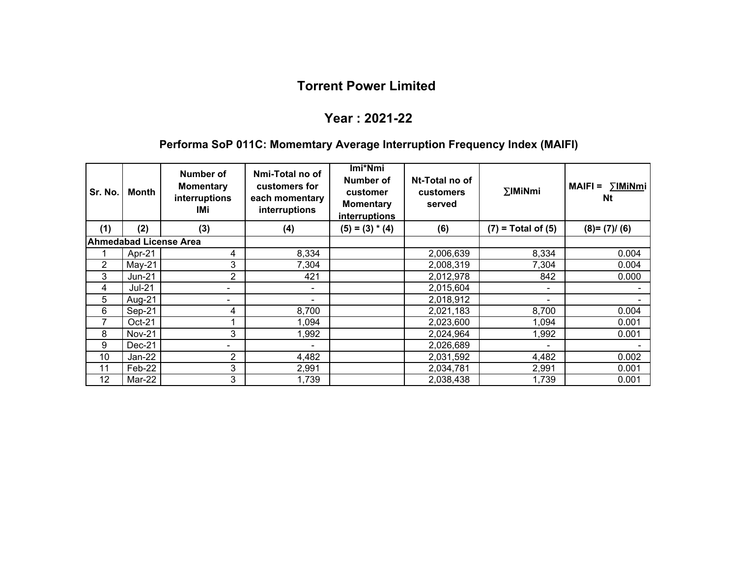# Torrent Power Limited

## Year : 2021-22

### Performa SoP 011C: Momemtary Average Interruption Frequency Index (MAIFI)

| Sr. No. | Month | Number of Momentary interruptions IMi | Nmi-Total no of customers for each momentary interruptions | Imi*Nmi Number of customer Momentary interruptions | Nt-Total no of customers served | ∑IMiNmi | MAIFI = ∑IMiNmi / Nt |
|---|---|---|---|---|---|---|---|
| (1) | (2) | (3) | (4) | (5) = (3) * (4) | (6) | (7) = Total of (5) | (8)= (7)/ (6) |
| **Ahmedabad License Area** | | | | | | | |
| 1 | Apr-21 | 4 | 8,334 | | 2,006,639 | 8,334 | 0.004 |
| 2 | May-21 | 3 | 7,304 | | 2,008,319 | 7,304 | 0.004 |
| 3 | Jun-21 | 2 | 421 | | 2,012,978 | 842 | 0.000 |
| 4 | Jul-21 | - | - | | 2,015,604 | - | - |
| 5 | Aug-21 | - | - | | 2,018,912 | - | - |
| 6 | Sep-21 | 4 | 8,700 | | 2,021,183 | 8,700 | 0.004 |
| 7 | Oct-21 | 1 | 1,094 | | 2,023,600 | 1,094 | 0.001 |
| 8 | Nov-21 | 3 | 1,992 | | 2,024,964 | 1,992 | 0.001 |
| 9 | Dec-21 | - | - | | 2,026,689 | - | - |
| 10 | Jan-22 | 2 | 4,482 | | 2,031,592 | 4,482 | 0.002 |
| 11 | Feb-22 | 3 | 2,991 | | 2,034,781 | 2,991 | 0.001 |
| 12 | Mar-22 | 3 | 1,739 | | 2,038,438 | 1,739 | 0.001 |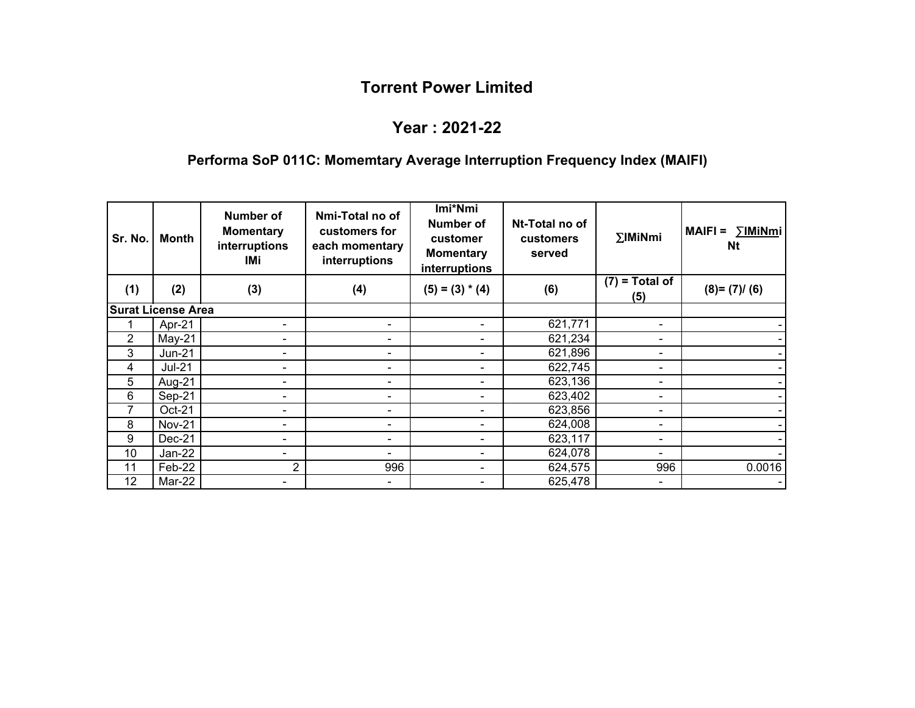# Torrent Power Limited

## Year : 2021-22

### Performa SoP 011C: Momemtary Average Interruption Frequency Index (MAIFI)

| Sr. No. | Month | Number of Momentary interruptions IMi | Nmi-Total no of customers for each momentary interruptions | Imi*Nmi Number of customer Momentary interruptions | Nt-Total no of customers served | ∑IMiNmi | MAIFI = ∑IMiNmi / Nt |
|---|---|---|---|---|---|---|---|
| (1) | (2) | (3) | (4) | (5) = (3) * (4) | (6) | (7) = Total of (5) | (8)= (7)/ (6) |
| **Surat License Area** | | | | | | | |
| 1 | Apr-21 | - | - | - | 621,771 | - | - |
| 2 | May-21 | - | - | - | 621,234 | - | - |
| 3 | Jun-21 | - | - | - | 621,896 | - | - |
| 4 | Jul-21 | - | - | - | 622,745 | - | - |
| 5 | Aug-21 | - | - | - | 623,136 | - | - |
| 6 | Sep-21 | - | - | - | 623,402 | - | - |
| 7 | Oct-21 | - | - | - | 623,856 | - | - |
| 8 | Nov-21 | - | - | - | 624,008 | - | - |
| 9 | Dec-21 | - | - | - | 623,117 | - | - |
| 10 | Jan-22 | - | - | - | 624,078 | - | - |
| 11 | Feb-22 | 2 | 996 | - | 624,575 | 996 | 0.0016 |
| 12 | Mar-22 | - | - | - | 625,478 | - | - |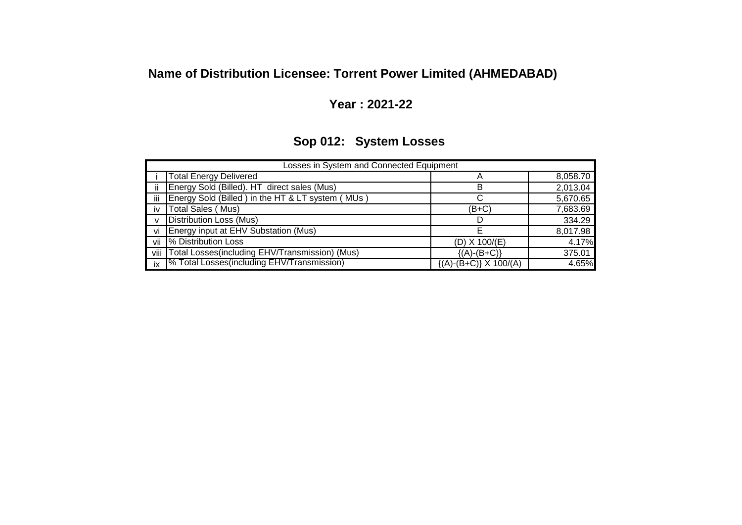## Name of Distribution Licensee: Torrent Power Limited (AHMEDABAD)

### Year : 2021-22

### Sop 012: System Losses

| Losses in System and Connected Equipment | | | |
|---|---|---|---|
| i | Total Energy Delivered | A | 8,058.70 |
| ii | Energy Sold (Billed). HT direct sales (Mus) | B | 2,013.04 |
| iii | Energy Sold (Billed ) in the HT & LT system ( MUs ) | C | 5,670.65 |
| iv | Total Sales ( Mus) | (B+C) | 7,683.69 |
| v | Distribution Loss (Mus) | D | 334.29 |
| vi | Energy input at EHV Substation (Mus) | E | 8,017.98 |
| vii | % Distribution Loss | (D) X 100/(E) | 4.17% |
| viii | Total Losses(including EHV/Transmission) (Mus) | {(A)-(B+C)} | 375.01 |
| ix | % Total Losses(including EHV/Transmission) | {(A)-(B+C)} X 100/(A) | 4.65% |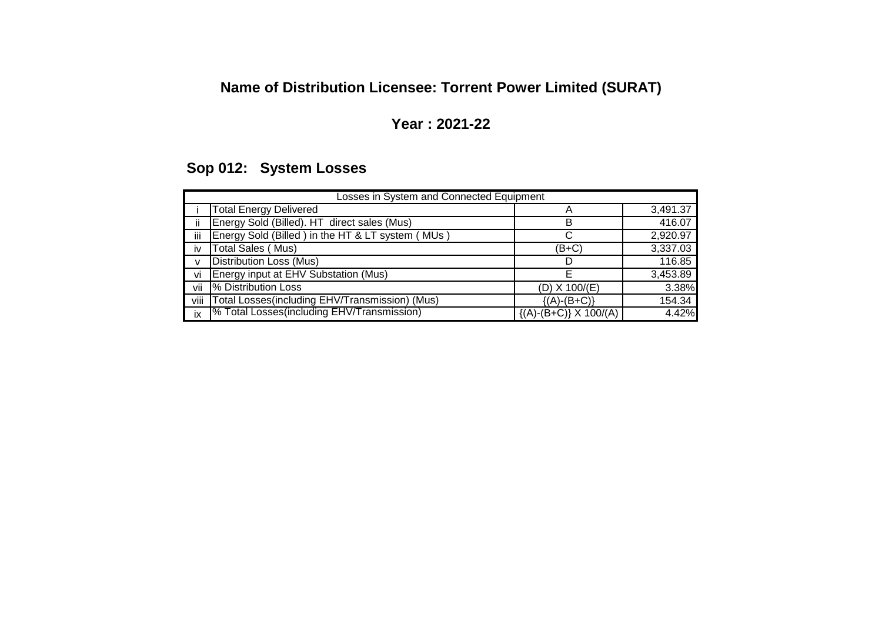## Name of Distribution Licensee: Torrent Power Limited (SURAT)

### Year : 2021-22

### Sop 012: System Losses

| Losses in System and Connected Equipment | | | |
|---|---|---|---|
| i | Total Energy Delivered | A | 3,491.37 |
| ii | Energy Sold (Billed). HT direct sales (Mus) | B | 416.07 |
| iii | Energy Sold (Billed ) in the HT & LT system ( MUs ) | C | 2,920.97 |
| iv | Total Sales ( Mus) | (B+C) | 3,337.03 |
| v | Distribution Loss (Mus) | D | 116.85 |
| vi | Energy input at EHV Substation (Mus) | E | 3,453.89 |
| vii | % Distribution Loss | (D) X 100/(E) | 3.38% |
| viii | Total Losses(including EHV/Transmission) (Mus) | {(A)-(B+C)} | 154.34 |
| ix | % Total Losses(including EHV/Transmission) | {(A)-(B+C)} X 100/(A) | 4.42% |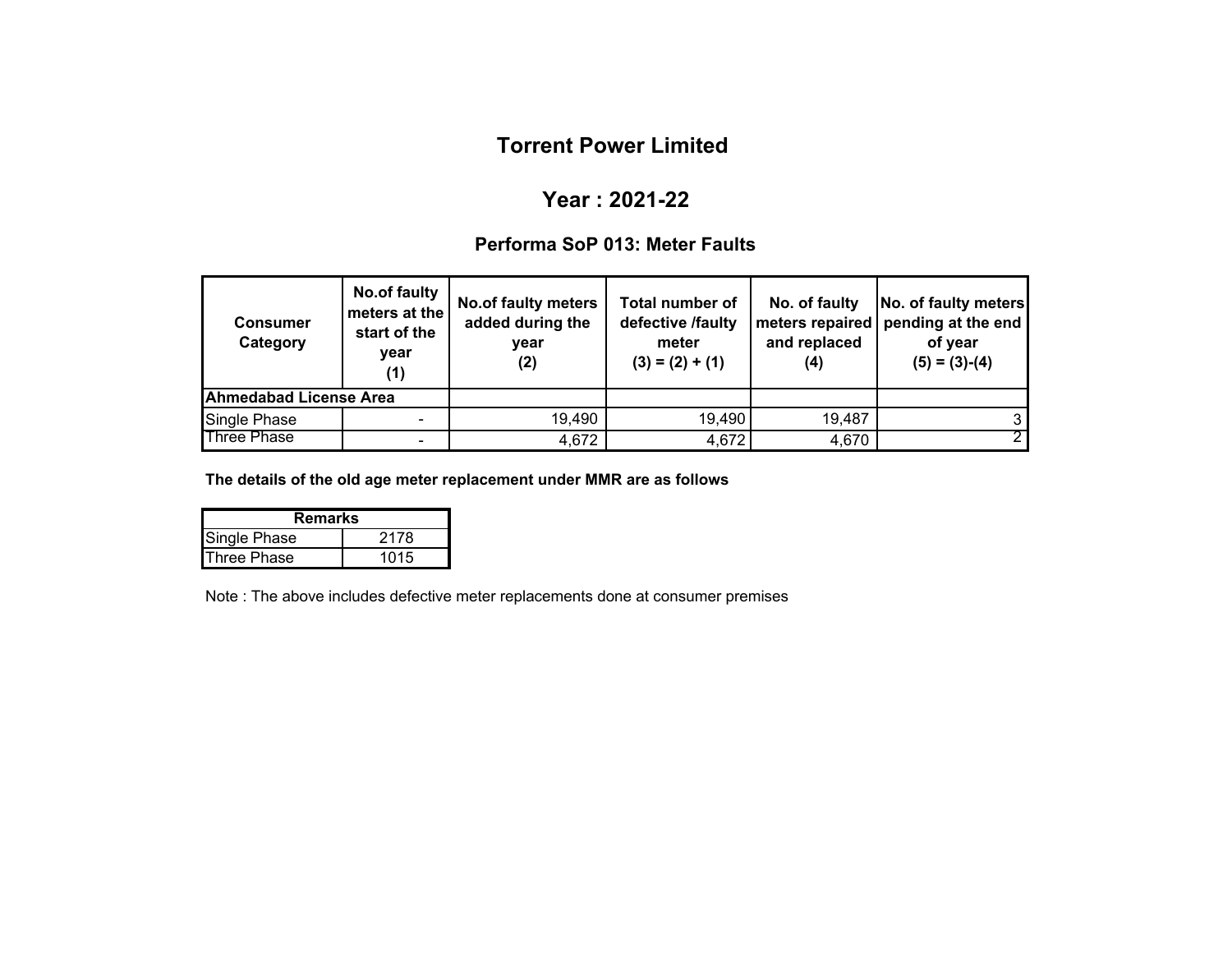# Torrent Power Limited

## Year : 2021-22

### Performa SoP 013: Meter Faults

| Consumer Category | No.of faulty meters at the start of the year (1) | No.of faulty meters added during the year (2) | Total number of defective /faulty meter (3) = (2) + (1) | No. of faulty meters repaired and replaced (4) | No. of faulty meters pending at the end of year (5) = (3)-(4) |
|---|---|---|---|---|---|
| **Ahmedabad License Area** | | | | | |
| Single Phase | - | 19,490 | 19,490 | 19,487 | 3 |
| Three Phase | - | 4,672 | 4,672 | 4,670 | 2 |

**The details of the old age meter replacement under MMR are as follows**

| Remarks | |
|---|---|
| Single Phase | 2178 |
| Three Phase | 1015 |

Note : The above includes defective meter replacements done at consumer premises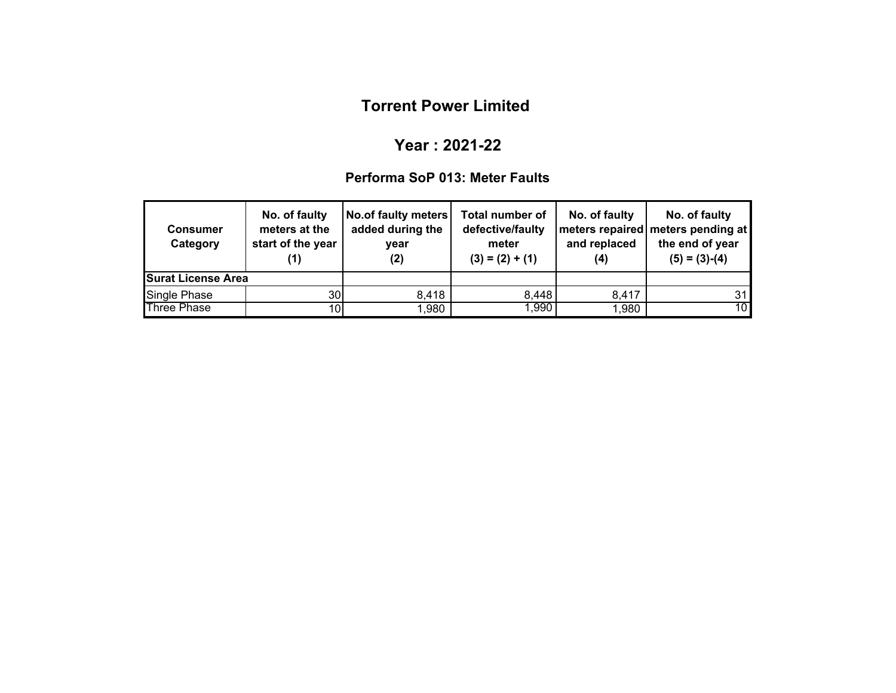# Torrent Power Limited

## Year : 2021-22

### Performa SoP 013: Meter Faults

| Consumer Category | No. of faulty meters at the start of the year (1) | No.of faulty meters added during the year (2) | Total number of defective/faulty meter (3) = (2) + (1) | No. of faulty meters repaired and replaced (4) | No. of faulty meters pending at the end of year (5) = (3)-(4) |
|---|---|---|---|---|---|
| **Surat License Area** | | | | | |
| Single Phase | 30 | 8,418 | 8,448 | 8,417 | 31 |
| Three Phase | 10 | 1,980 | 1,990 | 1,980 | 10 |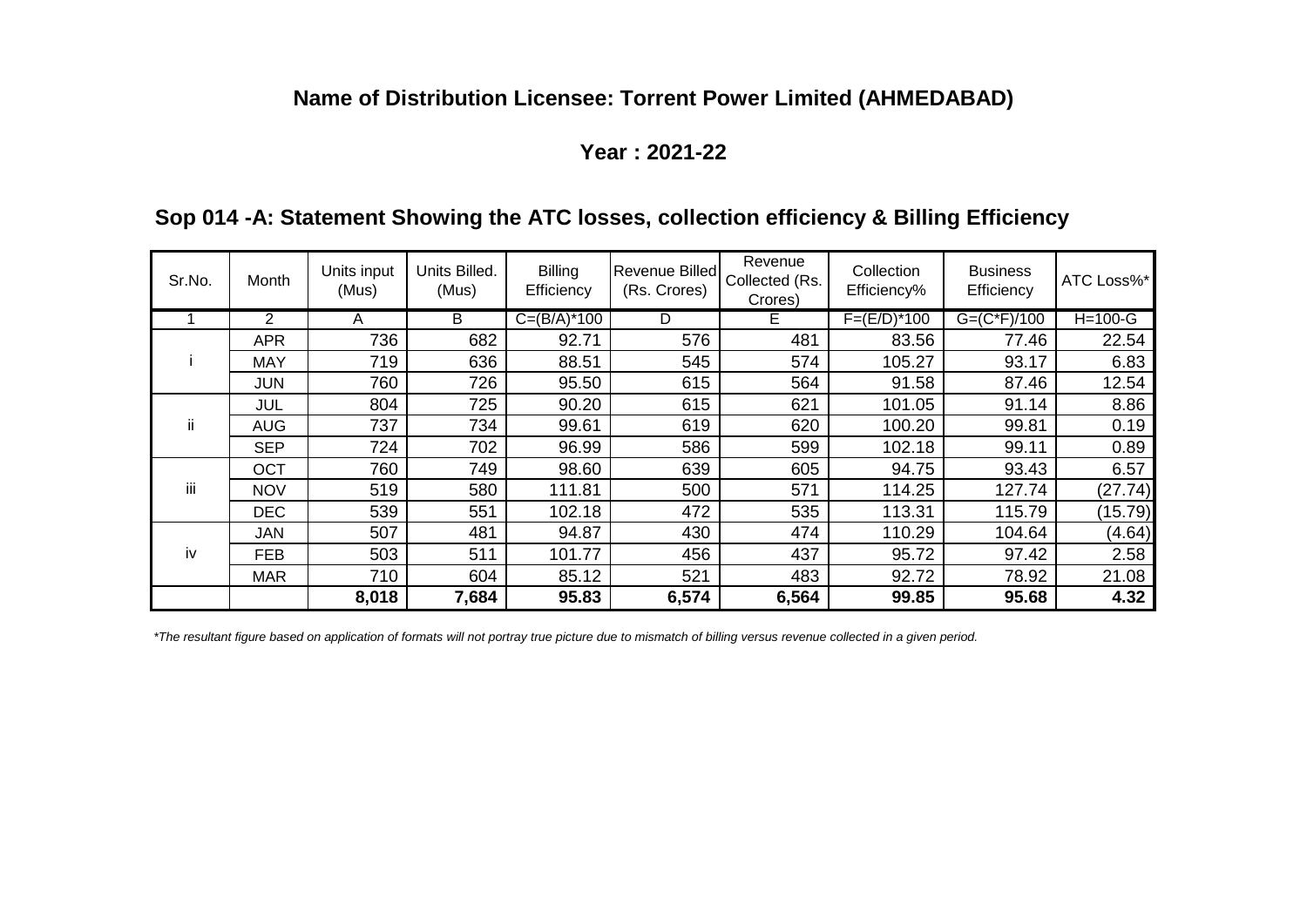## Name of Distribution Licensee: Torrent Power Limited (AHMEDABAD)

### Year : 2021-22

### Sop 014 -A: Statement Showing the ATC losses, collection efficiency & Billing Efficiency

| Sr.No. | Month | Units input (Mus) | Units Billed. (Mus) | Billing Efficiency | Revenue Billed (Rs. Crores) | Revenue Collected (Rs. Crores) | Collection Efficiency% | Business Efficiency | ATC Loss%* |
|---|---|---|---|---|---|---|---|---|---|
| 1 | 2 | A | B | C=(B/A)*100 | D | E | F=(E/D)*100 | G=(C*F)/100 | H=100-G |
| i | APR | 736 | 682 | 92.71 | 576 | 481 | 83.56 | 77.46 | 22.54 |
| | MAY | 719 | 636 | 88.51 | 545 | 574 | 105.27 | 93.17 | 6.83 |
| | JUN | 760 | 726 | 95.50 | 615 | 564 | 91.58 | 87.46 | 12.54 |
| ii | JUL | 804 | 725 | 90.20 | 615 | 621 | 101.05 | 91.14 | 8.86 |
| | AUG | 737 | 734 | 99.61 | 619 | 620 | 100.20 | 99.81 | 0.19 |
| | SEP | 724 | 702 | 96.99 | 586 | 599 | 102.18 | 99.11 | 0.89 |
| iii | OCT | 760 | 749 | 98.60 | 639 | 605 | 94.75 | 93.43 | 6.57 |
| | NOV | 519 | 580 | 111.81 | 500 | 571 | 114.25 | 127.74 | (27.74) |
| | DEC | 539 | 551 | 102.18 | 472 | 535 | 113.31 | 115.79 | (15.79) |
| iv | JAN | 507 | 481 | 94.87 | 430 | 474 | 110.29 | 104.64 | (4.64) |
| | FEB | 503 | 511 | 101.77 | 456 | 437 | 95.72 | 97.42 | 2.58 |
| | MAR | 710 | 604 | 85.12 | 521 | 483 | 92.72 | 78.92 | 21.08 |
| | | **8,018** | **7,684** | **95.83** | **6,574** | **6,564** | **99.85** | **95.68** | **4.32** |

*\*The resultant figure based on application of formats will not portray true picture due to mismatch of billing versus revenue collected in a given period.*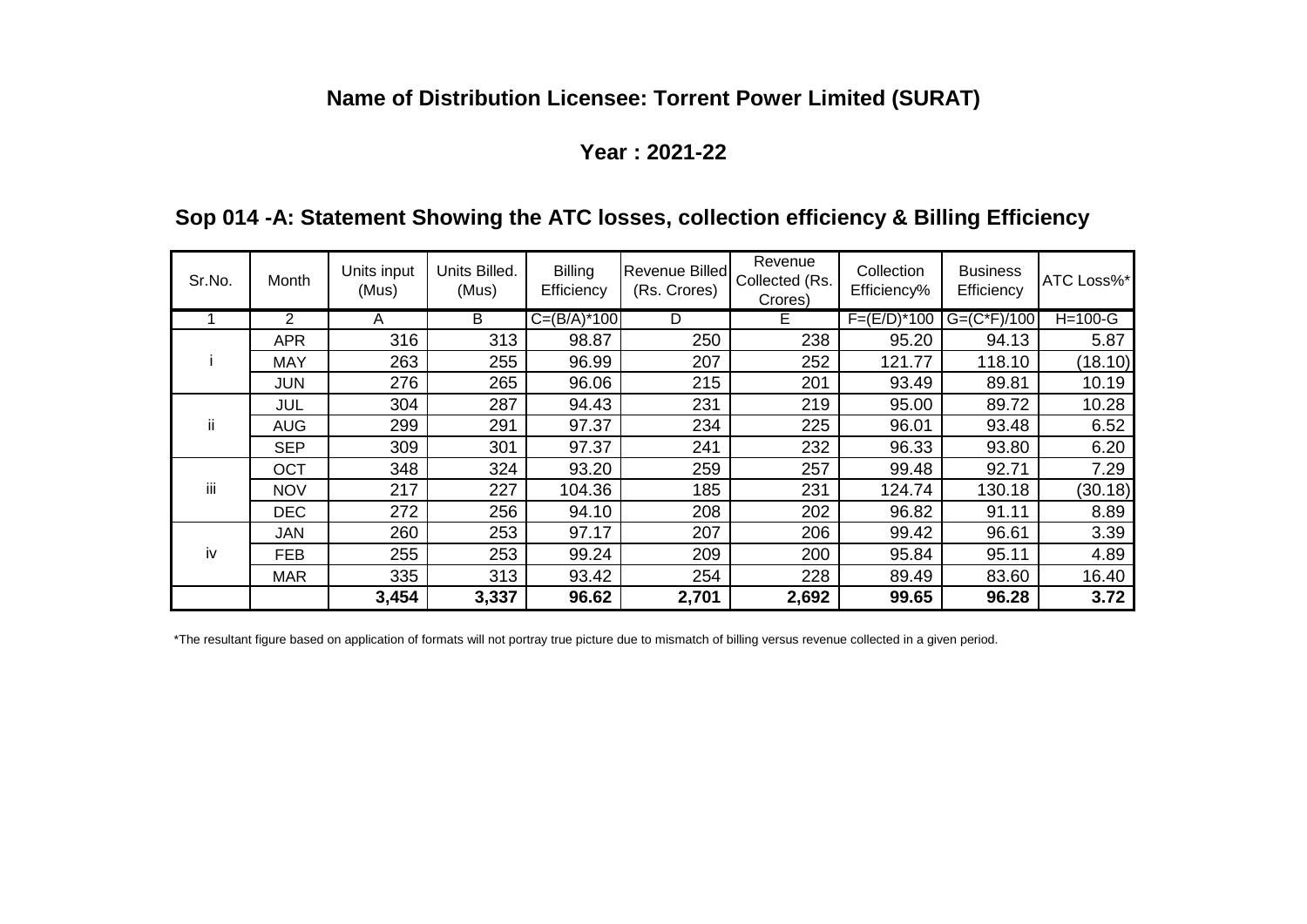**Name of Distribution Licensee: Torrent Power Limited (SURAT)**

**Year : 2021-22**

**Sop 014 -A: Statement Showing the ATC losses, collection efficiency & Billing Efficiency**

| Sr.No. | Month | Units input (Mus) | Units Billed. (Mus) | Billing Efficiency | Revenue Billed (Rs. Crores) | Revenue Collected (Rs. Crores) | Collection Efficiency% | Business Efficiency | ATC Loss%* |
|---|---|---|---|---|---|---|---|---|---|
| 1 | 2 | A | B | C=(B/A)*100 | D | E | F=(E/D)*100 | G=(C*F)/100 | H=100-G |
| i | APR | 316 | 313 | 98.87 | 250 | 238 | 95.20 | 94.13 | 5.87 |
| | MAY | 263 | 255 | 96.99 | 207 | 252 | 121.77 | 118.10 | (18.10) |
| | JUN | 276 | 265 | 96.06 | 215 | 201 | 93.49 | 89.81 | 10.19 |
| ii | JUL | 304 | 287 | 94.43 | 231 | 219 | 95.00 | 89.72 | 10.28 |
| | AUG | 299 | 291 | 97.37 | 234 | 225 | 96.01 | 93.48 | 6.52 |
| | SEP | 309 | 301 | 97.37 | 241 | 232 | 96.33 | 93.80 | 6.20 |
| iii | OCT | 348 | 324 | 93.20 | 259 | 257 | 99.48 | 92.71 | 7.29 |
| | NOV | 217 | 227 | 104.36 | 185 | 231 | 124.74 | 130.18 | (30.18) |
| | DEC | 272 | 256 | 94.10 | 208 | 202 | 96.82 | 91.11 | 8.89 |
| iv | JAN | 260 | 253 | 97.17 | 207 | 206 | 99.42 | 96.61 | 3.39 |
| | FEB | 255 | 253 | 99.24 | 209 | 200 | 95.84 | 95.11 | 4.89 |
| | MAR | 335 | 313 | 93.42 | 254 | 228 | 89.49 | 83.60 | 16.40 |
| | | **3,454** | **3,337** | **96.62** | **2,701** | **2,692** | **99.65** | **96.28** | **3.72** |

*The resultant figure based on application of formats will not portray true picture due to mismatch of billing versus revenue collected in a given period.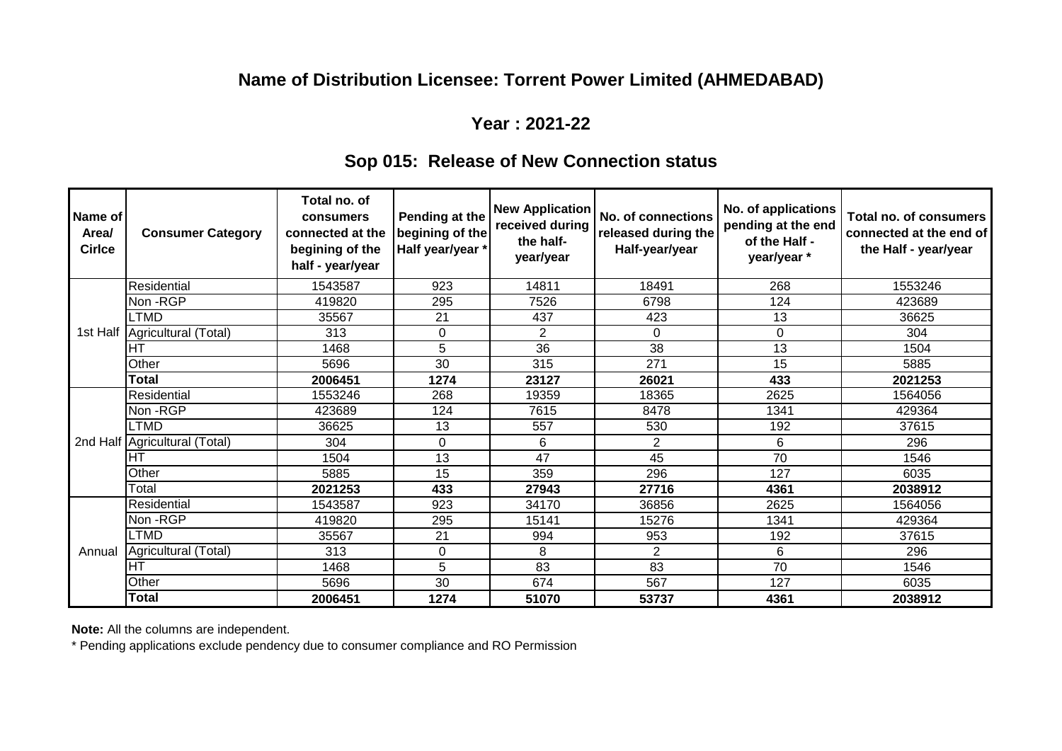# Name of Distribution Licensee: Torrent Power Limited (AHMEDABAD)

## Year : 2021-22

## Sop 015: Release of New Connection status

| Name of Area/ Cirlce | Consumer Category | Total no. of consumers connected at the begining of the half - year/year | Pending at the begining of the Half year/year * | New Application received during the half-year/year | No. of connections released during the Half-year/year | No. of applications pending at the end of the Half - year/year * | Total no. of consumers connected at the end of the Half - year/year |
|---|---|---|---|---|---|---|---|
| 1st Half | Residential | 1543587 | 923 | 14811 | 18491 | 268 | 1553246 |
| | Non -RGP | 419820 | 295 | 7526 | 6798 | 124 | 423689 |
| | LTMD | 35567 | 21 | 437 | 423 | 13 | 36625 |
| | Agricultural (Total) | 313 | 0 | 2 | 0 | 0 | 304 |
| | HT | 1468 | 5 | 36 | 38 | 13 | 1504 |
| | Other | 5696 | 30 | 315 | 271 | 15 | 5885 |
| | **Total** | **2006451** | **1274** | **23127** | **26021** | **433** | **2021253** |
| 2nd Half | Residential | 1553246 | 268 | 19359 | 18365 | 2625 | 1564056 |
| | Non -RGP | 423689 | 124 | 7615 | 8478 | 1341 | 429364 |
| | LTMD | 36625 | 13 | 557 | 530 | 192 | 37615 |
| | Agricultural (Total) | 304 | 0 | 6 | 2 | 6 | 296 |
| | HT | 1504 | 13 | 47 | 45 | 70 | 1546 |
| | Other | 5885 | 15 | 359 | 296 | 127 | 6035 |
| | Total | **2021253** | **433** | **27943** | **27716** | **4361** | **2038912** |
| Annual | Residential | 1543587 | 923 | 34170 | 36856 | 2625 | 1564056 |
| | Non -RGP | 419820 | 295 | 15141 | 15276 | 1341 | 429364 |
| | LTMD | 35567 | 21 | 994 | 953 | 192 | 37615 |
| | Agricultural (Total) | 313 | 0 | 8 | 2 | 6 | 296 |
| | HT | 1468 | 5 | 83 | 83 | 70 | 1546 |
| | Other | 5696 | 30 | 674 | 567 | 127 | 6035 |
| | **Total** | **2006451** | **1274** | **51070** | **53737** | **4361** | **2038912** |

**Note:** All the columns are independent.

* Pending applications exclude pendency due to consumer compliance and RO Permission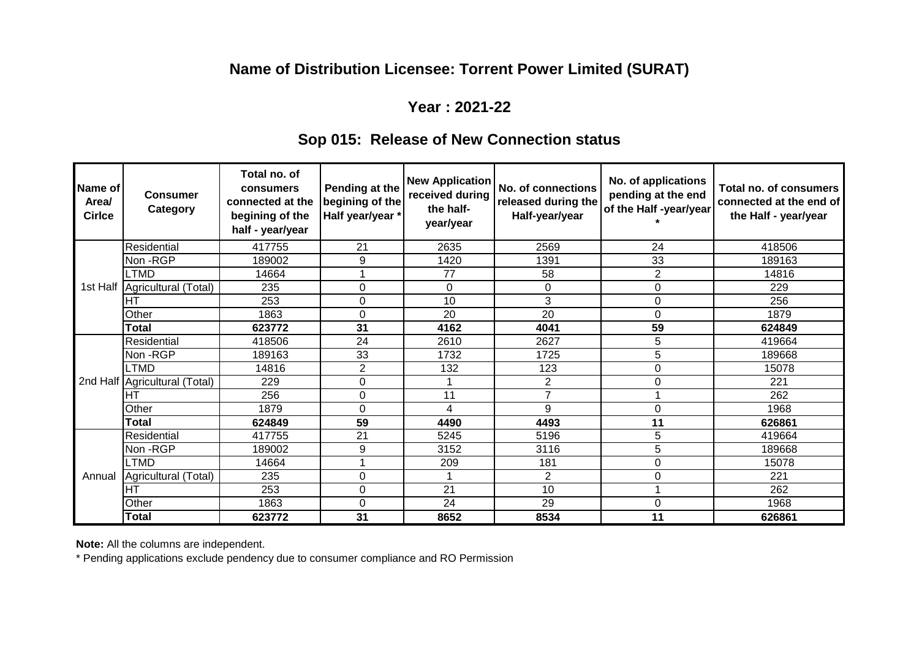## Name of Distribution Licensee: Torrent Power Limited (SURAT)

### Year : 2021-22

### Sop 015: Release of New Connection status

| Name of Area/ Cirlce | Consumer Category | Total no. of consumers connected at the begining of the half - year/year | Pending at the begining of the Half year/year * | New Application received during the half-year/year | No. of connections released during the Half-year/year | No. of applications pending at the end of the Half -year/year * | Total no. of consumers connected at the end of the Half - year/year |
|---|---|---|---|---|---|---|---|
| 1st Half | Residential | 417755 | 21 | 2635 | 2569 | 24 | 418506 |
| | Non -RGP | 189002 | 9 | 1420 | 1391 | 33 | 189163 |
| | LTMD | 14664 | 1 | 77 | 58 | 2 | 14816 |
| | Agricultural (Total) | 235 | 0 | 0 | 0 | 0 | 229 |
| | HT | 253 | 0 | 10 | 3 | 0 | 256 |
| | Other | 1863 | 0 | 20 | 20 | 0 | 1879 |
| | **Total** | **623772** | **31** | **4162** | **4041** | **59** | **624849** |
| 2nd Half | Residential | 418506 | 24 | 2610 | 2627 | 5 | 419664 |
| | Non -RGP | 189163 | 33 | 1732 | 1725 | 5 | 189668 |
| | LTMD | 14816 | 2 | 132 | 123 | 0 | 15078 |
| | Agricultural (Total) | 229 | 0 | 1 | 2 | 0 | 221 |
| | HT | 256 | 0 | 11 | 7 | 1 | 262 |
| | Other | 1879 | 0 | 4 | 9 | 0 | 1968 |
| | **Total** | **624849** | **59** | **4490** | **4493** | **11** | **626861** |
| Annual | Residential | 417755 | 21 | 5245 | 5196 | 5 | 419664 |
| | Non -RGP | 189002 | 9 | 3152 | 3116 | 5 | 189668 |
| | LTMD | 14664 | 1 | 209 | 181 | 0 | 15078 |
| | Agricultural (Total) | 235 | 0 | 1 | 2 | 0 | 221 |
| | HT | 253 | 0 | 21 | 10 | 1 | 262 |
| | Other | 1863 | 0 | 24 | 29 | 0 | 1968 |
| | **Total** | **623772** | **31** | **8652** | **8534** | **11** | **626861** |

**Note:** All the columns are independent.

* Pending applications exclude pendency due to consumer compliance and RO Permission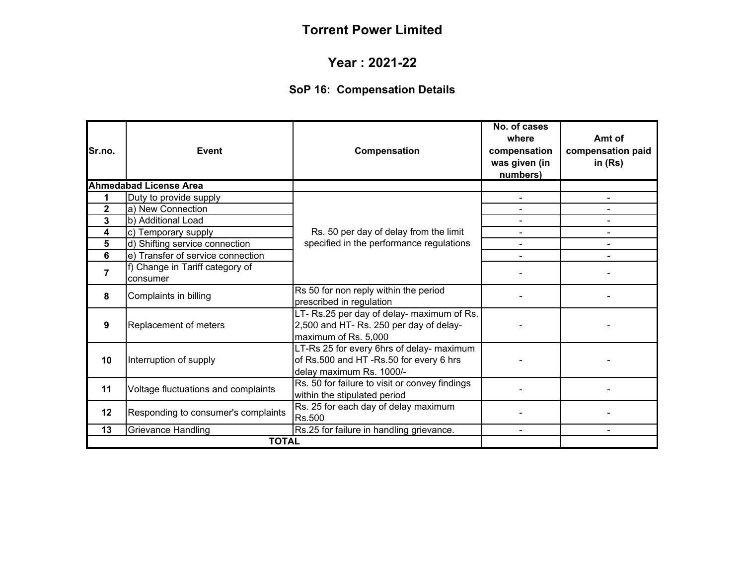# Torrent Power Limited

## Year : 2021-22

### SoP 16: Compensation Details

| Sr.no. | Event | Compensation | No. of cases where compensation was given (in numbers) | Amt of compensation paid in (Rs) |
|---|---|---|---|---|
| **Ahmedabad License Area** | | | | |
| 1 | Duty to provide supply | Rs. 50 per day of delay from the limit specified in the performance regulations | - | - |
| 2 | a) New Connection | | - | - |
| 3 | b) Additional Load | | - | - |
| 4 | c) Temporary supply | | - | - |
| 5 | d) Shifting service connection | | - | - |
| 6 | e) Transfer of service connection | | - | - |
| 7 | f) Change in Tariff category of consumer | | - | - |
| 8 | Complaints in billing | Rs 50 for non reply within the period prescribed in regulation | - | - |
| 9 | Replacement of meters | LT- Rs.25 per day of delay- maximum of Rs. 2,500 and HT- Rs. 250 per day of delay- maximum of Rs. 5,000 | - | - |
| 10 | Interruption of supply | LT-Rs 25 for every 6hrs of delay- maximum of Rs.500 and HT -Rs.50 for every 6 hrs delay maximum Rs. 1000/- | - | - |
| 11 | Voltage fluctuations and complaints | Rs. 50 for failure to visit or convey findings within the stipulated period | - | - |
| 12 | Responding to consumer's complaints | Rs. 25 for each day of delay maximum Rs.500 | - | - |
| 13 | Grievance Handling | Rs.25 for failure in handling grievance. | - | - |
| **TOTAL** | | | | |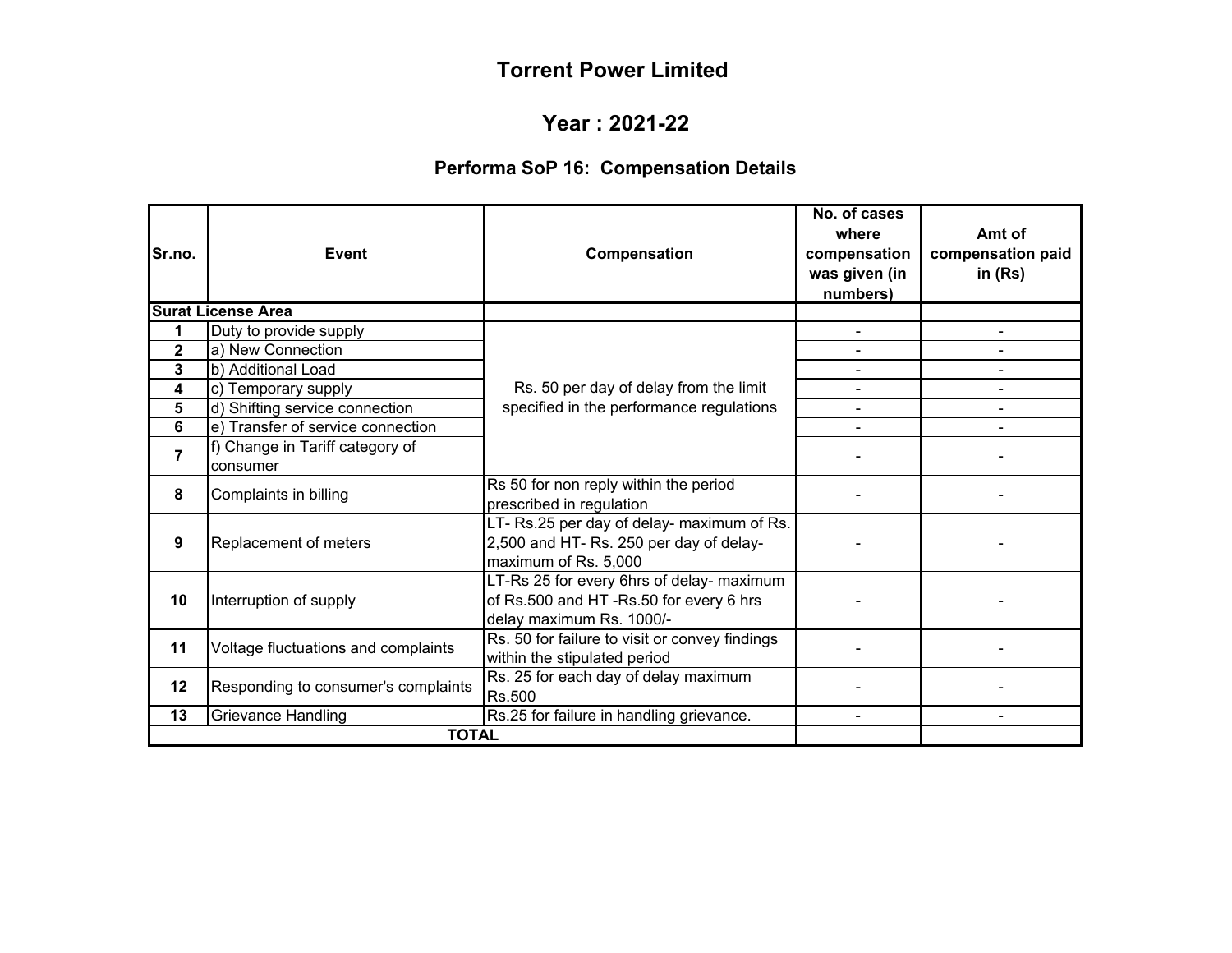# Torrent Power Limited

## Year : 2021-22

### Performa SoP 16: Compensation Details

| Sr.no. | Event | Compensation | No. of cases where compensation was given (in numbers) | Amt of compensation paid in (Rs) |
|---|---|---|---|---|
| **Surat License Area** | | | | |
| **1** | Duty to provide supply | Rs. 50 per day of delay from the limit specified in the performance regulations | - | - |
| **2** | a) New Connection | | - | - |
| **3** | b) Additional Load | | - | - |
| **4** | c) Temporary supply | | - | - |
| **5** | d) Shifting service connection | | - | - |
| **6** | e) Transfer of service connection | | - | - |
| **7** | f) Change in Tariff category of consumer | | - | - |
| **8** | Complaints in billing | Rs 50 for non reply within the period prescribed in regulation | - | - |
| **9** | Replacement of meters | LT- Rs.25 per day of delay- maximum of Rs. 2,500 and HT- Rs. 250 per day of delay- maximum of Rs. 5,000 | - | - |
| **10** | Interruption of supply | LT-Rs 25 for every 6hrs of delay- maximum of Rs.500 and HT -Rs.50 for every 6 hrs delay maximum Rs. 1000/- | - | - |
| **11** | Voltage fluctuations and complaints | Rs. 50 for failure to visit or convey findings within the stipulated period | - | - |
| **12** | Responding to consumer's complaints | Rs. 25 for each day of delay maximum Rs.500 | - | - |
| **13** | Grievance Handling | Rs.25 for failure in handling grievance. | - | - |
| **TOTAL** | | | | |